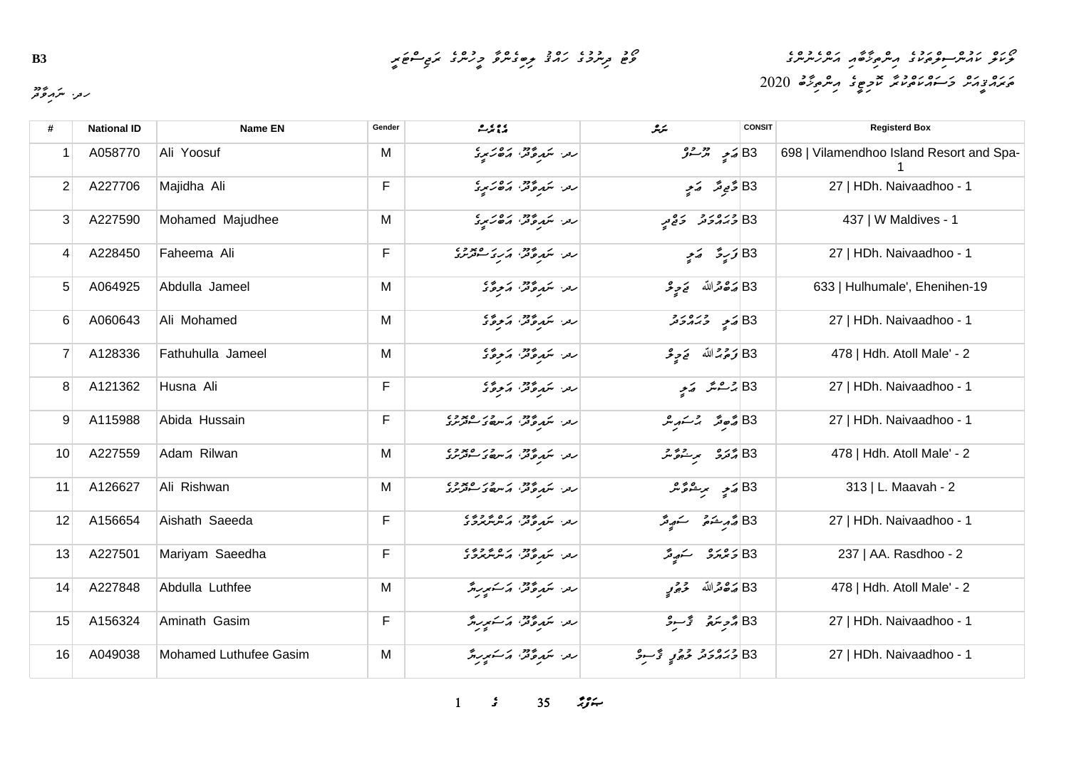ޕާޓީތަކުން ނަޒަރުބަލާ މީހުން ރަޖިސްޓްރީ ކުރުމުގެ ފޯމު ހުށަހަޅާ ބަލާ ދާއިރާ ދާއިރާއަށް - ޕާޓީތަކުން ރަޖިސްޓްރީކުރަން

ރ. ނައިވާދޫ

| # | National ID | Name EN | Gender | ގެ ނަން | ނަން | CONSIT | Registerd Box |
|---|---|---|---|---|---|---|---|
| 1 | A058770 | Ali Yoosuf | M | ހދ. ނައިވާދޫ، އަބުހަރީގެ | އަލީ ޔޫސުފް | B3 | 698 \| Vilamendhoo Island Resort and Spa-1 |
| 2 | A227706 | Majidha Ali | F | ހދ. ނައިވާދޫ، އަބުހަރީގެ | މާޖިދާ އަލީ | B3 | 27 \| HDh. Naivaadhoo - 1 |
| 3 | A227590 | Mohamed Majudhee | M | ހދ. ނައިވާދޫ، އަބުހަރީގެ | މުހައްމަދު މަޖުދީ | B3 | 437 \| W Maldives - 1 |
| 4 | A228450 | Faheema Ali | F | ހދ. ނައިވާދޫ، އަރިމަސްދާނގެ | ފަހީމާ އަލީ | B3 | 27 \| HDh. Naivaadhoo - 1 |
| 5 | A064925 | Abdulla Jameel | M | ހދ. ނައިވާދޫ، އަލިވާގެ | އަބްދުﷲ ޖަމީލް | B3 | 633 \| Hulhumale', Ehenihen-19 |
| 6 | A060643 | Ali Mohamed | M | ހދ. ނައިވާދޫ، އަލިވާގެ | އަލީ މުހައްމަދު | B3 | 27 \| HDh. Naivaadhoo - 1 |
| 7 | A128336 | Fathuhulla Jameel | M | ހދ. ނައިވާދޫ، އަލިވާގެ | ފަތުހުﷲ ޖަމީލް | B3 | 478 \| Hdh. Atoll Male' - 2 |
| 8 | A121362 | Husna Ali | F | ހދ. ނައިވާދޫ، އަލިވާގެ | ހުސްނާ އަލީ | B3 | 27 \| HDh. Naivaadhoo - 1 |
| 9 | A115988 | Abida Hussain | F | ހދ. ނައިވާދޫ، އަސުރުމަސްދާނގެ | އާބިދާ ހުސައިން | B3 | 27 \| HDh. Naivaadhoo - 1 |
| 10 | A227559 | Adam Rilwan | M | ހދ. ނައިވާދޫ، އަސުރުމަސްދާނގެ | އާދަމް ރިލްވާން | B3 | 478 \| Hdh. Atoll Male' - 2 |
| 11 | A126627 | Ali Rishwan | M | ހދ. ނައިވާދޫ، އަސުރުމަސްދާނގެ | އަލީ ރިޝްވާން | B3 | 313 \| L. Maavah - 2 |
| 12 | A156654 | Aishath Saeeda | F | ހދ. ނައިވާދޫ، އަންނާރުމާގެ | އާއިޝަތު ސައީދާ | B3 | 27 \| HDh. Naivaadhoo - 1 |
| 13 | A227501 | Mariyam Saeedha | F | ހދ. ނައިވާދޫ، އަންނާރުމާގެ | މަރިޔަމް ސައީދާ | B3 | 237 \| AA. Rasdhoo - 2 |
| 14 | A227848 | Abdulla Luthfee | M | ހދ. ނައިވާދޫ، އަސަރީރިއާ | އަބްދުﷲ ލުތުފީ | B3 | 478 \| Hdh. Atoll Male' - 2 |
| 15 | A156324 | Aminath Gasim | F | ހދ. ނައިވާދޫ، އަސަރީރިއާ | އާމިނަތު ޤާސިމް | B3 | 27 \| HDh. Naivaadhoo - 1 |
| 16 | A049038 | Mohamed Luthufee Gasim | M | ހދ. ނައިވާދޫ، އަސަރީރިއާ | މުހައްމަދު ލުތުފީ ޤާސިމް | B3 | 27 \| HDh. Naivaadhoo - 1 |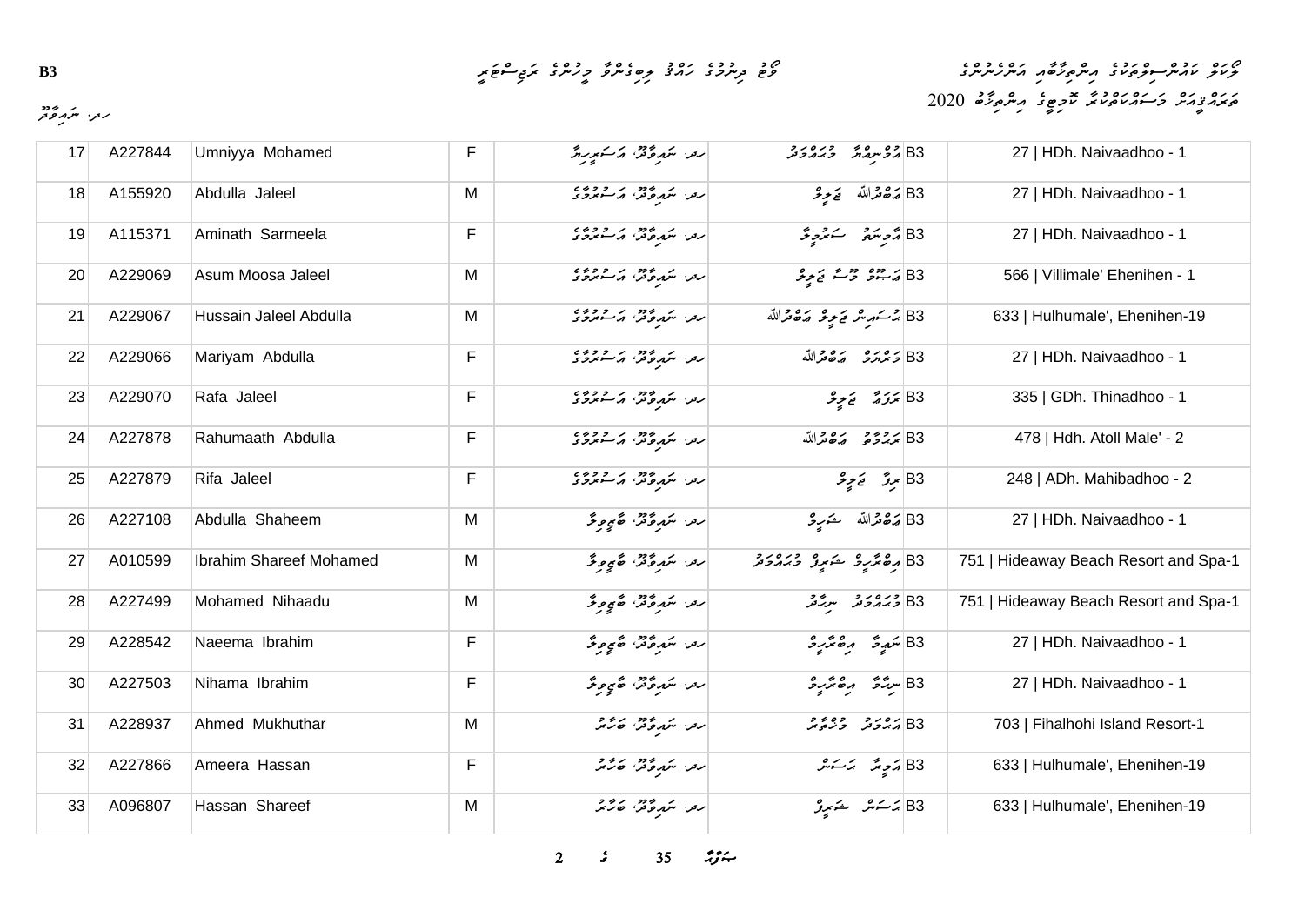| 17 | A227844 | Umniyya Mohamed | F | رعر· سَمَدِعٌرٌ، مَ سَعِرِيرٌ | B3 مُدْسِرِمُرٌ وَبَرْمُرُدٌ | 27 \| HDh. Naivaadhoo - 1 |
|---|---|---|---|---|---|---|
| 18 | A155920 | Abdulla Jaleel | M | رعر· سَمَدِعٌرٌ، مَ سْعَرْوَرْ | B3 مَرْهُ قَرْاللّه غَ جِوِ | 27 \| HDh. Naivaadhoo - 1 |
| 19 | A115371 | Aminath Sarmeela | F | رعر· سَمَدِعٌرٌ، مَ سْعَرْوَرْ | B3 مُرْجِسَعْ سَعْرْحِرٌ | 27 \| HDh. Naivaadhoo - 1 |
| 20 | A229069 | Asum Moosa Jaleel | M | رعر· سَمَدِعٌرٌ، مَ سْعَرْوَرْ | B3 مَ سِدْعُ دَرْ سَدْ غَ جِوِ | 566 \| Villimale' Ehenihen - 1 |
| 21 | A229067 | Hussain Jaleel Abdulla | M | رعر· سَمَدِعٌرٌ، مَ سْعَرْوَرْ | B3 بَرْ سَمَرِسْ غَ جِوِ مَرْهُ قَرْاللّه | 633 \| Hulhumale', Ehenihen-19 |
| 22 | A229066 | Mariyam Abdulla | F | رعر· سَمَدِعٌرٌ، مَ سْعَرْوَرْ | B3 وَبَرْمَرْدُ مَرْهُ قَرْاللّه | 27 \| HDh. Naivaadhoo - 1 |
| 23 | A229070 | Rafa Jaleel | F | رعر· سَمَدِعٌرٌ، مَ سْعَرْوَرْ | B3 بَرَرٌ غَ جِوِ | 335 \| GDh. Thinadhoo - 1 |
| 24 | A227878 | Rahumaath Abdulla | F | رعر· سَمَدِعٌرٌ، مَ سْعَرْوَرْ | B3 بَرْرُدُّمْ مَرْهُ قَرْاللّه | 478 \| Hdh. Atoll Male' - 2 |
| 25 | A227879 | Rifa Jaleel | F | رعر· سَمَدِعٌرٌ، مَ سْعَرْوَرْ | B3 بِرِرٌ غَ جِوِ | 248 \| ADh. Mahibadhoo - 2 |
| 26 | A227108 | Abdulla Shaheem | M | رعر· سَمَدِعٌرٌ، ھَيِعِوِرٌ | B3 مَرْهُ قَرْاللّه شَرِرْ | 27 \| HDh. Naivaadhoo - 1 |
| 27 | A010599 | Ibrahim Shareef Mohamed | M | رعر· سَمَدِعٌرٌ، ھَيِعِوِرٌ | B3 مِرْهُ مُرْبِرْ شَمَبِرْ وَبَرْمُرُدٌ | 751 \| Hideaway Beach Resort and Spa-1 |
| 28 | A227499 | Mohamed Nihaadu | M | رعر· سَمَدِعٌرٌ، ھَيِعِوِرٌ | B3 وَبَرْمُرُدٌ سِرَرٌ | 751 \| Hideaway Beach Resort and Spa-1 |
| 29 | A228542 | Naeema Ibrahim | F | رعر· سَمَدِعٌرٌ، ھَيِعِوِرٌ | B3 سَمِرٌ مِرْهُ مُرْبِرْ | 27 \| HDh. Naivaadhoo - 1 |
| 30 | A227503 | Nihama Ibrahim | F | رعر· سَمَدِعٌرٌ، ھَيِعِوِرٌ | B3 سِرَرٌ مِرْهُ مُرْبِرْ | 27 \| HDh. Naivaadhoo - 1 |
| 31 | A228937 | Ahmed Mukhuthar | M | رعر· سَمَدِعٌرٌ، ھَرٌبَرٌ | B3 مَرْدُوَرْ وُرْهُوَرْ | 703 \| Fihalhohi Island Resort-1 |
| 32 | A227866 | Ameera Hassan | F | رعر· سَمَدِعٌرٌ، ھَرٌبَرٌ | B3 مَرِبِرٌ بَرْسَرْ | 633 \| Hulhumale', Ehenihen-19 |
| 33 | A096807 | Hassan Shareef | M | رعر· سَمَدِعٌرٌ، ھَرٌبَرٌ | B3 بَرْسَرْ شَمَبِرْ | 633 \| Hulhumale', Ehenihen-19 |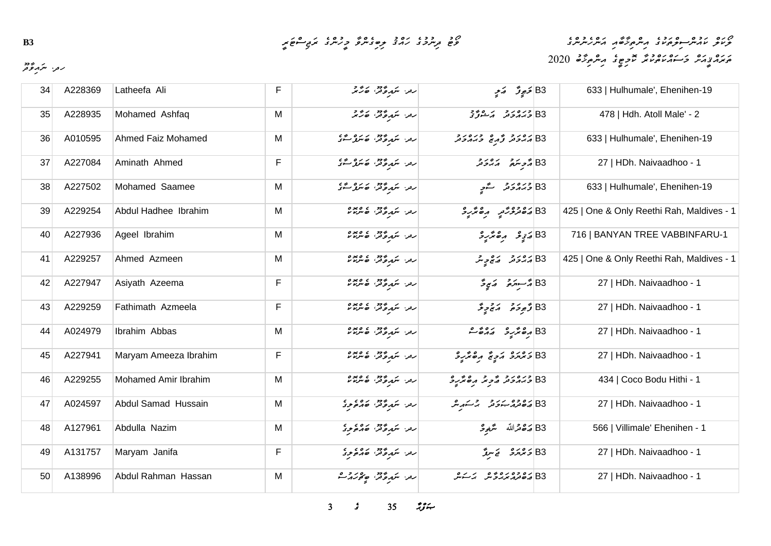| 34 | A228369 | Latheefa Ali | F | رس سَرِءِ وَّتْرُ، ھَرَّسُ | B3 تَوِیَّ مَرِ | 633 \| Hulhumale', Ehenihen-19 |
|---|---|---|---|---|---|---|
| 35 | A228935 | Mohamed Ashfaq | M | رس سَرِءِ وَّتْرُ، ھَرَّسُ | B3 وُبَرُمْرَدَتْرُ مَرْشُوَّتْرُ | 478 \| Hdh. Atoll Male' - 2 |
| 36 | A010595 | Ahmed Faiz Mohamed | M | رس سَرِءِ وَّتْرُ، ھَسَرُوْسْتَرَ | B3 مَرْبَرُوَتْرُ وَّرِءِ وُبَرُمْرَدَتْرُ | 633 \| Hulhumale', Ehenihen-19 |
| 37 | A227084 | Aminath Ahmed | F | رس سَرِءِ وَّتْرُ، ھَسَرُوْسْتَرَ | B3 مُحَرِسَرُهُ مَرْبَرُوَتْرُ | 27 \| HDh. Naivaadhoo - 1 |
| 38 | A227502 | Mohamed Saamee | M | رس سَرِءِ وَّتْرُ، ھَسَرُوْسْتَرَ | B3 وُبَرُمْرَدَتْرُ سُّحٍ | 633 \| Hulhumale', Ehenihen-19 |
| 39 | A229254 | Abdul Hadhee Ibrahim | M | رس سَرِءِ وَّتْرُ، ھُسْرِبْرُ | B3 مَرْھُتْرُتَرُمِرِ مِرْھُبَرِرْوُ | 425 \| One & Only Reethi Rah, Maldives - 1 |
| 40 | A227936 | Ageel Ibrahim | M | رس سَرِءِ وَّتْرُ، ھُسْرِبْرُ | B3 مَرِوُ مِرْھُبَرِرْوُ | 716 \| BANYAN TREE VABBINFARU-1 |
| 41 | A229257 | Ahmed Azmeen | M | رس سَرِءِ وَّتْرُ، ھُسْرِبْرُ | B3 مَرْبَرُوَتْرُ مَرْچُوِسْرُ | 425 \| One & Only Reethi Rah, Maldives - 1 |
| 42 | A227947 | Asiyath Azeema | F | رس سَرِءِ وَّتْرُ، ھُسْرِبْرُ | B3 مُرْسِرْبَرُهُ مَرِيِوُ | 27 \| HDh. Naivaadhoo - 1 |
| 43 | A229259 | Fathimath Azmeela | F | رس سَرِءِ وَّتْرُ، ھُسْرِبْرُ | B3 وُّجِوُحُهُ مَرْچُوِوُ | 27 \| HDh. Naivaadhoo - 1 |
| 44 | A024979 | Ibrahim Abbas | M | رس سَرِءِ وَّتْرُ، ھُسْرِبْرُ | B3 مِرْھُبَرِرْوُ مَرْمُھُسُّ | 27 \| HDh. Naivaadhoo - 1 |
| 45 | A227941 | Maryam Ameeza Ibrahim | F | رس سَرِءِ وَّتْرُ، ھُسْرِبْرُ | B3 وَبْرُبَرُوُ مَرِيِّ مِرْھُبَرِرْوُ | 27 \| HDh. Naivaadhoo - 1 |
| 46 | A229255 | Mohamed Amir Ibrahim | M | رس سَرِءِ وَّتْرُ، ھُسْرِبْرُ | B3 وُبَرُمْرَدَتْرُ مُحِرُ مِرْھُبَرِرْوُ | 434 \| Coco Bodu Hithi - 1 |
| 47 | A024597 | Abdul Samad Hussain | M | رس سَرِءِ وَّتْرُ، ھَرْمُوَرِ | B3 مَرْھُتْرُمْرُسَرُوَتْرُ بُرْسَمَرِسْرُ | 27 \| HDh. Naivaadhoo - 1 |
| 48 | A127961 | Abdulla Nazim | M | رس سَرِءِ وَّتْرُ، ھَرْمُوَرِ | B3 مَرْھُتْرُاللّٰهُ سُّھُوِوُ | 566 \| Villimale' Ehenihen - 1 |
| 49 | A131757 | Maryam Janifa | F | رس سَرِءِ وَّتْرُ، ھَرْمُوَرِ | B3 وَبْرُبَرُوُ يَحْسِرُّ | 27 \| HDh. Naivaadhoo - 1 |
| 50 | A138996 | Abdul Rahman Hassan | M | رس سَرِءِ وَّتْرُ، ھِيُورَرُوُسُ | B3 مَرْھُتْرُمْرَبَرُبَرُوُسْرُ بَرَسَمْرُ | 27 \| HDh. Naivaadhoo - 1 |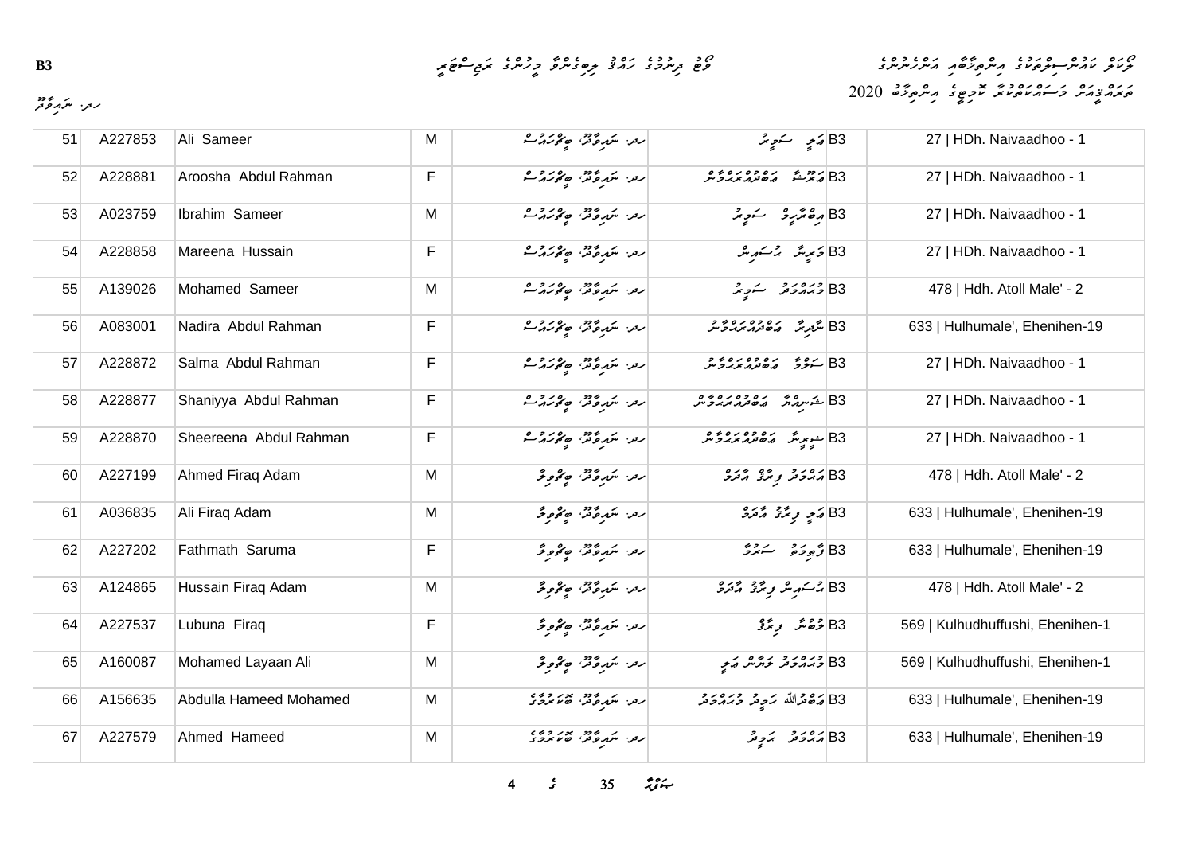| 51 | A227853 | Ali Sameer | M | رىر. سَمەِ وَّتْرُ، ھِچْرَمْرُ ݭ | B3 مَعٍ سَوِيرٌ | 27 \| HDh. Naivaadhoo - 1 |
|---|---|---|---|---|---|---|
| 52 | A228881 | Aroosha Abdul Rahman | F | رىر. سَمەِ وَّتْرُ، ھِچْرَمْرُ ݭ | B3 مَبْرْشَ مَڡْسَرْمْبَرْرْمْرْ | 27 \| HDh. Naivaadhoo - 1 |
| 53 | A023759 | Ibrahim Sameer | M | رىر. سَمەِ وَّتْرُ، ھِچْرَمْرُ ݭ | B3 مِرْھَمَّرِرْ سَوِيرٌ | 27 \| HDh. Naivaadhoo - 1 |
| 54 | A228858 | Mareena Hussain | F | رىر. سَمەِ وَّتْرُ، ھِچْرَمْرُ ݭ | B3 وَمِرِسَّ رْسَمْرِسْ | 27 \| HDh. Naivaadhoo - 1 |
| 55 | A139026 | Mohamed Sameer | M | رىر. سَمەِ وَّتْرُ، ھِچْرَمْرُ ݭ | B3 وِبَرُوْتَرْ سَوِيرٌ | 478 \| Hdh. Atoll Male' - 2 |
| 56 | A083001 | Nadira Abdul Rahman | F | رىر. سَمەِ وَّتْرُ، ھِچْرَمْرُ ݭ | B3 سَّمِرِيرَ مَڡْسَرْمْبَرْرْمْرْ | 633 \| Hulhumale', Ehenihen-19 |
| 57 | A228872 | Salma Abdul Rahman | F | رىر. سَمەِ وَّتْرُ، ھِچْرَمْرُ ݭ | B3 سَرْمَ مَڡْسَرْمْبَرْرْمْرْ | 27 \| HDh. Naivaadhoo - 1 |
| 58 | A228877 | Shaniyya Abdul Rahman | F | رىر. سَمەِ وَّتْرُ، ھِچْرَمْرُ ݭ | B3 شَسِرْمَرَ مَڡْسَرْمْبَرْرْمْرْ | 27 \| HDh. Naivaadhoo - 1 |
| 59 | A228870 | Sheereena Abdul Rahman | F | رىر. سَمەِ وَّتْرُ، ھِچْرَمْرُ ݭ | B3 شِيرِسَّ مَڡْسَرْمْبَرْرْمْرْ | 27 \| HDh. Naivaadhoo - 1 |
| 60 | A227199 | Ahmed Firaq Adam | M | رىر. سَمەِ وَّتْرُ، ھِچْوِڤَ | B3 مَرْوَتْرُ وِمَرَّ مَرْمَرْ | 478 \| Hdh. Atoll Male' - 2 |
| 61 | A036835 | Ali Firaq Adam | M | رىر. سَمەِ وَّتْرُ، ھِچْوِڤَ | B3 مَعٍ وِمَرَّ مَرْمَرْ | 633 \| Hulhumale', Ehenihen-19 |
| 62 | A227202 | Fathmath Saruma | F | رىر. سَمەِ وَّتْرُ، ھِچْوِڤَ | B3 وَّجِوَمْ سَمْرَوَّ | 633 \| Hulhumale', Ehenihen-19 |
| 63 | A124865 | Hussain Firaq Adam | M | رىر. سَمەِ وَّتْرُ، ھِچْوِڤَ | B3 رْسَمْرِسْ وِمَرَّ مَرْمَرْ | 478 \| Hdh. Atoll Male' - 2 |
| 64 | A227537 | Lubuna Firaq | F | رىر. سَمەِ وَّتْرُ، ھِچْوِڤَ | B3 وْھَسَّ وِمَرَّ | 569 \| Kulhudhuffushi, Ehenihen-1 |
| 65 | A160087 | Mohamed Layaan Ali | M | رىر. سَمەِ وَّتْرُ، ھِچْوِڤَ | B3 وِبَرُوْتَرْ وَمَّرْ مَعٍ | 569 \| Kulhudhuffushi, Ehenihen-1 |
| 66 | A156635 | Abdulla Hameed Mohamed | M | رىر. سَمەِ وَّتْرُ، ھَىَمْرَوَّ | B3 مَڡْسَرُاللّٰهُ بَرِوِتْرْ وِبَرُوْتَرْ | 633 \| Hulhumale', Ehenihen-19 |
| 67 | A227579 | Ahmed Hameed | M | رىر. سَمەِ وَّتْرُ، ھَىَمْرَوَّ | B3 مَرْوَتْرُ بَرِوِتْرْ | 633 \| Hulhumale', Ehenihen-19 |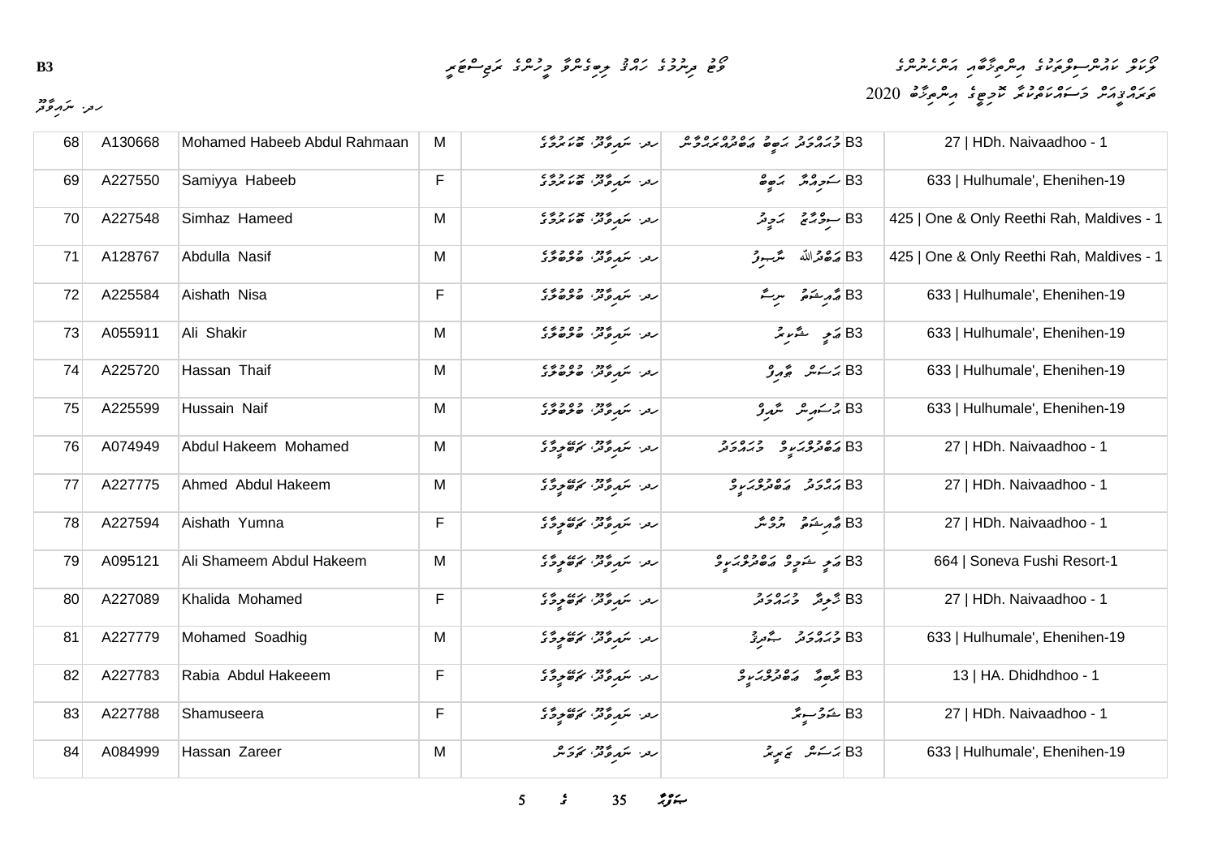ހދ. ނައިވާދޫ

| 68 | A130668 | Mohamed Habeeb Abdul Rahmaan | M | ހދ. ނައިވާދޫ، ބޮކަރުމާގެ | B3 މުހައްމަދު ހަބީބު އަބްދުއްރަހްމާން | 27 \| HDh. Naivaadhoo - 1 |
|---|---|---|---|---|---|---|
| 69 | A227550 | Samiyya Habeeb | F | ހދ. ނައިވާދޫ، ބޮކަރުމާގެ | B3 ސަމިއްޔާ ހަބީބު | 633 \| Hulhumale', Ehenihen-19 |
| 70 | A227548 | Simhaz Hameed | M | ހދ. ނައިވާދޫ، ބޮކަރުމާގެ | B3 ސިމްހާޒު ހަމީދު | 425 \| One & Only Reethi Rah, Maldives - 1 |
| 71 | A128767 | Abdulla Nasif | M | ހދ. ނައިވާދޫ، ބުރުބުރާގެ | B3 އަބްދުﷲ ނާސިފު | 425 \| One & Only Reethi Rah, Maldives - 1 |
| 72 | A225584 | Aishath Nisa | F | ހދ. ނައިވާދޫ، ބުރުބުރާގެ | B3 އާއިށަތު ނިސާ | 633 \| Hulhumale', Ehenihen-19 |
| 73 | A055911 | Ali Shakir | M | ހދ. ނައިވާދޫ، ބުރުބުރާގެ | B3 އަލީ ޝާކިރު | 633 \| Hulhumale', Ehenihen-19 |
| 74 | A225720 | Hassan Thaif | M | ހދ. ނައިވާދޫ، ބުރުބުރާގެ | B3 ހަސަން ޠާއިފު | 633 \| Hulhumale', Ehenihen-19 |
| 75 | A225599 | Hussain Naif | M | ހދ. ނައިވާދޫ، ބުރުބުރާގެ | B3 ހުސައިން ނާއިފު | 633 \| Hulhumale', Ehenihen-19 |
| 76 | A074949 | Abdul Hakeem Mohamed | M | ހދ. ނައިވާދޫ، ކޮބޮލިމާގެ | B3 އަބްދުލްހަކީމް މުހައްމަދު | 27 \| HDh. Naivaadhoo - 1 |
| 77 | A227775 | Ahmed Abdul Hakeem | M | ހދ. ނައިވާދޫ، ކޮބޮލިމާގެ | B3 އަހްމަދު އަބްދުލްހަކީމް | 27 \| HDh. Naivaadhoo - 1 |
| 78 | A227594 | Aishath Yumna | F | ހދ. ނައިވާދޫ، ކޮބޮލިމާގެ | B3 އާއިށަތު ޔުމްނާ | 27 \| HDh. Naivaadhoo - 1 |
| 79 | A095121 | Ali Shameem Abdul Hakeem | M | ހދ. ނައިވާދޫ، ކޮބޮލިމާގެ | B3 އަލީ ޝަމީމް އަބްދުލްހަކީމް | 664 \| Soneva Fushi Resort-1 |
| 80 | A227089 | Khalida Mohamed | F | ހދ. ނައިވާދޫ، ކޮބޮލިމާގެ | B3 ހާލިދާ މުހައްމަދު | 27 \| HDh. Naivaadhoo - 1 |
| 81 | A227779 | Mohamed Soadhig | M | ހދ. ނައިވާދޫ، ކޮބޮލިމާގެ | B3 މުހައްމަދު ސާދިގު | 633 \| Hulhumale', Ehenihen-19 |
| 82 | A227783 | Rabia Abdul Hakeeem | F | ހދ. ނައިވާދޫ، ކޮބޮލިމާގެ | B3 ރާބިޔާ އަބްދުލްހަކީމް | 13 \| HA. Dhidhdhoo - 1 |
| 83 | A227788 | Shamuseera | F | ހދ. ނައިވާދޫ، ކޮބޮލިމާގެ | B3 ޝަމްސީރާ | 27 \| HDh. Naivaadhoo - 1 |
| 84 | A084999 | Hassan Zareer | M | ހދ. ނައިވާދޫ، ކޮރަން | B3 ހަސަން ޒަރީރު | 633 \| Hulhumale', Ehenihen-19 |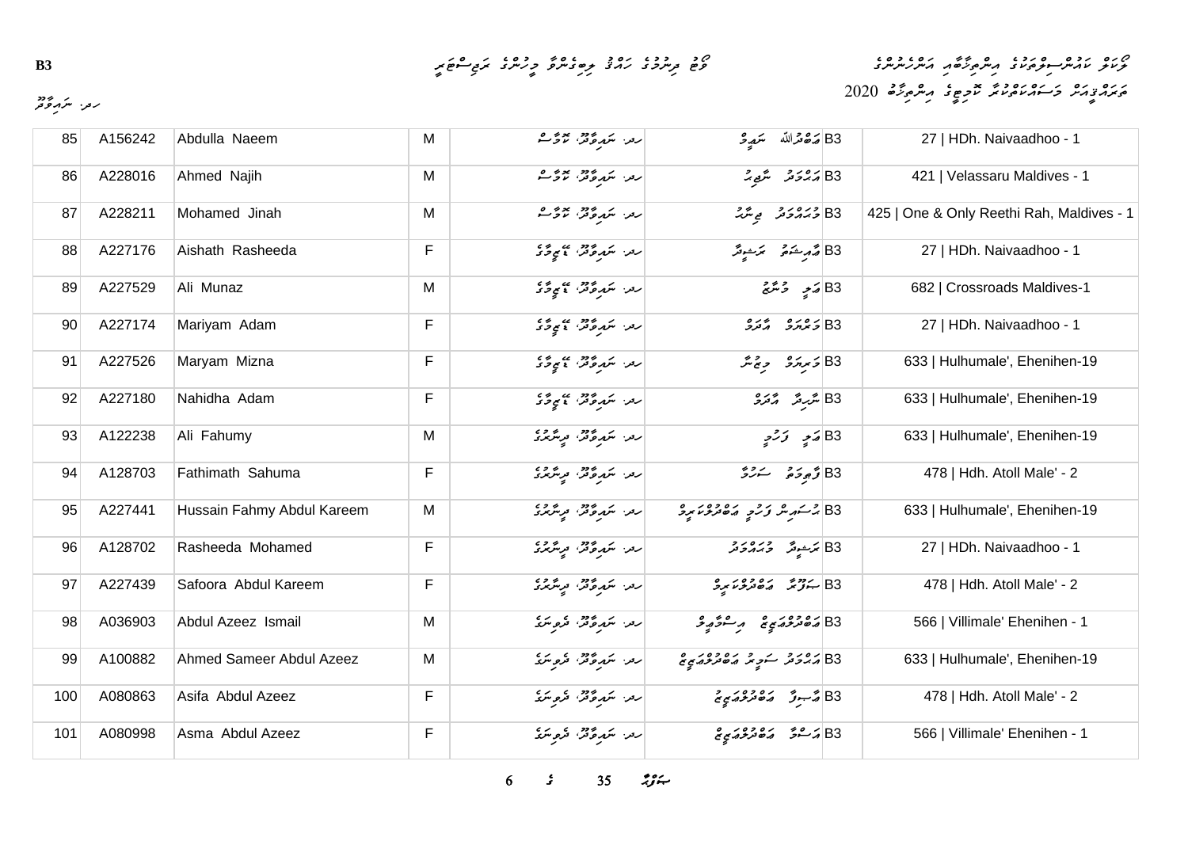| 85 | A156242 | Abdulla Naeem | M | رىر. سَرَمِوَّتْرُ، ءُوَّسْ | B3 ﺭَﻪْﻫَﺘْﺮُﺍﻟﻠﻪ ﺳَﺮِﻭْ | 27 \| HDh. Naivaadhoo - 1 |
|---|---|---|---|---|---|---|
| 86 | A228016 | Ahmed Najih | M | رىر. سَرَمِوَّتْرُ، ءُوَّسْ | B3 ﺭَﺑْﺮُﺩَﺗْﺮُ ﺳَّﻬِﺑُ | 421 \| Velassaru Maldives - 1 |
| 87 | A228211 | Mohamed Jinah | M | رىر. سَرَمِوَّتْرُ، ءُوَّسْ | B3 ﺩُﺑَﺮُﺩَﺗْﺮُ ﻳِﺴَّﺮُ | 425 \| One & Only Reethi Rah, Maldives - 1 |
| 88 | A227176 | Aishath Rasheeda | F | رىر. سَرَمِوَّتْرُ، ءُبِوَّءُ | B3 ﺭَّﻣِﺸَﻌُ ﺑَﺮَﺷِﻮِﺗَّ | 27 \| HDh. Naivaadhoo - 1 |
| 89 | A227529 | Ali Munaz | M | رىر. سَرَمِوَّتْرُ، ءُبِوَّءُ | B3 ﺭَﺑِ ﺩُﺳَّﺞُ | 682 \| Crossroads Maldives-1 |
| 90 | A227174 | Mariyam Adam | F | رىر. سَرَمِوَّتْرُ، ءُبِوَّءُ | B3 ﺩَﺳْﺮُﺭُﺩْ ﺭَّﺗَﺮُﺩْ | 27 \| HDh. Naivaadhoo - 1 |
| 91 | A227526 | Maryam Mizna | F | رىر. سَرَمِوَّتْرُ، ءُبِوَّءُ | B3 ﺩَﺑِﺮَﺭُﺩْ ﺩِﺞْﺳَّ | 633 \| Hulhumale', Ehenihen-19 |
| 92 | A227180 | Nahidha Adam | F | رىر. سَرَمِوَّتْرُ، ءُبِوَّءُ | B3 ﺳَّﺮِﺗَّ ﺭَّﺗَﺮُﺩْ | 633 \| Hulhumale', Ehenihen-19 |
| 93 | A122238 | Ali Fahumy | M | رىر. سَرَمِوَّتْرُ، مِرِسَّرَءُ | B3 ﺭَﺑِ ﻭَﺭُﺩِ | 633 \| Hulhumale', Ehenihen-19 |
| 94 | A128703 | Fathimath Sahuma | F | رىر. سَرَمِوَّتْرُ، مِرِسَّرَءُ | B3 ﻭَّﺟِﺩَﻌُ ﺳَﺮُﺩَّ | 478 \| Hdh. Atoll Male' - 2 |
| 95 | A227441 | Hussain Fahmy Abdul Kareem | M | رىر. سَرَمِوَّتْرُ، مِرِسَّرَءُ | B3 ﺑُﺴَﻤِﺮِﺳْ ﻭَﺭُﺩِ ﺭَﻪْﻫَﺘْﺮُﺩْﺑَﻤِﺮِﺩْ | 633 \| Hulhumale', Ehenihen-19 |
| 96 | A128702 | Rasheeda Mohamed | F | رىر. سَرَمِوَّتْرُ، مِرِسَّرَءُ | B3 ﺑَﺮَﺷِﻮِﺗَّ ﺩُﺑَﺮُﺩَﺗْﺮُ | 27 \| HDh. Naivaadhoo - 1 |
| 97 | A227439 | Safoora Abdul Kareem | F | رىر. سَرَمِوَّتْرُ، مِرِسَّرَءُ | B3 ﺳَﻮُّﺑَّ ﺭَﻪْﻫَﺘْﺮُﺩْﺑَﻤِﺮِﺩْ | 478 \| Hdh. Atoll Male' - 2 |
| 98 | A036903 | Abdul Azeez Ismail | M | رىر. سَرَمِوَّتْرُ، ﺗَﺮِﻣِﺴَّﺮَءُ | B3 ﺭَﻪْﻫَﺘْﺮُﻭَﺭَﺑِﺞُ ﺭِﺳْﻮَّﺭِﻭْ | 566 \| Villimale' Ehenihen - 1 |
| 99 | A100882 | Ahmed Sameer Abdul Azeez | M | رىر. سَرَمِوَّتْرُ، ﺗَﺮِﻣِﺴَّﺮَءُ | B3 ﺭَﺑْﺮُﺩَﺗْﺮُ ﺳَﻮِﺑُﺮُ ﺭَﻪْﻫَﺘْﺮُﻭَﺭَﺑِﺞُ | 633 \| Hulhumale', Ehenihen-19 |
| 100 | A080863 | Asifa Abdul Azeez | F | رىر. سَرَمِوَّتْرُ، ﺗَﺮِﻣِﺴَّﺮَءُ | B3 ﺭَّﺳِﻮَّ ﺭَﻪْﻫَﺘْﺮُﻭَﺭَﺑِﺞُ | 478 \| Hdh. Atoll Male' - 2 |
| 101 | A080998 | Asma Abdul Azeez | F | رىر. سَرَمِوَّتْرُ، ﺗَﺮِﻣِﺴَّﺮَءُ | B3 ﺭَﺳْﻮَّ ﺭَﻪْﻫَﺘْﺮُﻭَﺭَﺑِﺞُ | 566 \| Villimale' Ehenihen - 1 |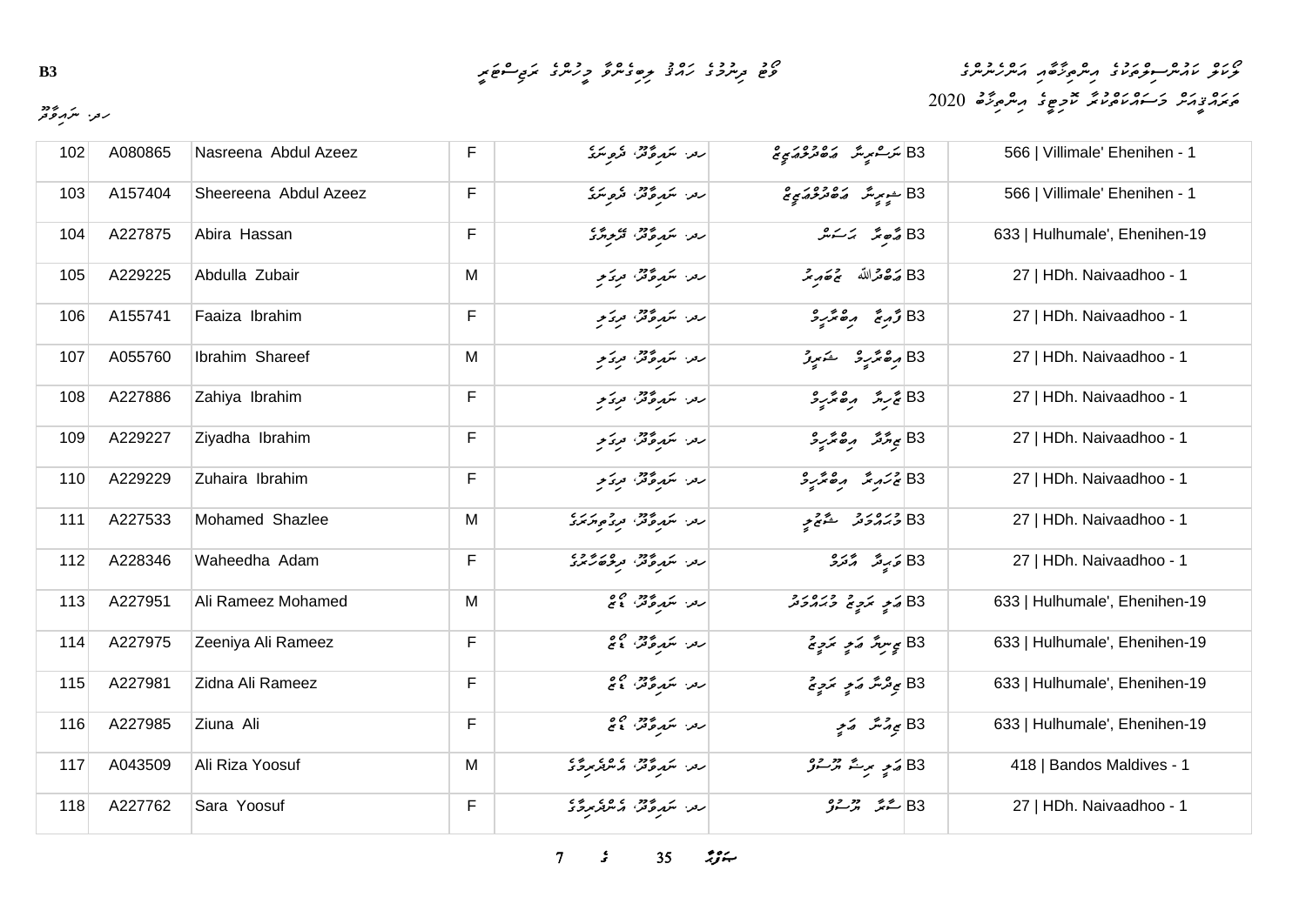| 102 | A080865 | Nasreena Abdul Azeez | F | رعر· سَمَدِوَّتْرُ· تَرْمِسَرَ | B3 سَرَسْمَبِسَّر مَصْرُوْمَبِجْ | 566 \| Villimale' Ehenihen - 1 |
|---|---|---|---|---|---|---|
| 103 | A157404 | Sheereena Abdul Azeez | F | رعر· سَمَدِوَّتْرُ· تَرْمِسَرَ | B3 شِيبِسَّر مَصْرُوْمَبِجْ | 566 \| Villimale' Ehenihen - 1 |
| 104 | A227875 | Abira Hassan | F | رعر· سَمَدِوَّتْرُ· تَرْمِرَّى | B3 مَّصِبَّر بَرَسَسْ | 633 \| Hulhumale', Ehenihen-19 |
| 105 | A229225 | Abdulla Zubair | M | رعر· سَمَدِوَّتْرُ· مِرَكَبِر | B3 مَصْعَرُاللّه بْحَصَمِرْ | 27 \| HDh. Naivaadhoo - 1 |
| 106 | A155741 | Faaiza Ibrahim | F | رعر· سَمَدِوَّتْرُ· مِرَكَبِر | B3 وَّمِبَّح مِصْعَرَبِرْ | 27 \| HDh. Naivaadhoo - 1 |
| 107 | A055760 | Ibrahim Shareef | M | رعر· سَمَدِوَّتْرُ· مِرَكَبِر | B3 مِصْعَرَبِرْ شَمِرُوْ | 27 \| HDh. Naivaadhoo - 1 |
| 108 | A227886 | Zahiya Ibrahim | F | رعر· سَمَدِوَّتْرُ· مِرَكَبِر | B3 تَحْرِبَّر مِصْعَرَبِرْ | 27 \| HDh. Naivaadhoo - 1 |
| 109 | A229227 | Ziyadha Ibrahim | F | رعر· سَمَدِوَّتْرُ· مِرَكَبِر | B3 بِمِرَّتَر مِصْعَرَبِرْ | 27 \| HDh. Naivaadhoo - 1 |
| 110 | A229229 | Zuhaira Ibrahim | F | رعر· سَمَدِوَّتْرُ· مِرَكَبِر | B3 تَحْرَمِرَّ مِصْعَرَبِرْ | 27 \| HDh. Naivaadhoo - 1 |
| 111 | A227533 | Mohamed Shazlee | M | رعر· سَمَدِوَّتْرُ· مِرِدْمِرِمَرَى | B3 وَبَرَمْرَوَتْر شَمَّجْمِرِ | 27 \| HDh. Naivaadhoo - 1 |
| 112 | A228346 | Waheedha Adam | F | رعر· سَمَدِوَّتْرُ· مِرِوْصَرَّمَرَى | B3 وَبِرِبَّر مَّتَرَرْ | 27 \| HDh. Naivaadhoo - 1 |
| 113 | A227951 | Ali Rameez Mohamed | M | رعر· سَمَدِوَّتْرُ· ٤٤ | B3 مَبِرِ بَرْدِيْحْ وَبَرَمْرَوَتْر | 633 \| Hulhumale', Ehenihen-19 |
| 114 | A227975 | Zeeniya Ali Rameez | F | رعر· سَمَدِوَّتْرُ· ٤٤ | B3 بِسِرِبَّر مَبِرِ بَرْدِيْحْ | 633 \| Hulhumale', Ehenihen-19 |
| 115 | A227981 | Zidna Ali Rameez | F | رعر· سَمَدِوَّتْرُ· ٤٤ | B3 بِمِرْتَرْ مَبِرِ بَرْدِيْحْ | 633 \| Hulhumale', Ehenihen-19 |
| 116 | A227985 | Ziuna Ali | F | رعر· سَمَدِوَّتْرُ· ٤٤ | B3 بِمِرْتَر مَبِرِ | 633 \| Hulhumale', Ehenihen-19 |
| 117 | A043509 | Ali Riza Yoosuf | M | رعر· سَمَدِوَّتْرُ· مَسْرَرْسِرِدَّى | B3 مَبِرِ بِرِسَّر بِرْدْسِرْ | 418 \| Bandos Maldives - 1 |
| 118 | A227762 | Sara Yoosuf | F | رعر· سَمَدِوَّتْرُ· مَسْرَرْسِرِدَّى | B3 سَّعَبَّر بِرْدْسِرْ | 27 \| HDh. Naivaadhoo - 1 |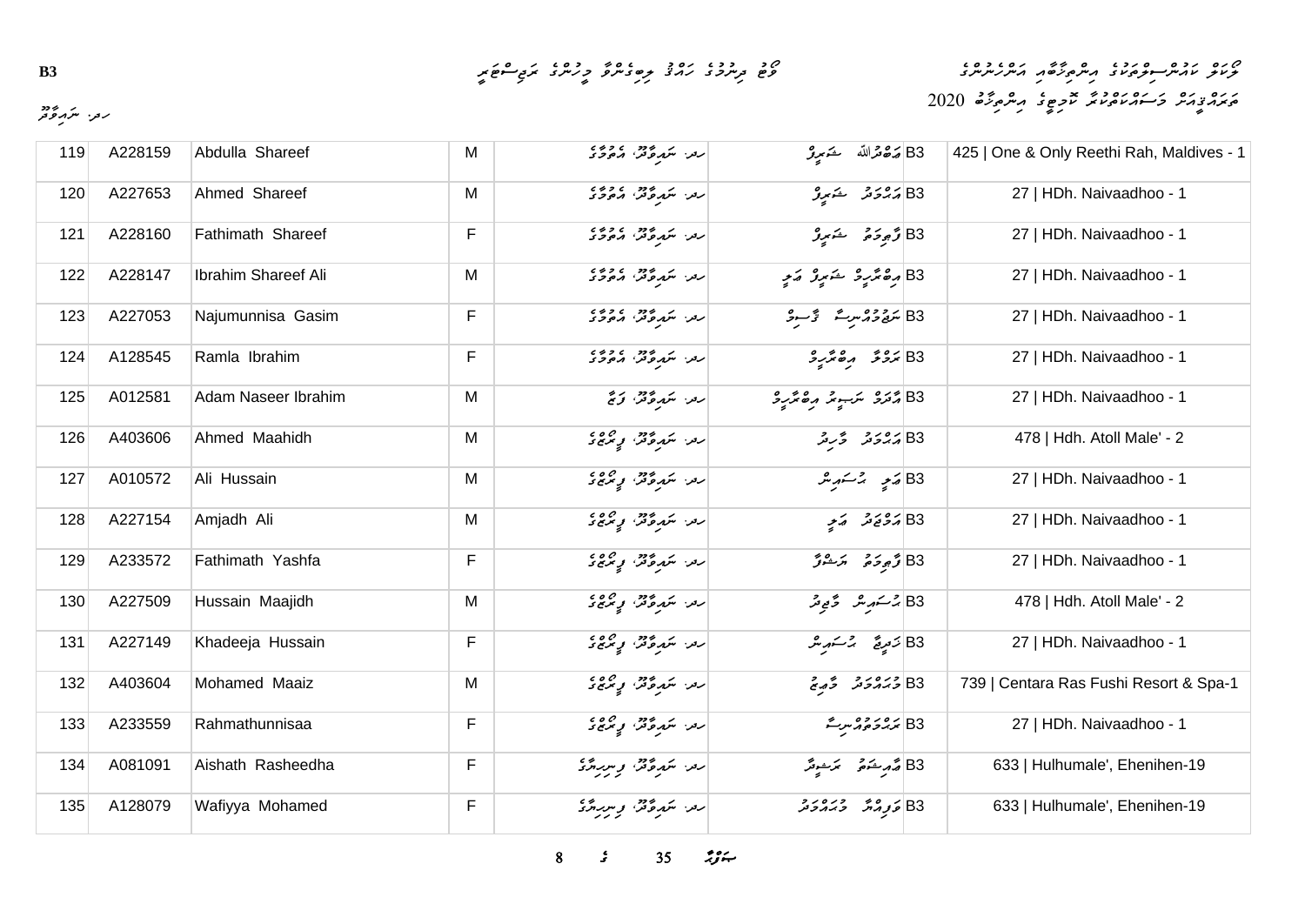| 119 | A228159 | Abdulla Shareef | M | ހދ. ނައިވާދޫ، އަތޮޅުގެ | B3 އަބްދުﷲ ޝަރީފް | 425 \| One & Only Reethi Rah, Maldives - 1 |
|---|---|---|---|---|---|---|
| 120 | A227653 | Ahmed Shareef | M | ހދ. ނައިވާދޫ، އަތޮޅުގެ | B3 އަހްމަދު ޝަރީފް | 27 \| HDh. Naivaadhoo - 1 |
| 121 | A228160 | Fathimath Shareef | F | ހދ. ނައިވާދޫ، އަތޮޅުގެ | B3 ފާތިމަތު ޝަރީފް | 27 \| HDh. Naivaadhoo - 1 |
| 122 | A228147 | Ibrahim Shareef Ali | M | ހދ. ނައިވާދޫ، އަތޮޅުގެ | B3 އިބްރާހީމް ޝަރީފް އަލީ | 27 \| HDh. Naivaadhoo - 1 |
| 123 | A227053 | Najumunnisa Gasim | F | ހދ. ނައިވާދޫ، އަތޮޅުގެ | B3 ނަޖުމުންނިސާ ޤާސިމް | 27 \| HDh. Naivaadhoo - 1 |
| 124 | A128545 | Ramla Ibrahim | F | ހދ. ނައިވާދޫ، އަތޮޅުގެ | B3 ރަމްލާ އިބްރާހީމް | 27 \| HDh. Naivaadhoo - 1 |
| 125 | A012581 | Adam Naseer Ibrahim | M | ހދ. ނައިވާދޫ، ވަޖް | B3 އާދަމް ނަސީރު އިބްރާހީމް | 27 \| HDh. Naivaadhoo - 1 |
| 126 | A403606 | Ahmed Maahidh | M | ހދ. ނައިވާދޫ، ވިލާގެ | B3 އަހްމަދު މާހިދު | 478 \| Hdh. Atoll Male' - 2 |
| 127 | A010572 | Ali Hussain | M | ހދ. ނައިވާދޫ، ވިލާގެ | B3 އަލީ ހުސައިން | 27 \| HDh. Naivaadhoo - 1 |
| 128 | A227154 | Amjadh Ali | M | ހދ. ނައިވާދޫ، ވިލާގެ | B3 އަމްޖަދު އަލީ | 27 \| HDh. Naivaadhoo - 1 |
| 129 | A233572 | Fathimath Yashfa | F | ހދ. ނައިވާދޫ، ވިލާގެ | B3 ފާތިމަތު ޔަށްފާ | 27 \| HDh. Naivaadhoo - 1 |
| 130 | A227509 | Hussain Maajidh | M | ހދ. ނައިވާދޫ، ވިލާގެ | B3 ހުސައިން މާޖިދު | 478 \| Hdh. Atoll Male' - 2 |
| 131 | A227149 | Khadeeja Hussain | F | ހދ. ނައިވާދޫ، ވިލާގެ | B3 ހަދީޖާ ހުސައިން | 27 \| HDh. Naivaadhoo - 1 |
| 132 | A403604 | Mohamed Maaiz | M | ހދ. ނައިވާދޫ، ވިލާގެ | B3 މުހައްމަދު މާއިޒް | 739 \| Centara Ras Fushi Resort & Spa-1 |
| 133 | A233559 | Rahmathunnisaa | F | ހދ. ނައިވާދޫ، ވިލާގެ | B3 ރަހްމަތުންނިސާ | 27 \| HDh. Naivaadhoo - 1 |
| 134 | A081091 | Aishath Rasheedha | F | ހދ. ނައިވާދޫ، ވިނިނިގޭ | B3 އާއިޝަތު ރަޝީދާ | 633 \| Hulhumale', Ehenihen-19 |
| 135 | A128079 | Wafiyya Mohamed | F | ހދ. ނައިވާދޫ، ވިނިނިގޭ | B3 ވަފިއްޔާ މުހައްމަދު | 633 \| Hulhumale', Ehenihen-19 |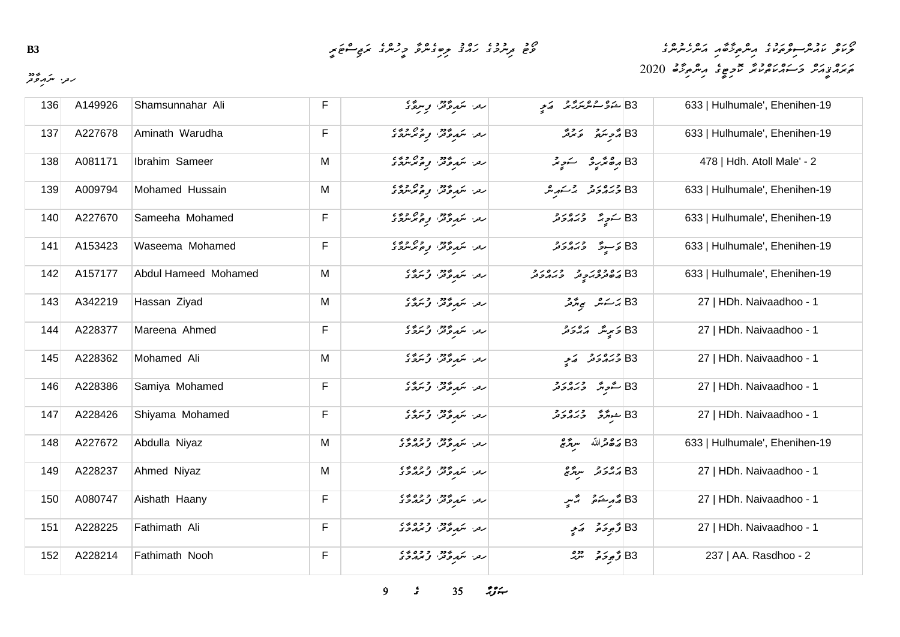| 136 | A149926 | Shamsunnahar Ali | F | ހދ. ނައިވާދޫ، ވިނިތާ | ޝަމްސުންނަހާރު  ޢަލީ B3 | 633 \| Hulhumale', Ehenihen-19 |
|---|---|---|---|---|---|---|
| 137 | A227678 | Aminath Warudha | F | ހދ. ނައިވާދޫ، ވިތުރުނުމާގެ | އާމިނަތު  ވަރުދާ B3 | 633 \| Hulhumale', Ehenihen-19 |
| 138 | A081171 | Ibrahim Sameer | M | ހދ. ނައިވާދޫ، ވިތުރުނުމާގެ | އިބްރާހީމް  ސަމީރު B3 | 478 \| Hdh. Atoll Male' - 2 |
| 139 | A009794 | Mohamed Hussain | M | ހދ. ނައިވާދޫ، ވިތުރުނުމާގެ | މުހައްމަދު  ހުސައިން B3 | 633 \| Hulhumale', Ehenihen-19 |
| 140 | A227670 | Sameeha Mohamed | F | ހދ. ނައިވާދޫ، ވިތުރުނުމާގެ | ސަމީހާ  މުހައްމަދު B3 | 633 \| Hulhumale', Ehenihen-19 |
| 141 | A153423 | Waseema Mohamed | F | ހދ. ނައިވާދޫ، ވިތުރުނުމާގެ | ވަސީމާ  މުހައްމަދު B3 | 633 \| Hulhumale', Ehenihen-19 |
| 142 | A157177 | Abdul Hameed Mohamed | M | ހދ. ނައިވާދޫ، ފެނަމާގެ | އަބްދުލްހަމީދު  މުހައްމަދު B3 | 633 \| Hulhumale', Ehenihen-19 |
| 143 | A342219 | Hassan Ziyad | M | ހދ. ނައިވާދޫ، ފެނަމާގެ | ހަސަން  ޒިޔާދު B3 | 27 \| HDh. Naivaadhoo - 1 |
| 144 | A228377 | Mareena Ahmed | F | ހދ. ނައިވާދޫ، ފެނަމާގެ | މަރީނާ  އަހްމަދު B3 | 27 \| HDh. Naivaadhoo - 1 |
| 145 | A228362 | Mohamed Ali | M | ހދ. ނައިވާދޫ، ފެނަމާގެ | މުހައްމަދު  ޢަލީ B3 | 27 \| HDh. Naivaadhoo - 1 |
| 146 | A228386 | Samiya Mohamed | F | ހދ. ނައިވާދޫ، ފެނަމާގެ | ސާމިޔާ  މުހައްމަދު B3 | 27 \| HDh. Naivaadhoo - 1 |
| 147 | A228426 | Shiyama Mohamed | F | ހދ. ނައިވާދޫ، ފެނަމާގެ | ޝިޔާމާ  މުހައްމަދު B3 | 27 \| HDh. Naivaadhoo - 1 |
| 148 | A227672 | Abdulla Niyaz | M | ހދ. ނައިވާދޫ، ފުރުއްވާގެ | އަބްދުﷲ  ނިޔާޒު B3 | 633 \| Hulhumale', Ehenihen-19 |
| 149 | A228237 | Ahmed Niyaz | M | ހދ. ނައިވާދޫ، ފުރުއްވާގެ | އަހްމަދު  ނިޔާޒު B3 | 27 \| HDh. Naivaadhoo - 1 |
| 150 | A080747 | Aishath Haany | F | ހދ. ނައިވާދޫ، ފުރުއްވާގެ | އާއިޝަތު  ހާނީ B3 | 27 \| HDh. Naivaadhoo - 1 |
| 151 | A228225 | Fathimath Ali | F | ހދ. ނައިވާދޫ، ފުރުއްވާގެ | ފާތިމަތު  ޢަލީ B3 | 27 \| HDh. Naivaadhoo - 1 |
| 152 | A228214 | Fathimath Nooh | F | ހދ. ނައިވާދޫ، ފުރުއްވާގެ | ފާތިމަތު  ނޫހު B3 | 237 \| AA. Rasdhoo - 2 |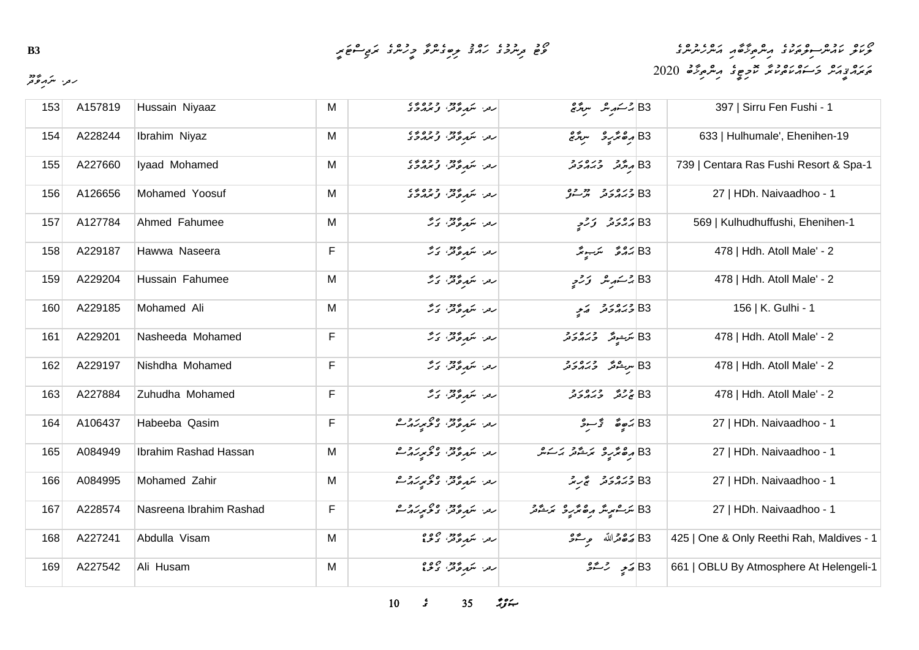| 153 | A157819 | Hussain Niyaaz | M | ހދ. ނައިވާދޫ، ފުރުއްވާގެ | B3 ޙުސައިން ނިޔާޒު | 397 \| Sirru Fen Fushi - 1 |
|---|---|---|---|---|---|---|
| 154 | A228244 | Ibrahim Niyaz | M | ހދ. ނައިވާދޫ، ފުރުއްވާގެ | B3 އިބްރާހީމް ނިޔާޒު | 633 \| Hulhumale', Ehenihen-19 |
| 155 | A227660 | Iyaad Mohamed | M | ހދ. ނައިވާދޫ، ފުރުއްވާގެ | B3 އިޔާދު މުހައްމަދު | 739 \| Centara Ras Fushi Resort & Spa-1 |
| 156 | A126656 | Mohamed Yoosuf | M | ހދ. ނައިވާދޫ، ފުރުއްވާގެ | B3 މުހައްމަދު ޔޫސުފް | 27 \| HDh. Naivaadhoo - 1 |
| 157 | A127784 | Ahmed Fahumee | M | ހދ. ނައިވާދޫ، ވަރ | B3 އަހްމަދު ފަހުމީ | 569 \| Kulhudhuffushi, Ehenihen-1 |
| 158 | A229187 | Hawwa Naseera | F | ހދ. ނައިވާދޫ، ވަރ | B3 ހައްވާ ނަސީރާ | 478 \| Hdh. Atoll Male' - 2 |
| 159 | A229204 | Hussain Fahumee | M | ހދ. ނައިވާދޫ، ވަރ | B3 ޙުސައިން ފަހުމީ | 478 \| Hdh. Atoll Male' - 2 |
| 160 | A229185 | Mohamed Ali | M | ހދ. ނައިވާދޫ، ވަރ | B3 މުހައްމަދު އަލި | 156 \| K. Gulhi - 1 |
| 161 | A229201 | Nasheeda Mohamed | F | ހދ. ނައިވާދޫ، ވަރ | B3 ނަޝީދާ މުހައްމަދު | 478 \| Hdh. Atoll Male' - 2 |
| 162 | A229197 | Nishdha Mohamed | F | ހދ. ނައިވާދޫ، ވަރ | B3 ނިޝްދާ މުހައްމަދު | 478 \| Hdh. Atoll Male' - 2 |
| 163 | A227884 | Zuhudha Mohamed | F | ހދ. ނައިވާދޫ، ވަރ | B3 ޒުހުދާ މުހައްމަދު | 478 \| Hdh. Atoll Male' - 2 |
| 164 | A106437 | Habeeba Qasim | F | ހދ. ނައިވާދޫ، ވެލިރަހުސް | B3 ހަބީބާ ޤާސިމް | 27 \| HDh. Naivaadhoo - 1 |
| 165 | A084949 | Ibrahim Rashad Hassan | M | ހދ. ނައިވާދޫ، ވެލިރަހުސް | B3 އިބްރާހީމް ރަޝާދު ހަސަން | 27 \| HDh. Naivaadhoo - 1 |
| 166 | A084995 | Mohamed Zahir | M | ހދ. ނައިވާދޫ، ވެލިރަހުސް | B3 މުހައްމަދު ޒާހިރު | 27 \| HDh. Naivaadhoo - 1 |
| 167 | A228574 | Nasreena Ibrahim Rashad | F | ހދ. ނައިވާދޫ، ވެލިރަހުސް | B3 ނަސްރީނާ އިބްރާހީމް ރަޝާދު | 27 \| HDh. Naivaadhoo - 1 |
| 168 | A227241 | Abdulla Visam | M | ހދ. ނައިވާދޫ، ވޮށި | B3 އަބްދުﷲ ވިސާމް | 425 \| One & Only Reethi Rah, Maldives - 1 |
| 169 | A227542 | Ali Husam | M | ހދ. ނައިވާދޫ، ވޮށި | B3 އަލި ހުސާމް | 661 \| OBLU By Atmosphere At Helengeli-1 |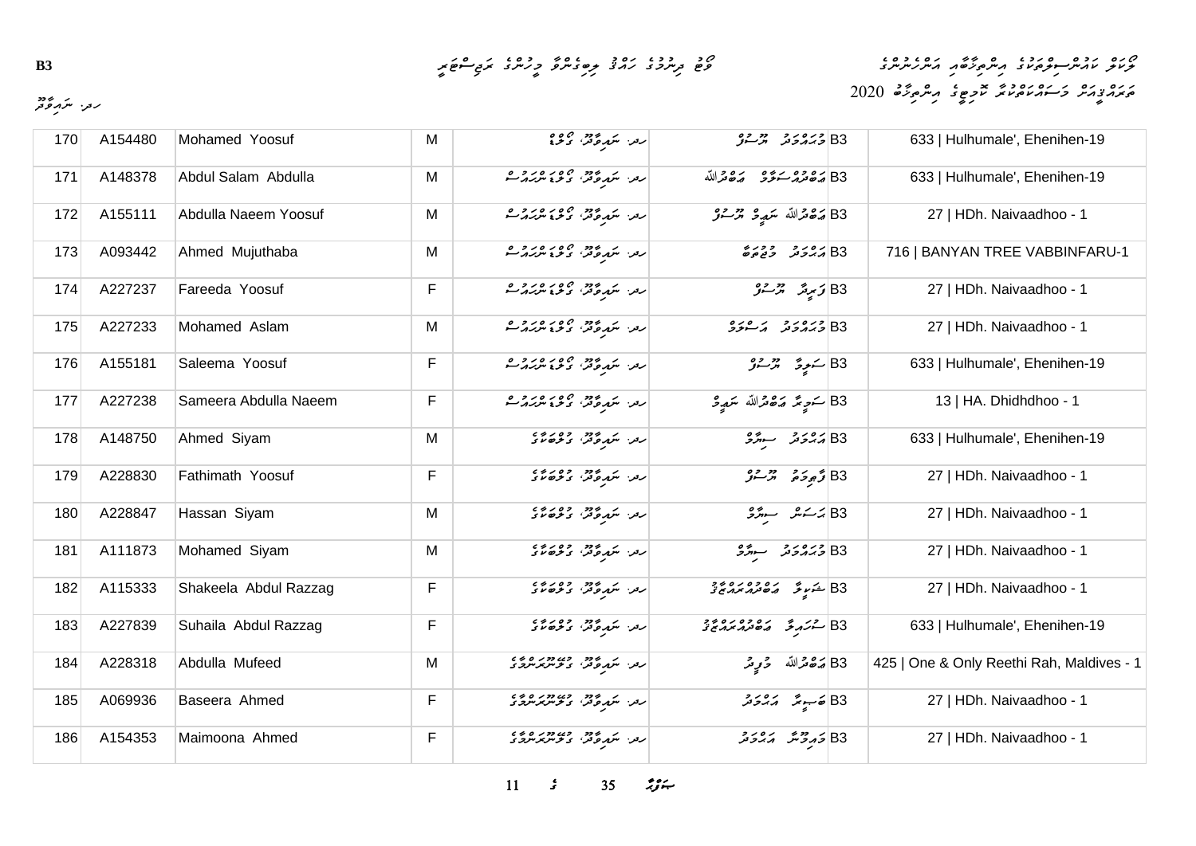| 170 | A154480 | Mohamed Yoosuf | M | رى. سَمَدِوَّتْرُ، وَقْرُو | B3 وُبَرُمُرْوَتْرُ مِرْسُوْ | 633 \| Hulhumale', Ehenihen-19 |
|---|---|---|---|---|---|---|
| 171 | A148378 | Abdul Salam Abdulla | M | رى. سَمَدِوَّتْرُ، وَقْرُو مِرْرَمُرْ | B3 مَەھەرمىسەۋى مَەھەراللە | 633 \| Hulhumale', Ehenihen-19 |
| 172 | A155111 | Abdulla Naeem Yoosuf | M | رى. سَمَدِوَّتْرُ، وَقْرُو مِرْرَمُرْ | B3 مَەھەراللە سَمِدِ و مِرْسُوْ | 27 \| HDh. Naivaadhoo - 1 |
| 173 | A093442 | Ahmed Mujuthaba | M | رى. سَمَدِوَّتْرُ، وَقْرُو مِرْرَمُرْ | B3 مَرْدَوَتْرُ وُقْمَعْ | 716 \| BANYAN TREE VABBINFARU-1 |
| 174 | A227237 | Fareeda Yoosuf | F | رى. سَمَدِوَّتْرُ، وَقْرُو مِرْرَمُرْ | B3 وَمِرِتَرُ مِرْسُوْ | 27 \| HDh. Naivaadhoo - 1 |
| 175 | A227233 | Mohamed Aslam | M | رى. سَمَدِوَّتْرُ، وَقْرُو مِرْرَمُرْ | B3 وُبَرُمُرْوَتْرُ مَسْعَرُ | 27 \| HDh. Naivaadhoo - 1 |
| 176 | A155181 | Saleema Yoosuf | F | رى. سَمَدِوَّتْرُ، وَقْرُو مِرْرَمُرْ | B3 سَوِرُّ مِرْسُوْ | 633 \| Hulhumale', Ehenihen-19 |
| 177 | A227238 | Sameera Abdulla Naeem | F | رى. سَمَدِوَّتْرُ، وَقْرُو مِرْرَمُرْ | B3 سَوِمِرُّ مَەھەراللە سَمِدِ و | 13 \| HA. Dhidhdhoo - 1 |
| 178 | A148750 | Ahmed Siyam | M | رى. سَمَدِوَّتْرُ، وَقْرُوَمُرْ | B3 مَرْدَوَتْرُ سِيَرُوْ | 633 \| Hulhumale', Ehenihen-19 |
| 179 | A228830 | Fathimath Yoosuf | F | رى. سَمَدِوَّتْرُ، وَقْرُوَمُرْ | B3 وَّجِوَمُ مِرْسُوْ | 27 \| HDh. Naivaadhoo - 1 |
| 180 | A228847 | Hassan Siyam | M | رى. سَمَدِوَّتْرُ، وَقْرُوَمُرْ | B3 بَرَسَسْ سِيَرُوْ | 27 \| HDh. Naivaadhoo - 1 |
| 181 | A111873 | Mohamed Siyam | M | رى. سَمَدِوَّتْرُ، وَقْرُوَمُرْ | B3 وُبَرُمُرْوَتْرُ سِيَرُوْ | 27 \| HDh. Naivaadhoo - 1 |
| 182 | A115333 | Shakeela Abdul Razzag | F | رى. سَمَدِوَّتْرُ، وَقْرُوَمُرْ | B3 شَمِرِوَّ مَەھەرمىمَرْمَرْعِيْ | 27 \| HDh. Naivaadhoo - 1 |
| 183 | A227839 | Suhaila Abdul Razzag | F | رى. سَمَدِوَّتْرُ، وَقْرُوَمُرْ | B3 سُرَمِوَّ مَەھەرمىمَرْمَرْعِيْ | 633 \| Hulhumale', Ehenihen-19 |
| 184 | A228318 | Abdulla Mufeed | M | رى. سَمَدِوَّتْرُ، وَقْرُسْرَسْرُوَ | B3 مَەھەراللە وُوِيْرُ | 425 \| One & Only Reethi Rah, Maldives - 1 |
| 185 | A069936 | Baseera Ahmed | F | رى. سَمَدِوَّتْرُ، وَقْرُسْرَسْرُوَ | B3 ھَسِيِمَرُ مَرْدَوَتْرُ | 27 \| HDh. Naivaadhoo - 1 |
| 186 | A154353 | Maimoona Ahmed | F | رى. سَمَدِوَّتْرُ، وَقْرُسْرَسْرُوَ | B3 وَمِرْوُسْرُ مَرْدَوَتْرُ | 27 \| HDh. Naivaadhoo - 1 |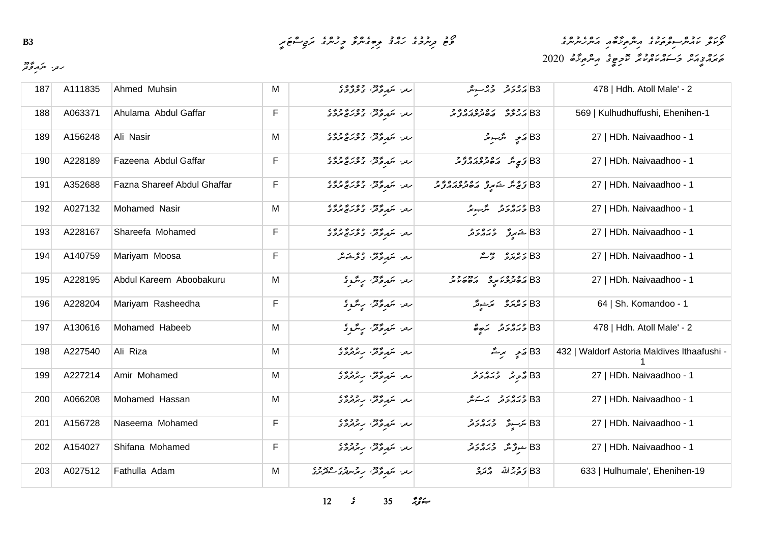| 187 | A111835 | Ahmed Muhsin | M | ހދ. ނައިވާދޫ، ގުލްފާމް | B3 އަޙްމަދު މުޙްސިން | 478 \| Hdh. Atoll Male' - 2 |
|---|---|---|---|---|---|---|
| 188 | A063371 | Ahulama Abdul Gaffar | F | ހދ. ނައިވާދޫ، ގުލްޒާރުގެ | B3 އަހުލަމާ ޢަބްދުލްޣައްފާރު | 569 \| Kulhudhuffushi, Ehenihen-1 |
| 189 | A156248 | Ali Nasir | M | ހދ. ނައިވާދޫ، ގުލްޒާރުގެ | B3 އަލީ ނާސިރު | 27 \| HDh. Naivaadhoo - 1 |
| 190 | A228189 | Fazeena Abdul Gaffar | F | ހދ. ނައިވާދޫ، ގުލްޒާރުގެ | B3 ފަޒީނާ ޢަބްދުލްޣައްފާރު | 27 \| HDh. Naivaadhoo - 1 |
| 191 | A352688 | Fazna Shareef Abdul Ghaffar | F | ހދ. ނައިވާދޫ، ގުލްޒާރުގެ | B3 ފަޒްނާ ޝަރީފް ޢަބްދުލްޣައްފާރު | 27 \| HDh. Naivaadhoo - 1 |
| 192 | A027132 | Mohamed Nasir | M | ހދ. ނައިވާދޫ، ގުލްޒާރުގެ | B3 މުޙައްމަދު ނާސިރު | 27 \| HDh. Naivaadhoo - 1 |
| 193 | A228167 | Shareefa Mohamed | F | ހދ. ނައިވާދޫ، ގުލްޒާރުގެ | B3 ޝަރީފާ މުޙައްމަދު | 27 \| HDh. Naivaadhoo - 1 |
| 194 | A140759 | Mariyam Moosa | F | ހދ. ނައިވާދޫ، ގުލްޝަން | B3 މަރިޔަމް މޫސާ | 27 \| HDh. Naivaadhoo - 1 |
| 195 | A228195 | Abdul Kareem Aboobakuru | M | ހދ. ނައިވާދޫ، ހިރާގެ | B3 ޢަބްދުލްކަރީމް އަބޫބަކުރު | 27 \| HDh. Naivaadhoo - 1 |
| 196 | A228204 | Mariyam Rasheedha | F | ހދ. ނައިވާދޫ، ހިރާގެ | B3 މަރިޔަމް ރަޝީދާ | 64 \| Sh. Komandoo - 1 |
| 197 | A130616 | Mohamed Habeeb | M | ހދ. ނައިވާދޫ، ހިރާގެ | B3 މުޙައްމަދު ޙަބީބް | 478 \| Hdh. Atoll Male' - 2 |
| 198 | A227540 | Ali Riza | M | ހދ. ނައިވާދޫ، ހިރުދުވާގެ | B3 އަލީ ރިޟާ | 432 \| Waldorf Astoria Maldives Ithaafushi - 1 |
| 199 | A227214 | Amir Mohamed | M | ހދ. ނައިވާދޫ، ހިރުދުވާގެ | B3 އާމިރު މުޙައްމަދު | 27 \| HDh. Naivaadhoo - 1 |
| 200 | A066208 | Mohamed Hassan | M | ހދ. ނައިވާދޫ، ހިރުދުވާގެ | B3 މުޙައްމަދު ޙަސަން | 27 \| HDh. Naivaadhoo - 1 |
| 201 | A156728 | Naseema Mohamed | F | ހދ. ނައިވާދޫ، ހިރުދުވާގެ | B3 ނަސީމާ މުޙައްމަދު | 27 \| HDh. Naivaadhoo - 1 |
| 202 | A154027 | Shifana Mohamed | F | ހދ. ނައިވާދޫ، ހިރުދުވާގެ | B3 ޝިފާނާ މުޙައްމަދު | 27 \| HDh. Naivaadhoo - 1 |
| 203 | A027512 | Fathulla Adam | M | ހދ. ނައިވާދޫ، ހިރުނދުވަ ސްޓޯރގެ | B3 ފަތުحُ الله އާދަމް | 633 \| Hulhumale', Ehenihen-19 |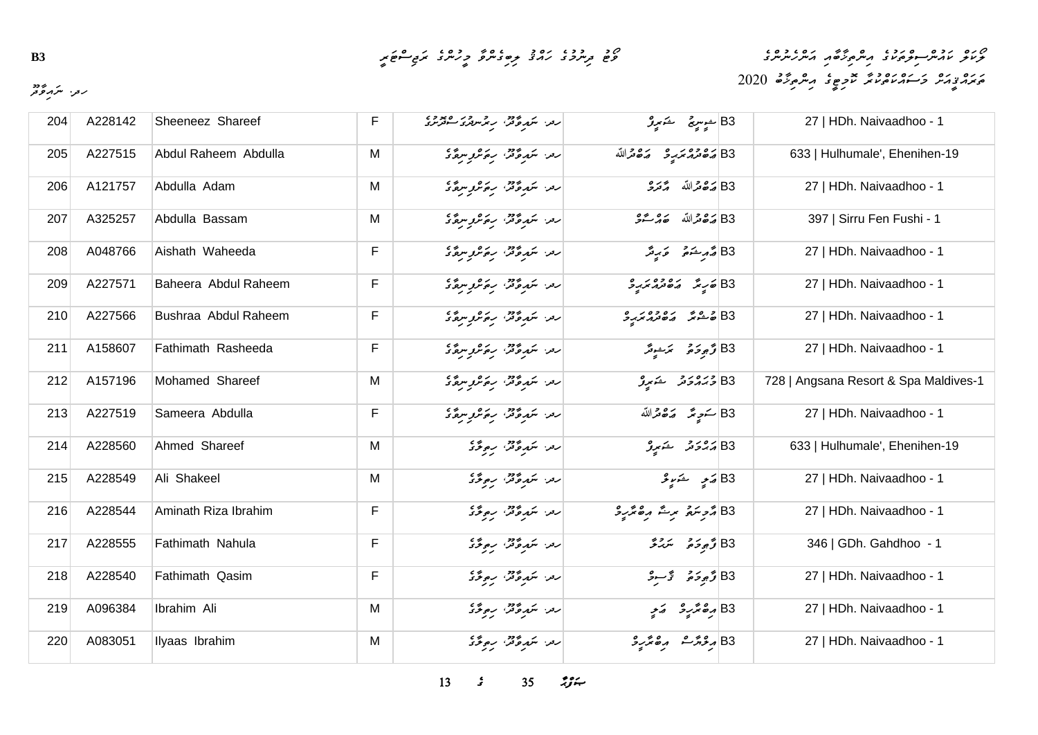| 204 | A228142 | Sheeneez Shareef | F | رس. سَرَمِوَّتْرُ، رِیْرَسِرِیْرِیَ سَوَّرْتَرْیَ | B3 شِیْسِیْح شَمَبِرُوْ | 27 \| HDh. Naivaadhoo - 1 |
|---|---|---|---|---|---|---|
| 205 | A227515 | Abdul Raheem Abdulla | M | رس. سَرَمِوَّتْرُ، رِهَ تْرُوِسِرِهُ وَّ | B3 مَەھْتَرُمْ بَرَبِرُوْ مَەھْتَراللّه | 633 \| Hulhumale', Ehenihen-19 |
| 206 | A121757 | Abdulla Adam | M | رس. سَرَمِوَّتْرُ، رِهَ تْرُوِسِرِهُ وَّ | B3 مَەھْتَراللّه مُمَتَرُوْ | 27 \| HDh. Naivaadhoo - 1 |
| 207 | A325257 | Abdulla Bassam | M | رس. سَرَمِوَّتْرُ، رِهَ تْرُوِسِرِهُ وَّ | B3 مَەھْتَراللّه ھَمْ سَّوْ | 397 \| Sirru Fen Fushi - 1 |
| 208 | A048766 | Aishath Waheeda | F | رس. سَرَمِوَّتْرُ، رِهَ تْرُوِسِرِهُ وَّ | B3 مُّەرِشَوْ وَبِرِمَّ | 27 \| HDh. Naivaadhoo - 1 |
| 209 | A227571 | Baheera Abdul Raheem | F | رس. سَرَمِوَّتْرُ، رِهَ تْرُوِسِرِهُ وَّ | B3 ھَبِرِمَّ مَەھْتَرُمْ بَرَبِرُوْ | 27 \| HDh. Naivaadhoo - 1 |
| 210 | A227566 | Bushraa Abdul Raheem | F | رس. سَرَمِوَّتْرُ، رِهَ تْرُوِسِرِهُ وَّ | B3 ھُشْمَّ مَەھْتَرُمْ بَرَبِرُوْ | 27 \| HDh. Naivaadhoo - 1 |
| 211 | A158607 | Fathimath Rasheeda | F | رس. سَرَمِوَّتْرُ، رِهَ تْرُوِسِرِهُ وَّ | B3 وَّجِوَحْوْ بَرَشِوِمَّ | 27 \| HDh. Naivaadhoo - 1 |
| 212 | A157196 | Mohamed Shareef | M | رس. سَرَمِوَّتْرُ، رِهَ تْرُوِسِرِهُ وَّ | B3 وُبَرْمُوَتْرُ شَمَبِرُوْ | 728 \| Angsana Resort & Spa Maldives-1 |
| 213 | A227519 | Sameera Abdulla | F | رس. سَرَمِوَّتْرُ، رِهَ تْرُوِسِرِهُ وَّ | B3 سَوِپِمَّ مَەھْتَراللّه | 27 \| HDh. Naivaadhoo - 1 |
| 214 | A228560 | Ahmed Shareef | M | رس. سَرَمِوَّتْرُ، رِهِ وَّیَ | B3 مَرْمُوَتْرُ شَمَبِرُوْ | 633 \| Hulhumale', Ehenihen-19 |
| 215 | A228549 | Ali Shakeel | M | رس. سَرَمِوَّتْرُ، رِهِ وَّیَ | B3 مَەِ شَمَرِوْ | 27 \| HDh. Naivaadhoo - 1 |
| 216 | A228544 | Aminath Riza Ibrahim | F | رس. سَرَمِوَّتْرُ، رِهِ وَّیَ | B3 مُّوِسَمْ بِرِسَّمْ مِەھْتَرِیْوْ | 27 \| HDh. Naivaadhoo - 1 |
| 217 | A228555 | Fathimath Nahula | F | رس. سَرَمِوَّتْرُ، رِهِ وَّیَ | B3 وَّجِوَحْوْ سَرَرْمَّ | 346 \| GDh. Gahdhoo - 1 |
| 218 | A228540 | Fathimath Qasim | F | رس. سَرَمِوَّتْرُ، رِهِ وَّیَ | B3 وَّجِوَحْوْ تَّ سِوْ | 27 \| HDh. Naivaadhoo - 1 |
| 219 | A096384 | Ibrahim Ali | M | رس. سَرَمِوَّتْرُ، رِهِ وَّیَ | B3 مِەھْتَرِیْوْ مَەِ | 27 \| HDh. Naivaadhoo - 1 |
| 220 | A083051 | Ilyaas Ibrahim | M | رس. سَرَمِوَّتْرُ، رِهِ وَّیَ | B3 مِوْمَّرْ سْ مِەھْتَرِیْوْ | 27 \| HDh. Naivaadhoo - 1 |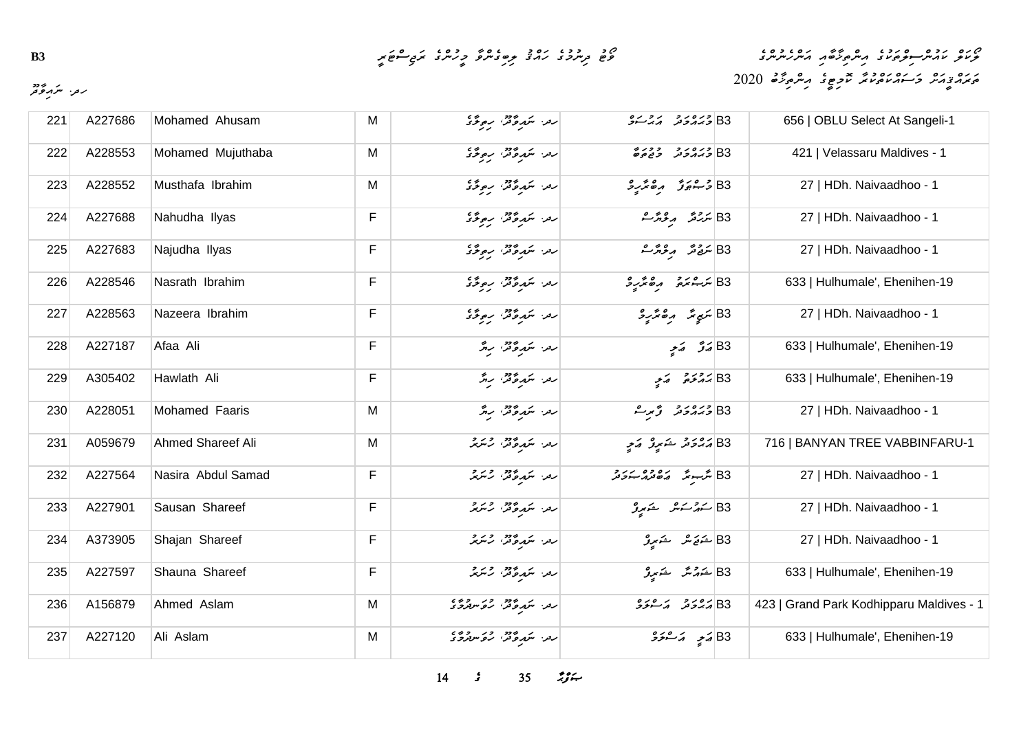| 221 | A227686 | Mohamed Ahusam | M | رىر. سَمەِ ۋُدْ. رِ مِ دَّتَ | B3 وُبَرُهُ وَتَرْ مَرْ سَرُ | 656 \| OBLU Select At Sangeli-1 |
|---|---|---|---|---|---|---|
| 222 | A228553 | Mohamed Mujuthaba | M | رىر. سَمەِ ۋُدْ. رِ مِ دَّتَ | B3 وُبَرُهُ وَتَرْ وُ ىَ ھَ ھَ | 421 \| Velassaru Maldives - 1 |
| 223 | A228552 | Musthafa Ibrahim | M | رىر. سَمەِ ۋُدْ. رِ مِ دَّتَ | B3 وُ سْ ھُوَ رِ ھُ مَّرِ دْ | 27 \| HDh. Naivaadhoo - 1 |
| 224 | A227688 | Nahudha Ilyas | F | رىر. سَمەِ ۋُدْ. رِ مِ دَّتَ | B3 سَرُ تَرَ مِ ھُ مَرْ سُ | 27 \| HDh. Naivaadhoo - 1 |
| 225 | A227683 | Najudha Ilyas | F | رىر. سَمەِ ۋُدْ. رِ مِ دَّتَ | B3 سَ ىُ تَرَ مِ ھُ مَرْ سُ | 27 \| HDh. Naivaadhoo - 1 |
| 226 | A228546 | Nasrath Ibrahim | F | رىر. سَمەِ ۋُدْ. رِ مِ دَّتَ | B3 سَرَ سْ مَرَ ھُ رِ ھُ مَّرِ دْ | 633 \| Hulhumale', Ehenihen-19 |
| 227 | A228563 | Nazeera Ibrahim | F | رىر. سَمەِ ۋُدْ. رِ مِ دَّتَ | B3 سَرِ مِ رِ ھُ مَّرِ دْ | 27 \| HDh. Naivaadhoo - 1 |
| 228 | A227187 | Afaa Ali | F | رىر. سَمەِ ۋُدْ. رِ مَّ | B3 رَ ىَ رَ ىِ | 633 \| Hulhumale', Ehenihen-19 |
| 229 | A305402 | Hawlath Ali | F | رىر. سَمەِ ۋُدْ. رِ مَّ | B3 رَرُ وَ ھُ رَ ىِ | 633 \| Hulhumale', Ehenihen-19 |
| 230 | A228051 | Mohamed Faaris | M | رىر. سَمەِ ۋُدْ. رِ مَّ | B3 وُبَرُهُ وَتَرْ وُّ مِرِ سُ | 27 \| HDh. Naivaadhoo - 1 |
| 231 | A059679 | Ahmed Shareef Ali | M | رىر. سَمەِ ۋُدْ. رُ سَرَ مْ | B3 مَرْ ىَ تَرْ سَرِ ىِ وْ رَ ىِ | 716 \| BANYAN TREE VABBINFARU-1 |
| 232 | A227564 | Nasira Abdul Samad | F | رىر. سَمەِ ۋُدْ. رُ سَرَ مْ | B3 سَّرِ سِ مَّ رَ ھُ تَرْ ھُ سَرَ وَتَرْ | 27 \| HDh. Naivaadhoo - 1 |
| 233 | A227901 | Sausan Shareef | F | رىر. سَمەِ ۋُدْ. رُ سَرَ مْ | B3 سَرُ سَرْ سْ سَرِ ىِ وْ | 27 \| HDh. Naivaadhoo - 1 |
| 234 | A373905 | Shajan Shareef | F | رىر. سَمەِ ۋُدْ. رُ سَرَ مْ | B3 سَ ىَ سْ سَرِ ىِ وْ | 27 \| HDh. Naivaadhoo - 1 |
| 235 | A227597 | Shauna Shareef | F | رىر. سَمەِ ۋُدْ. رُ سَرَ مْ | B3 سَرُ سَّ سَرِ ىِ وْ | 633 \| Hulhumale', Ehenihen-19 |
| 236 | A156879 | Ahmed Aslam | M | رىر. سَمەِ ۋُدْ. رُ ىَ سِ ھُ وُ دَ | B3 مَرْ ىَ تَرْ مَ سْ وَ ھُ | 423 \| Grand Park Kodhipparu Maldives - 1 |
| 237 | A227120 | Ali Aslam | M | رىر. سَمەِ ۋُدْ. رُ ىَ سِ ھُ وُ دَ | B3 رَ ىِ مَ سْ وَ ھُ | 633 \| Hulhumale', Ehenihen-19 |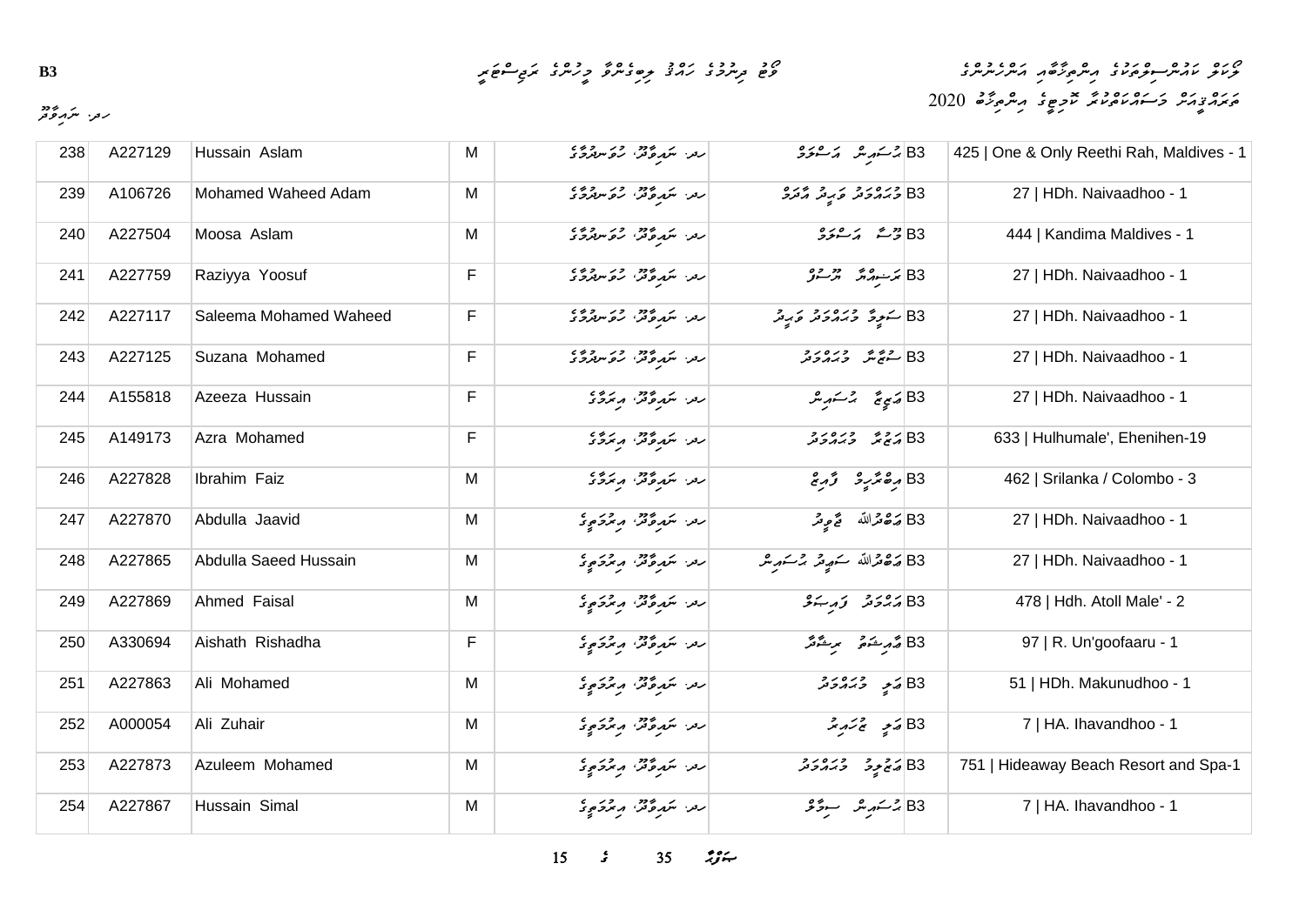ރދ. ނައިވާދޫ

| 238 | A227129 | Hussain Aslam | M | ހދ. ނައިވާދޫ، ހުވަނދުމާގެ | B3 ހުސައިން އަސްލަމް | 425 \| One & Only Reethi Rah, Maldives - 1 |
|---|---|---|---|---|---|---|
| 239 | A106726 | Mohamed Waheed Adam | M | ހދ. ނައިވާދޫ، ހުވަނދުމާގެ | B3 މުހައްމަދު ވަހީދު އާދަމް | 27 \| HDh. Naivaadhoo - 1 |
| 240 | A227504 | Moosa Aslam | M | ހދ. ނައިވާދޫ، ހުވަނދުމާގެ | B3 މޫސާ އަސްލަމް | 444 \| Kandima Maldives - 1 |
| 241 | A227759 | Raziyya Yoosuf | F | ހދ. ނައިވާދޫ، ހުވަނދުމާގެ | B3 ރަޒިއްޔާ ޔޫސުފް | 27 \| HDh. Naivaadhoo - 1 |
| 242 | A227117 | Saleema Mohamed Waheed | F | ހދ. ނައިވާދޫ، ހުވަނދުމާގެ | B3 ސަލީމާ މުހައްމަދު ވަހީދު | 27 \| HDh. Naivaadhoo - 1 |
| 243 | A227125 | Suzana Mohamed | F | ހދ. ނައިވާދޫ، ހުވަނދުމާގެ | B3 ސުޒާނާ މުހައްމަދު | 27 \| HDh. Naivaadhoo - 1 |
| 244 | A155818 | Azeeza Hussain | F | ހދ. ނައިވާދޫ، އިރަމާގެ | B3 އަޒީޒާ ހުސައިން | 27 \| HDh. Naivaadhoo - 1 |
| 245 | A149173 | Azra Mohamed | F | ހދ. ނައިވާދޫ، އިރަމާގެ | B3 އަޒްރާ މުހައްމަދު | 633 \| Hulhumale', Ehenihen-19 |
| 246 | A227828 | Ibrahim Faiz | M | ހދ. ނައިވާދޫ، އިރަމާގެ | B3 އިބްރާހީމް ފާއިޒް | 462 \| Srilanka / Colombo - 3 |
| 247 | A227870 | Abdulla Jaavid | M | ހދ. ނައިވާދޫ، އިރުމަތީގެ | B3 އަބްދުﷲ ޖާވިދު | 27 \| HDh. Naivaadhoo - 1 |
| 248 | A227865 | Abdulla Saeed Hussain | M | ހދ. ނައިވާދޫ، އިރުމަތީގެ | B3 އަބްދުﷲ ސަޢީދު ހުސައިން | 27 \| HDh. Naivaadhoo - 1 |
| 249 | A227869 | Ahmed Faisal | M | ހދ. ނައިވާދޫ، އިރުމަތީގެ | B3 އަހްމަދު ފައިސަލް | 478 \| Hdh. Atoll Male' - 2 |
| 250 | A330694 | Aishath Rishadha | F | ހދ. ނައިވާދޫ، އިރުމަތީގެ | B3 އާއިޝަތު ރިޝާދާ | 97 \| R. Un'goofaaru - 1 |
| 251 | A227863 | Ali Mohamed | M | ހދ. ނައިވާދޫ، އިރުމަތީގެ | B3 އަލި މުހައްމަދު | 51 \| HDh. Makunudhoo - 1 |
| 252 | A000054 | Ali Zuhair | M | ހދ. ނައިވާދޫ، އިރުމަތީގެ | B3 އަލި ޒުހައިރު | 7 \| HA. Ihavandhoo - 1 |
| 253 | A227873 | Azuleem Mohamed | M | ހދ. ނައިވާދޫ، އިރުމަތީގެ | B3 އަޒުލީމް މުހައްމަދު | 751 \| Hideaway Beach Resort and Spa-1 |
| 254 | A227867 | Hussain Simal | M | ހދ. ނައިވާދޫ، އިރުމަތީގެ | B3 ހުސައިން ސިމާލް | 7 \| HA. Ihavandhoo - 1 |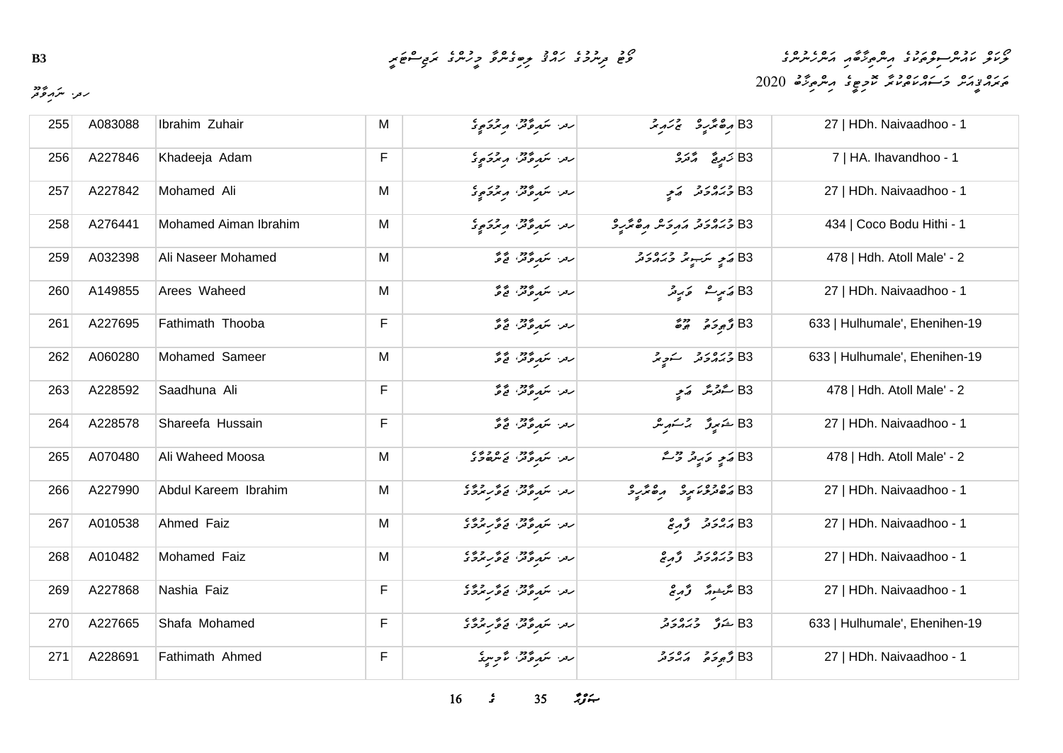ރދ. ނައިވާދޫ

| 255 | A083088 | Ibrahim Zuhair | M | ހދ. ނައިވާދޫ، އިރުމަތީގެ | B3 | ބިރާހީމް ޒުހައިރު | 27 \| HDh. Naivaadhoo - 1 |
|---|---|---|---|---|---|---|---|
| 256 | A227846 | Khadeeja Adam | F | ހދ. ނައިވާދޫ، އިރުމަތީގެ | B3 | ޚަދީޖާ އާދަމް | 7 \| HA. Ihavandhoo - 1 |
| 257 | A227842 | Mohamed Ali | M | ހދ. ނައިވާދޫ، އިރުމަތީގެ | B3 | މުޙައްމަދު ޢަލީ | 27 \| HDh. Naivaadhoo - 1 |
| 258 | A276441 | Mohamed Aiman Ibrahim | M | ހދ. ނައިވާދޫ، އިރުމަތީގެ | B3 | މުޙައްމަދު އައިމަން އިބްރާހީމް | 434 \| Coco Bodu Hithi - 1 |
| 259 | A032398 | Ali Naseer Mohamed | M | ހދ. ނައިވާދޫ، ޖާވާ | B3 | ޢަލީ ނަޞީރު މުޙައްމަދު | 478 \| Hdh. Atoll Male' - 2 |
| 260 | A149855 | Arees Waheed | M | ހދ. ނައިވާދޫ، ޖާވާ | B3 | އަރީސް ވަޙީދު | 27 \| HDh. Naivaadhoo - 1 |
| 261 | A227695 | Fathimath Thooba | F | ހދ. ނައިވާދޫ، ޖާވާ | B3 | ފާތިމަތު ތޫބާ | 633 \| Hulhumale', Ehenihen-19 |
| 262 | A060280 | Mohamed Sameer | M | ހދ. ނައިވާދޫ، ޖާވާ | B3 | މުޙައްމަދު ސަމީރު | 633 \| Hulhumale', Ehenihen-19 |
| 263 | A228592 | Saadhuna Ali | F | ހދ. ނައިވާދޫ، ޖާވާ | B3 | ސާދުނާ ޢަލީ | 478 \| Hdh. Atoll Male' - 2 |
| 264 | A228578 | Shareefa Hussain | F | ހދ. ނައިވާދޫ، ޖާވާ | B3 | ޝަރީފާ ޙުސައިން | 27 \| HDh. Naivaadhoo - 1 |
| 265 | A070480 | Ali Waheed Moosa | M | ހދ. ނައިވާދޫ، ޖަންބުމާގެ | B3 | ޢަލީ ވަޙީދު މޫސާ | 478 \| Hdh. Atoll Male' - 2 |
| 266 | A227990 | Abdul Kareem Ibrahim | M | ހދ. ނައިވާދޫ، ޖަވާހިރުގެ | B3 | ޢަބްދުލްކަރީމް އިބްރާހީމް | 27 \| HDh. Naivaadhoo - 1 |
| 267 | A010538 | Ahmed Faiz | M | ހދ. ނައިވާދޫ، ޖަވާހިރުގެ | B3 | އަޙްމަދު ފާއިޒް | 27 \| HDh. Naivaadhoo - 1 |
| 268 | A010482 | Mohamed Faiz | M | ހދ. ނައިވާދޫ، ޖަވާހިރުގެ | B3 | މުޙައްމަދު ފާއިޒް | 27 \| HDh. Naivaadhoo - 1 |
| 269 | A227868 | Nashia Faiz | F | ހދ. ނައިވާދޫ، ޖަވާހިރުގެ | B3 | ނާޝިއާ ފާއިޒް | 27 \| HDh. Naivaadhoo - 1 |
| 270 | A227665 | Shafa Mohamed | F | ހދ. ނައިވާދޫ، ޖަވާހިރުގެ | B3 | ޝަފާ މުޙައްމަދު | 633 \| Hulhumale', Ehenihen-19 |
| 271 | A228691 | Fathimath Ahmed | F | ހދ. ނައިވާދޫ، ޗާމިނީ | B3 | ފާތިމަތު އަޙްމަދު | 27 \| HDh. Naivaadhoo - 1 |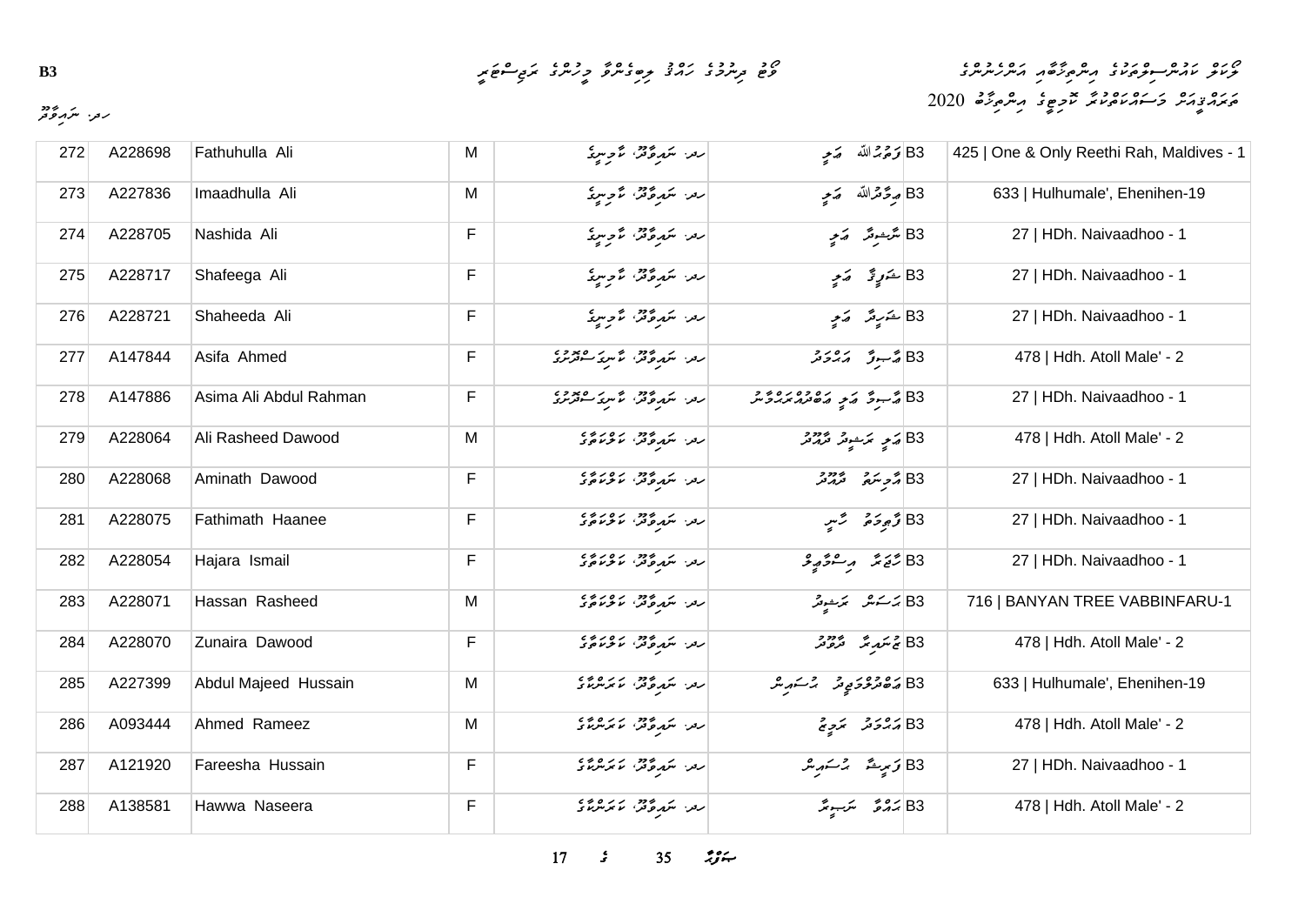| 272 | A228698 | Fathuhulla Ali | M | رىر. سَمَرِوٌتْرُ، تَامِ سِرَى | B3 وَحُرْمُّاللَّهُ  مَرِ | 425 \| One & Only Reethi Rah, Maldives - 1 |
|---|---|---|---|---|---|---|
| 273 | A227836 | Imaadhulla Ali | M | رىر. سَمَرِوٌتْرُ، تَامِ سِرَى | B3 مِرَّدَّرْاللَّهُ  مَرِ | 633 \| Hulhumale', Ehenihen-19 |
| 274 | A228705 | Nashida Ali | F | رىر. سَمَرِوٌتْرُ، تَامِ سِرَى | B3 سَّرْشِوَتَرُ  مَرِ | 27 \| HDh. Naivaadhoo - 1 |
| 275 | A228717 | Shafeega Ali | F | رىر. سَمَرِوٌتْرُ، تَامِ سِرَى | B3 شَرَوِرِتَّ  مَرِ | 27 \| HDh. Naivaadhoo - 1 |
| 276 | A228721 | Shaheeda Ali | F | رىر. سَمَرِوٌتْرُ، تَامِ سِرَى | B3 شَرَبِرِتَرُ  مَرِ | 27 \| HDh. Naivaadhoo - 1 |
| 277 | A147844 | Asifa Ahmed | F | رىر. سَمَرِوٌتْرُ، تَامِرِى سَتْرَمْرَى | B3 مَّسِرَّ  مَرْدَّرْ | 478 \| Hdh. Atoll Male' - 2 |
| 278 | A147886 | Asima Ali Abdul Rahman | F | رىر. سَمَرِوٌتْرُ، تَامِرِى سَتْرَمْرَى | B3 مَّسِرَّ مَرِ مَرْصَرْمَرْرَمَّرْ | 27 \| HDh. Naivaadhoo - 1 |
| 279 | A228064 | Ali Rasheed Dawood | M | رىر. سَمَرِوٌتْرُ، نَوْمَامَى | B3 مَرِ مَرَشِوْتَرُ مَّرْمُرْ | 478 \| Hdh. Atoll Male' - 2 |
| 280 | A228068 | Aminath Dawood | F | رىر. سَمَرِوٌتْرُ، نَوْمَامَى | B3 مَّحِرَمَ مَّرْمُرْ | 27 \| HDh. Naivaadhoo - 1 |
| 281 | A228075 | Fathimath Haanee | F | رىر. سَمَرِوٌتْرُ، نَوْمَامَى | B3 وَّجِرَمَ  رَّسِرِ | 27 \| HDh. Naivaadhoo - 1 |
| 282 | A228054 | Hajara Ismail | F | رىر. سَمَرِوٌتْرُ، نَوْمَامَى | B3 رَّجَمَ  مِرْسَّوَّرِوْ | 27 \| HDh. Naivaadhoo - 1 |
| 283 | A228071 | Hassan Rasheed | M | رىر. سَمَرِوٌتْرُ، نَوْمَامَى | B3 بَرَسَسْ  بَرَشِوْتَرُ | 716 \| BANYAN TREE VABBINFARU-1 |
| 284 | A228070 | Zunaira Dawood | F | رىر. سَمَرِوٌتْرُ، نَوْمَامَى | B3 تِحْسَمَرِتَرُ  مَّرْمُرْ | 478 \| Hdh. Atoll Male' - 2 |
| 285 | A227399 | Abdul Majeed Hussain | M | رىر. سَمَرِوٌتْرُ، نَامَرِسْرَمَى | B3 مَرْصَرْمُرْدَجِوْتَرُ  بُرْسَمَرِسْ | 633 \| Hulhumale', Ehenihen-19 |
| 286 | A093444 | Ahmed Rameez | M | رىر. سَمَرِوٌتْرُ، نَامَرِسْرَمَى | B3 مَرْدَّرْ  مَرَجِحْ | 478 \| Hdh. Atoll Male' - 2 |
| 287 | A121920 | Fareesha Hussain | F | رىر. سَمَرِوٌتْرُ، نَامَرِسْرَمَى | B3 وَمَرِشَّ  بُرْسَمَرِسْ | 27 \| HDh. Naivaadhoo - 1 |
| 288 | A138581 | Hawwa Naseera | F | رىر. سَمَرِوٌتْرُ، نَامَرِسْرَمَى | B3 بَرَدْوَّ  سَرَسِوِتَرُ | 478 \| Hdh. Atoll Male' - 2 |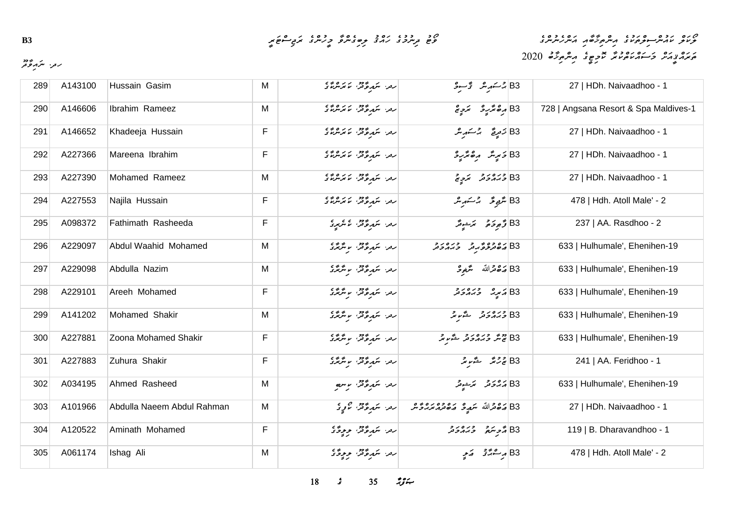| 289 | A143100 | Hussain Gasim | M | رعر، سَمدِوَّترٌ، مَ مَرَسْرَ ءُ | B3 بُرْسَمبِر گَ سِوْ | 27 \| HDh. Naivaadhoo - 1 |
|---|---|---|---|---|---|---|
| 290 | A146606 | Ibrahim Rameez | M | رعر، سَمدِوَّترٌ، مَ مَرَسْرَ ءُ | B3 مِرْھَمَّرِدْ مَرَجِ | 728 \| Angsana Resort & Spa Maldives-1 |
| 291 | A146652 | Khadeeja Hussain | F | رعر، سَمدِوَّترٌ، مَ مَرَسْرَ ءُ | B3 زَمِرِجَّ بُرْسَمبِر | 27 \| HDh. Naivaadhoo - 1 |
| 292 | A227366 | Mareena Ibrahim | F | رعر، سَمدِوَّترٌ، مَ مَرَسْرَ ءُ | B3 وَمِرِسَّ مِرْھَمَّرِدْ | 27 \| HDh. Naivaadhoo - 1 |
| 293 | A227390 | Mohamed Rameez | M | رعر، سَمدِوَّترٌ، مَ مَرَسْرَ ءُ | B3 وَيَرْمَرَوَتْرُ مَرَجِ | 27 \| HDh. Naivaadhoo - 1 |
| 294 | A227553 | Najila Hussain | F | رعر، سَمدِوَّترٌ، مَ مَرَسْرَ ءُ | B3 سَّمِجَ بُرْسَمبِر | 478 \| Hdh. Atoll Male' - 2 |
| 295 | A098372 | Fathimath Rasheeda | F | رعر، سَمدِوَّترٌ، مَ سَرِبِرِءُ | B3 وَّجِوَمَ مَرَشِبِرَّ | 237 \| AA. Rasdhoo - 2 |
| 296 | A229097 | Abdul Waahid Mohamed | M | رعر، سَمدِوَّترٌ، بِرسَّرَءُ | B3 مَەھْتَرُوٌرِتَرُ وَيَرْمَرَوَتْرُ | 633 \| Hulhumale', Ehenihen-19 |
| 297 | A229098 | Abdulla Nazim | M | رعر، سَمدِوَّترٌ، بِرسَّرَءُ | B3 مَەھْتَراللہ سَّمِوْ | 633 \| Hulhumale', Ehenihen-19 |
| 298 | A229101 | Areeh Mohamed | F | رعر، سَمدِوَّترٌ، بِرسَّرَءُ | B3 مَمِرِرْ وَيَرْمَرَوَتْرُ | 633 \| Hulhumale', Ehenihen-19 |
| 299 | A141202 | Mohamed Shakir | M | رعر، سَمدِوَّترٌ، بِرسَّرَءُ | B3 وَيَرْمَرَوَتْرُ شَّمِرُ | 633 \| Hulhumale', Ehenihen-19 |
| 300 | A227881 | Zoona Mohamed Shakir | F | رعر، سَمدِوَّترٌ، بِرسَّرَءُ | B3 تجْسَّ وَيَرْمَرَوَتْرُ شَّمِرُ | 633 \| Hulhumale', Ehenihen-19 |
| 301 | A227883 | Zuhura Shakir | F | رعر، سَمدِوَّترٌ، بِرسَّرَءُ | B3 تجْرُسَّ شَّمِرُ | 241 \| AA. Feridhoo - 1 |
| 302 | A034195 | Ahmed Rasheed | M | رعر، سَمدِوَّترٌ، بِرسِرِ | B3 مَرْوَتْرُ مَرَشِبِرُ | 633 \| Hulhumale', Ehenihen-19 |
| 303 | A101966 | Abdulla Naeem Abdul Rahman | M | رعر، سَمدِوَّترٌ، ءُوِءُ | B3 مَەھْتَراللہ سَمِرِوْ مَەھْتَرْمَرَبَرْوَسْ | 27 \| HDh. Naivaadhoo - 1 |
| 304 | A120522 | Aminath Mohamed | F | رعر، سَمدِوَّترٌ، وِوِوَّءُ | B3 مَّجِسَمَ وَيَرْمَرَوَتْرُ | 119 \| B. Dharavandhoo - 1 |
| 305 | A061174 | Ishag Ali | M | رعر، سَمدِوَّترٌ، وِوِوَّءُ | B3 مِرْسَّمَدْ مَجِ | 478 \| Hdh. Atoll Male' - 2 |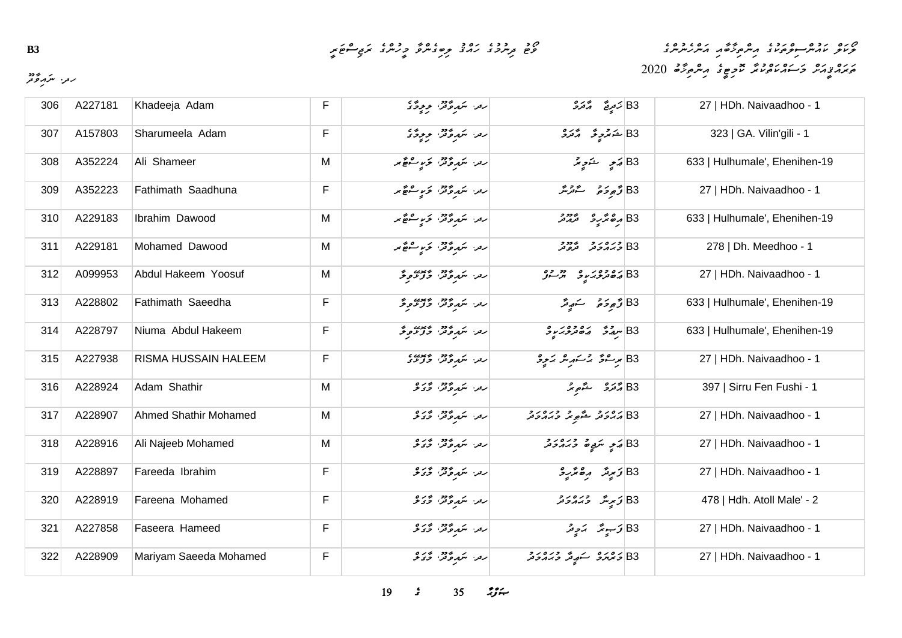ހދ. ނައިވާދޫ

| 306 | A227181 | Khadeeja Adam | F | ހދ. ނައިވާދޫ، ވިލިމާގެ | B3 ޚަދީޖާ އާދަމް | 27 \| HDh. Naivaadhoo - 1 |
|---|---|---|---|---|---|---|
| 307 | A157803 | Sharumeela Adam | F | ހދ. ނައިވާދޫ، ވިލިމާގެ | B3 ޝަރުމީލާ އާދަމް | 323 \| GA. Vilin'gili - 1 |
| 308 | A352224 | Ali Shameer | M | ހދ. ނައިވާދޫ، ވަލިސްޓާރ | B3 ޢަލީ ޝަމީރު | 633 \| Hulhumale', Ehenihen-19 |
| 309 | A352223 | Fathimath Saadhuna | F | ހދ. ނައިވާދޫ، ވަލިސްޓާރ | B3 ފާތިމަތު ސާދުނާ | 27 \| HDh. Naivaadhoo - 1 |
| 310 | A229183 | Ibrahim Dawood | M | ހދ. ނައިވާދޫ، ވަލިސްޓާރ | B3 އިބްރާހީމް ދާއޫދު | 633 \| Hulhumale', Ehenihen-19 |
| 311 | A229181 | Mohamed Dawood | M | ހދ. ނައިވާދޫ، ވަލިސްޓާރ | B3 މުޙައްމަދު ދާއޫދު | 278 \| Dh. Meedhoo - 1 |
| 312 | A099953 | Abdul Hakeem Yoosuf | M | ހދ. ނައިވާދޫ، މޫނުމަލިގާ | B3 އަބްދުލްޙަކީމް ޔޫސުފް | 27 \| HDh. Naivaadhoo - 1 |
| 313 | A228802 | Fathimath Saeedha | F | ހދ. ނައިވާދޫ، މޫނުމަލިގާ | B3 ފާތިމަތު ސަޢީދާ | 633 \| Hulhumale', Ehenihen-19 |
| 314 | A228797 | Niuma Abdul Hakeem | F | ހދ. ނައިވާދޫ، މޫނުމަލިގާ | B3 ނިޢުމާ އަބްދުލްޙަކީމް | 633 \| Hulhumale', Ehenihen-19 |
| 315 | A227938 | RISMA HUSSAIN HALEEM | F | ހދ. ނައިވާދޫ، މޫނުމާގެ | B3 ރިސްމާ ޙުސައިން ހަލީމް | 27 \| HDh. Naivaadhoo - 1 |
| 316 | A228924 | Adam Shathir | M | ހދ. ނައިވާދޫ، މާގަލް | B3 އާދަމް ޝާތިރު | 397 \| Sirru Fen Fushi - 1 |
| 317 | A228907 | Ahmed Shathir Mohamed | M | ހދ. ނައިވާދޫ، މާގަލް | B3 އަޙްމަދު ޝާތިރު މުޙައްމަދު | 27 \| HDh. Naivaadhoo - 1 |
| 318 | A228916 | Ali Najeeb Mohamed | M | ހދ. ނައިވާދޫ، މާގަލް | B3 ޢަލީ ނަޖީބު މުޙައްމަދު | 27 \| HDh. Naivaadhoo - 1 |
| 319 | A228897 | Fareeda Ibrahim | F | ހދ. ނައިވާދޫ، މާގަލް | B3 ފަރީދާ އިބްރާހީމް | 27 \| HDh. Naivaadhoo - 1 |
| 320 | A228919 | Fareena Mohamed | F | ހދ. ނައިވާދޫ، މާގަލް | B3 ފަރީނާ މުޙައްމަދު | 478 \| Hdh. Atoll Male' - 2 |
| 321 | A227858 | Faseera Hameed | F | ހދ. ނައިވާދޫ، މާގަލް | B3 ފަސީރާ ހަމީދު | 27 \| HDh. Naivaadhoo - 1 |
| 322 | A228909 | Mariyam Saeeda Mohamed | F | ހދ. ނައިވާދޫ، މާގަލް | B3 މަރިޔަމް ސަޢީދާ މުޙައްމަދު | 27 \| HDh. Naivaadhoo - 1 |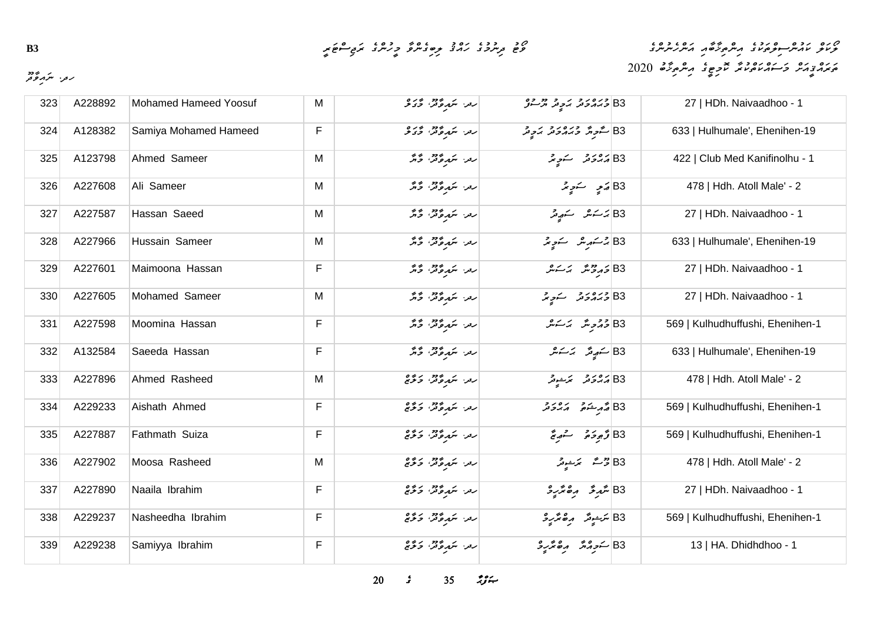| 323 | A228892 | Mohamed Hameed Yoosuf | M | رىن سَمِرۇتر، ۇرۇ | B3 دېرەرد برېږد ترسو | 27 \| HDh. Naivaadhoo - 1 |
|---|---|---|---|---|---|---|
| 324 | A128382 | Samiya Mohamed Hameed | F | رىن سَمِرۇتر، ۇرۇ | B3 ستمونژ وبرەرد برېږد | 633 \| Hulhumale', Ehenihen-19 |
| 325 | A123798 | Ahmed Sameer | M | رىن سَمِرۇتر، ۇنژ | B3 مەرد سەرىد | 422 \| Club Med Kanifinolhu - 1 |
| 326 | A227608 | Ali Sameer | M | رىن سَمِرۇتر، ۇنژ | B3 مَعِ سَوِيْر | 478 \| Hdh. Atoll Male' - 2 |
| 327 | A227587 | Hassan Saeed | M | رىن سَمِرۇتر، ۇنژ | B3 بزىسەش سەرپىتر | 27 \| HDh. Naivaadhoo - 1 |
| 328 | A227966 | Hussain Sameer | M | رىن سَمِرۇتر، ۇنژ | B3 برىسەرىر سەرىد | 633 \| Hulhumale', Ehenihen-19 |
| 329 | A227601 | Maimoona Hassan | F | رىن سَمِرۇتر، ۇنژ | B3 ورقتر برسىر | 27 \| HDh. Naivaadhoo - 1 |
| 330 | A227605 | Mohamed Sameer | M | رىن سَمِرۇتر، ۇنژ | B3 دېرەرد سەرىد | 27 \| HDh. Naivaadhoo - 1 |
| 331 | A227598 | Moomina Hassan | F | رىن سَمِرۇتر، ۇنژ | B3 دېروبر برسىر | 569 \| Kulhudhuffushi, Ehenihen-1 |
| 332 | A132584 | Saeeda Hassan | F | رىن سَمِرۇتر، ۇنژ | B3 سەرپىتر برسىر | 633 \| Hulhumale', Ehenihen-19 |
| 333 | A227896 | Ahmed Rasheed | M | رىن سَمِرۇتر، ۇرىج | B3 مەرد برشونر | 478 \| Hdh. Atoll Male' - 2 |
| 334 | A229233 | Aishath Ahmed | F | رىن سَمِرۇتر، ۇرىج | B3 مەرشەھ مەرد | 569 \| Kulhudhuffushi, Ehenihen-1 |
| 335 | A227887 | Fathmath Suiza | F | رىن سَمِرۇتر، ۇرىج | B3 ۇھوخى سەرىج | 569 \| Kulhudhuffushi, Ehenihen-1 |
| 336 | A227902 | Moosa Rasheed | M | رىن سَمِرۇتر، ۇرىج | B3 دىسە برشونر | 478 \| Hdh. Atoll Male' - 2 |
| 337 | A227890 | Naaila Ibrahim | F | رىن سَمِرۇتر، ۇرىج | B3 سەربۇ مەھىزىر | 27 \| HDh. Naivaadhoo - 1 |
| 338 | A229237 | Nasheedha Ibrahim | F | رىن سَمِرۇتر، ۇرىج | B3 سرشونر مەھىزىر | 569 \| Kulhudhuffushi, Ehenihen-1 |
| 339 | A229238 | Samiyya Ibrahim | F | رىن سَمِرۇتر، ۇرىج | B3 سەدەر مەھىزىر | 13 \| HA. Dhidhdhoo - 1 |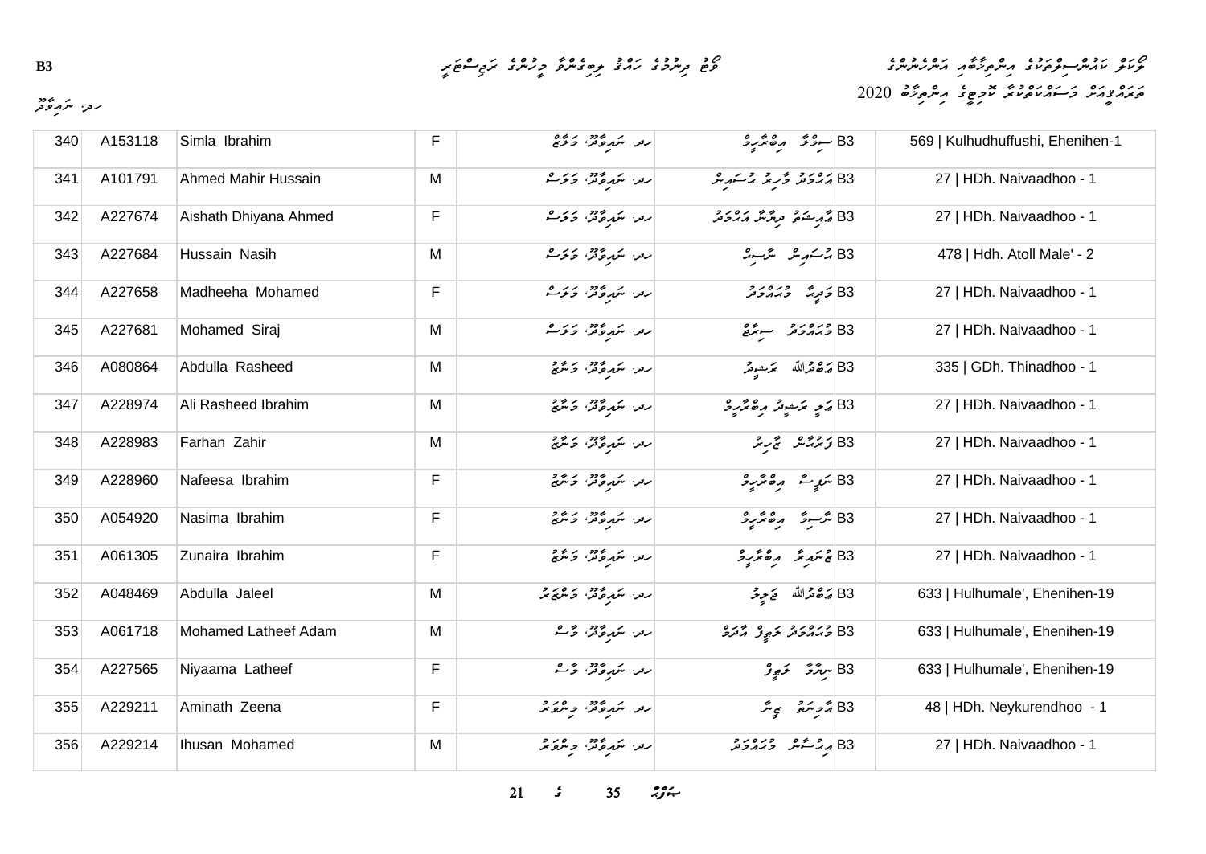رعر. سَرَمِرَّة تَرُ

| 340 | A153118 | Simla Ibrahim | F | رىر. سَمەرَّقْرْ، دَرَّجْ | B3 سِرْءُ مِرەمَّرِءُ | 569 \| Kulhudhuffushi, Ehenihen-1 |
|---|---|---|---|---|---|---|
| 341 | A101791 | Ahmed Mahir Hussain | M | رىر. سَمەرَّقْرْ، دَىَرَ | B3 مَرْدَرَ دَّرِيْر بُرسَمِرِسْ | 27 \| HDh. Naivaadhoo - 1 |
| 342 | A227674 | Aishath Dhiyana Ahmed | F | رىر. سَمەرَّقْرْ، دَىَرَ | B3 مَّرِشَوْ مِرْرَسْ مَرْدَرْ | 27 \| HDh. Naivaadhoo - 1 |
| 343 | A227684 | Hussain Nasih | M | رىر. سَمەرَّقْرْ، دَىَرَ | B3 بُرسَمِرِسْ سَّرِسِبْ | 478 \| Hdh. Atoll Male' - 2 |
| 344 | A227658 | Madheeha Mohamed | F | رىر. سَمەرَّقْرْ، دَىَرَ | B3 دَمِرِيَّ دِرَمْرَدْرْ | 27 \| HDh. Naivaadhoo - 1 |
| 345 | A227681 | Mohamed Siraj | M | رىر. سَمەرَّقْرْ، دَىَرَ | B3 دِرَمْرَدْرْ سِمَّرْجْ | 27 \| HDh. Naivaadhoo - 1 |
| 346 | A080864 | Abdulla Rasheed | M | رىر. سَمەرَّقْرْ، دَسَّجْ | B3 مَەقْرْاللە بَرَشِيرْ | 335 \| GDh. Thinadhoo - 1 |
| 347 | A228974 | Ali Rasheed Ibrahim | M | رىر. سَمەرَّقْرْ، دَسَّجْ | B3 مَرِ بَرَشِيرْ مِرەمَّرِءُ | 27 \| HDh. Naivaadhoo - 1 |
| 348 | A228983 | Farhan Zahir | M | رىر. سَمەرَّقْرْ، دَسَّجْ | B3 وَبَرْبَرْسْ يَّرِبْر | 27 \| HDh. Naivaadhoo - 1 |
| 349 | A228960 | Nafeesa Ibrahim | F | رىر. سَمەرَّقْرْ، دَسَّجْ | B3 سَمِرِسَّ مِرەمَّرِءُ | 27 \| HDh. Naivaadhoo - 1 |
| 350 | A054920 | Nasima Ibrahim | F | رىر. سَمەرَّقْرْ، دَسَّجْ | B3 سَّرِسِرَّ مِرەمَّرِءُ | 27 \| HDh. Naivaadhoo - 1 |
| 351 | A061305 | Zunaira Ibrahim | F | رىر. سَمەرَّقْرْ، دَسَّجْ | B3 يُسَمِرِبَّ مِرەمَّرِءُ | 27 \| HDh. Naivaadhoo - 1 |
| 352 | A048469 | Abdulla Jaleel | M | رىر. سَمەرَّقْرْ، دَسْرَبَرْ | B3 مَەقْرْاللە يَجِوِدْ | 633 \| Hulhumale', Ehenihen-19 |
| 353 | A061718 | Mohamed Latheef Adam | M | رىر. سَمەرَّقْرْ، دَّسْ | B3 دِرَمْرَدْرْ دَجِوِرْ مَّرَدْ | 633 \| Hulhumale', Ehenihen-19 |
| 354 | A227565 | Niyaama Latheef | F | رىر. سَمەرَّقْرْ، دَّسْ | B3 سِرَّرَّ دَجِوِرْ | 633 \| Hulhumale', Ehenihen-19 |
| 355 | A229211 | Aminath Zeena | F | رىر. سَمەرَّقْرْ، دِسْرَبَرْ | B3 مَّرِسَرَ يِسَّ | 48 \| HDh. Neykurendhoo - 1 |
| 356 | A229214 | Ihusan Mohamed | M | رىر. سَمەرَّقْرْ، دِسْرَبَرْ | B3 مِرْبُسَسْ دِرَمْرَدْرْ | 27 \| HDh. Naivaadhoo - 1 |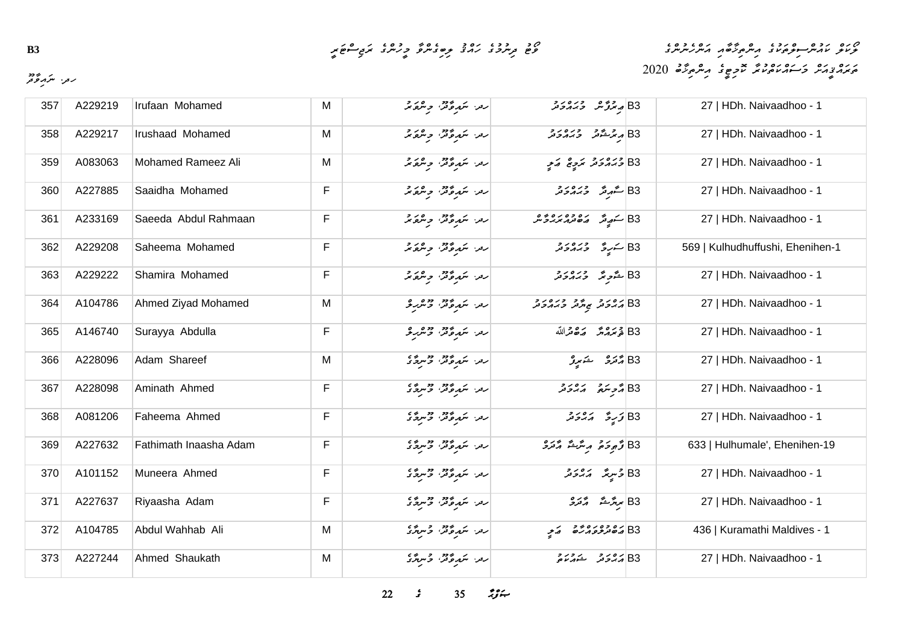| 357 | A229219 | Irufaan Mohamed | M | رىز. سَرَمِرُّتْرُ، وِسْھَىرُ | B3 مِرْتَرَّرْ وْرَوْرُوْرُ | 27 \| HDh. Naivaadhoo - 1 |
|---|---|---|---|---|---|---|
| 358 | A229217 | Irushaad Mohamed | M | رىز. سَرَمِرُّتْرُ، وِسْھَىرُ | B3 مِرْشَرُّ وْرَوْرُوْرُ | 27 \| HDh. Naivaadhoo - 1 |
| 359 | A083063 | Mohamed Rameez Ali | M | رىز. سَرَمِرُّتْرُ، وِسْھَىرُ | B3 وْرَوْرُوْرُ بَرَوِيْ مَعِ | 27 \| HDh. Naivaadhoo - 1 |
| 360 | A227885 | Saaidha Mohamed | F | رىز. سَرَمِرُّتْرُ، وِسْھَىرُ | B3 سَّمِرِتَرُّ وْرَوْرُوْرُ | 27 \| HDh. Naivaadhoo - 1 |
| 361 | A233169 | Saeeda Abdul Rahmaan | F | رىز. سَرَمِرُّتْرُ، وِسْھَىرُ | B3 سَمِرِتَرُّ مَھْتَرْمَبَرُوْسْ | 27 \| HDh. Naivaadhoo - 1 |
| 362 | A229208 | Saheema Mohamed | F | رىز. سَرَمِرُّتْرُ، وِسْھَىرُ | B3 سَرِوَّ وْرَوْرُوْرُ | 569 \| Kulhudhuffushi, Ehenihen-1 |
| 363 | A229222 | Shamira Mohamed | F | رىز. سَرَمِرُّتْرُ، وِسْھَىرُ | B3 شَوِبَرُّ وْرَوْرُوْرُ | 27 \| HDh. Naivaadhoo - 1 |
| 364 | A104786 | Ahmed Ziyad Mohamed | M | رىز. سَرَمِرُّتْرُ، وُسْرِيْوْ | B3 مَرْوَرُ بِمَرَّرُ وْرَوْرُوْرُ | 27 \| HDh. Naivaadhoo - 1 |
| 365 | A146740 | Surayya Abdulla | F | رىز. سَرَمِرُّتْرُ، وُسْرِيْوْ | B3 قْبَرْمَرُّ مَھْتَرَاللّٰه | 27 \| HDh. Naivaadhoo - 1 |
| 366 | A228096 | Adam Shareef | M | رىز. سَرَمِرُّتْرُ، وُسِرُّدُّ | B3 مُّتَرْوْ شَمِرُوْ | 27 \| HDh. Naivaadhoo - 1 |
| 367 | A228098 | Aminath Ahmed | F | رىز. سَرَمِرُّتْرُ، وُسِرُّدُّ | B3 مُّوِسَمُّ مَرْوَرُ | 27 \| HDh. Naivaadhoo - 1 |
| 368 | A081206 | Faheema Ahmed | F | رىز. سَرَمِرُّتْرُ، وُسِرُّدُّ | B3 وَرِوَّ مَرْوَرُ | 27 \| HDh. Naivaadhoo - 1 |
| 369 | A227632 | Fathimath Inaasha Adam | F | رىز. سَرَمِرُّتْرُ، وُسِرُّدُّ | B3 وَّجِوَمْ مِسَّشَ مُّتَرْوْ | 633 \| Hulhumale', Ehenihen-19 |
| 370 | A101152 | Muneera Ahmed | F | رىز. سَرَمِرُّتْرُ، وُسِرُّدُّ | B3 وُسِرِتَرُ مَرْوَرُ | 27 \| HDh. Naivaadhoo - 1 |
| 371 | A227637 | Riyaasha Adam | F | رىز. سَرَمِرُّتْرُ، وُسِرُّدُّ | B3 بِرِتَرُّشَ مُّتَرْوْ | 27 \| HDh. Naivaadhoo - 1 |
| 372 | A104785 | Abdul Wahhab Ali | M | رىز. سَرَمِرُّتْرُ، وُسِرُّرُ | B3 مَھْتَرْوَرْمُرُّھْ مَعِ | 436 \| Kuramathi Maldives - 1 |
| 373 | A227244 | Ahmed Shaukath | M | رىز. سَرَمِرُّتْرُ، وُسِرُّرُ | B3 مَرْوَرُ شَوْمَرَمْ | 27 \| HDh. Naivaadhoo - 1 |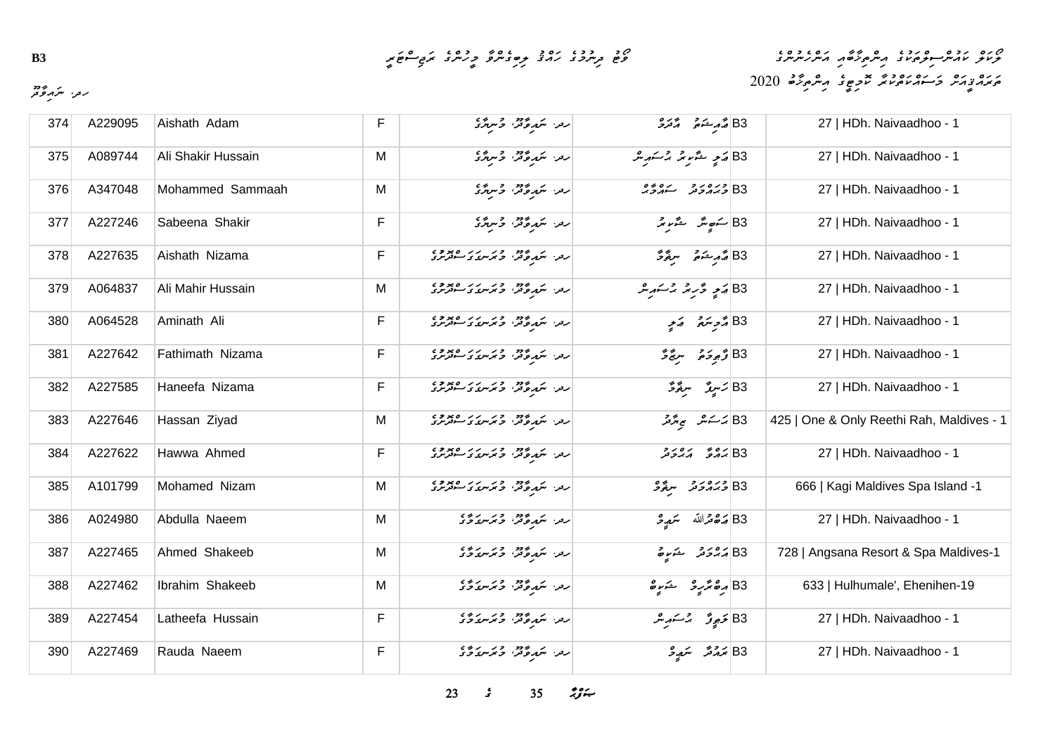ރދ. ނައިވާދޫ

| 374 | A229095 | Aishath Adam | F | ހދ. ނައިވާދޫ، މުނިމާގެ | B3 ޢާއިޝަތު އާދަމް | 27 \| HDh. Naivaadhoo - 1 |
|---|---|---|---|---|---|---|
| 375 | A089744 | Ali Shakir Hussain | M | ހދ. ނައިވާދޫ، މުނިމާގެ | B3 ޢަލީ ޝާކިރު ހުސައިން | 27 \| HDh. Naivaadhoo - 1 |
| 376 | A347048 | Mohammed Sammaah | M | ހދ. ނައިވާދޫ، މުނިމާގެ | B3 މުހައްމަދު ސައްމާހު | 27 \| HDh. Naivaadhoo - 1 |
| 377 | A227246 | Sabeena Shakir | F | ހދ. ނައިވާދޫ، މުނިމާގެ | B3 ސަބީނާ ޝާކިރު | 27 \| HDh. Naivaadhoo - 1 |
| 378 | A227635 | Aishath Nizama | F | ހދ. ނައިވާދޫ، މުރަނގަގެ ސަރަހައްދު | B3 ޢާއިޝަތު ނިޒާމާ | 27 \| HDh. Naivaadhoo - 1 |
| 379 | A064837 | Ali Mahir Hussain | M | ހދ. ނައިވާދޫ، މުރަނގަގެ ސަރަހައްދު | B3 ޢަލީ މާހިރު ހުސައިން | 27 \| HDh. Naivaadhoo - 1 |
| 380 | A064528 | Aminath Ali | F | ހދ. ނައިވާދޫ، މުރަނގަގެ ސަރަހައްދު | B3 އާމިނަތު ޢަލީ | 27 \| HDh. Naivaadhoo - 1 |
| 381 | A227642 | Fathimath Nizama | F | ހދ. ނައިވާދޫ، މުރަނގަގެ ސަރަހައްދު | B3 ފާތިމަތު ނިޒާމާ | 27 \| HDh. Naivaadhoo - 1 |
| 382 | A227585 | Haneefa Nizama | F | ހދ. ނައިވާދޫ، މުރަނގަގެ ސަރަހައްދު | B3 ހަނީފާ ނިޒާމާ | 27 \| HDh. Naivaadhoo - 1 |
| 383 | A227646 | Hassan Ziyad | M | ހދ. ނައިވާދޫ، މުރަނގަގެ ސަރަހައްދު | B3 ހަސަން ޒިޔާދު | 425 \| One & Only Reethi Rah, Maldives - 1 |
| 384 | A227622 | Hawwa Ahmed | F | ހދ. ނައިވާދޫ، މުރަނގަގެ ސަރަހައްދު | B3 ހައްވާ އަހުމަދު | 27 \| HDh. Naivaadhoo - 1 |
| 385 | A101799 | Mohamed Nizam | M | ހދ. ނައިވާދޫ، މުރަނގަގެ ސަރަހައްދު | B3 މުހައްމަދު ނިޒާމް | 666 \| Kagi Maldives Spa Island -1 |
| 386 | A024980 | Abdulla Naeem | M | ހދ. ނައިވާދޫ، މުރަނގަގެ | B3 އަބްދުއްﷲ ނަޢީމް | 27 \| HDh. Naivaadhoo - 1 |
| 387 | A227465 | Ahmed Shakeeb | M | ހދ. ނައިވާދޫ، މުރަނގަގެ | B3 އަހުމަދު ޝަކީބު | 728 \| Angsana Resort & Spa Maldives-1 |
| 388 | A227462 | Ibrahim Shakeeb | M | ހދ. ނައިވާދޫ، މުރަނގަގެ | B3 އިބްރާހީމް ޝަކީބު | 633 \| Hulhumale', Ehenihen-19 |
| 389 | A227454 | Latheefa Hussain | F | ހދ. ނައިވާދޫ، މުރަނގަގެ | B3 ލަޠީފާ ހުސައިން | 27 \| HDh. Naivaadhoo - 1 |
| 390 | A227469 | Rauda Naeem | F | ހދ. ނައިވާދޫ، މުރަނގަގެ | B3 ރައުދާ ނަޢީމް | 27 \| HDh. Naivaadhoo - 1 |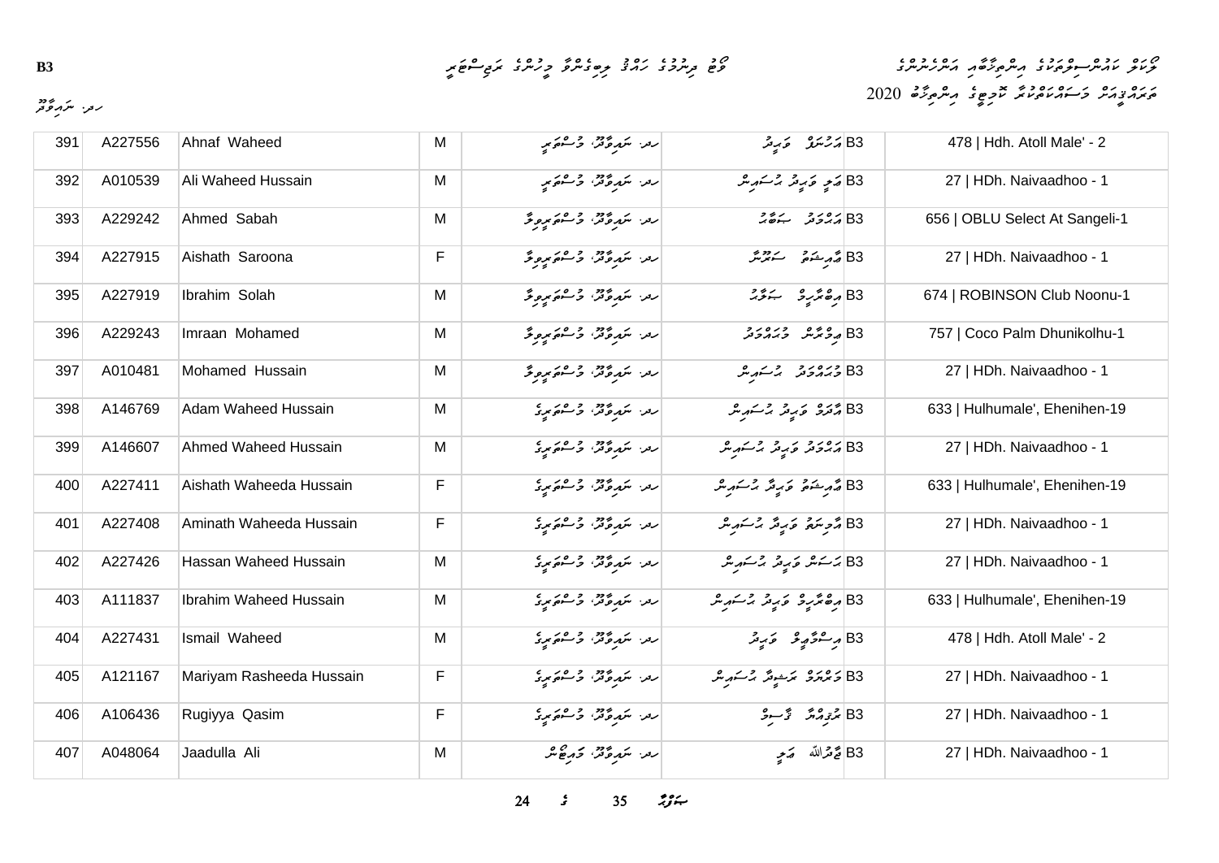| 391 | A227556 | Ahnaf Waheed | M | ހދ. ނައިވާދޫ، ޑ ސޯލަރ | އަހްނަފް ވަހީދު B3 | 478 \| Hdh. Atoll Male' - 2 |
|---|---|---|---|---|---|---|
| 392 | A010539 | Ali Waheed Hussain | M | ހދ. ނައިވާދޫ، ޑ ސޯލަރ | އަލި ވަހީދު ހުސައިން B3 | 27 \| HDh. Naivaadhoo - 1 |
| 393 | A229242 | Ahmed Sabah | M | ހދ. ނައިވާދޫ، ޑ ސޯލަރ ވިލާ | އަހުމަދު ސަބާހު B3 | 656 \| OBLU Select At Sangeli-1 |
| 394 | A227915 | Aishath Saroona | F | ހދ. ނައިވާދޫ، ޑ ސޯލަރ ވިލާ | އާއިޝަތު ސަރޫނާ B3 | 27 \| HDh. Naivaadhoo - 1 |
| 395 | A227919 | Ibrahim Solah | M | ހދ. ނައިވާދޫ، ޑ ސޯލަރ ވިލާ | އިބްރާހީމް ސަލާހު B3 | 674 \| ROBINSON Club Noonu-1 |
| 396 | A229243 | Imraan Mohamed | M | ހދ. ނައިވާދޫ، ޑ ސޯލަރ ވިލާ | އިމްރާން މުހައްމަދު B3 | 757 \| Coco Palm Dhunikolhu-1 |
| 397 | A010481 | Mohamed Hussain | M | ހދ. ނައިވާދޫ، ޑ ސޯލަރ ވިލާ | މުހައްމަދު ހުސައިން B3 | 27 \| HDh. Naivaadhoo - 1 |
| 398 | A146769 | Adam Waheed Hussain | M | ހދ. ނައިވާދޫ، ޑ ސޯލަރ ގެ | އާދަމް ވަހީދު ހުސައިން B3 | 633 \| Hulhumale', Ehenihen-19 |
| 399 | A146607 | Ahmed Waheed Hussain | M | ހދ. ނައިވާދޫ، ޑ ސޯލަރ ގެ | އަހުމަދު ވަހީދު ހުސައިން B3 | 27 \| HDh. Naivaadhoo - 1 |
| 400 | A227411 | Aishath Waheeda Hussain | F | ހދ. ނައިވާދޫ، ޑ ސޯލަރ ގެ | އާއިޝަތު ވަހީދާ ހުސައިން B3 | 633 \| Hulhumale', Ehenihen-19 |
| 401 | A227408 | Aminath Waheeda Hussain | F | ހދ. ނައިވާދޫ، ޑ ސޯލަރ ގެ | އާމިނަތު ވަހީދާ ހުސައިން B3 | 27 \| HDh. Naivaadhoo - 1 |
| 402 | A227426 | Hassan Waheed Hussain | M | ހދ. ނައިވާދޫ، ޑ ސޯލަރ ގެ | ހަސަން ވަހީދު ހުސައިން B3 | 27 \| HDh. Naivaadhoo - 1 |
| 403 | A111837 | Ibrahim Waheed Hussain | M | ހދ. ނައިވާދޫ، ޑ ސޯލަރ ގެ | އިބްރާހީމް ވަހީދު ހުސައިން B3 | 633 \| Hulhumale', Ehenihen-19 |
| 404 | A227431 | Ismail Waheed | M | ހދ. ނައިވާދޫ، ޑ ސޯލަރ ގެ | އިސްމާއީލް ވަހީދު B3 | 478 \| Hdh. Atoll Male' - 2 |
| 405 | A121167 | Mariyam Rasheeda Hussain | F | ހދ. ނައިވާދޫ، ޑ ސޯލަރ ގެ | މަރިޔަމް ރަޝީދާ ހުސައިން B3 | 27 \| HDh. Naivaadhoo - 1 |
| 406 | A106436 | Rugiyya Qasim | F | ހދ. ނައިވާދޫ، ޑ ސޯލަރ ގެ | ރުގިއްޔާ ޤާސިމް B3 | 27 \| HDh. Naivaadhoo - 1 |
| 407 | A048064 | Jaadulla Ali | M | ހދ. ނައިވާދޫ، ވައިޓް ނުން | ޖާދުﷲ އަލި B3 | 27 \| HDh. Naivaadhoo - 1 |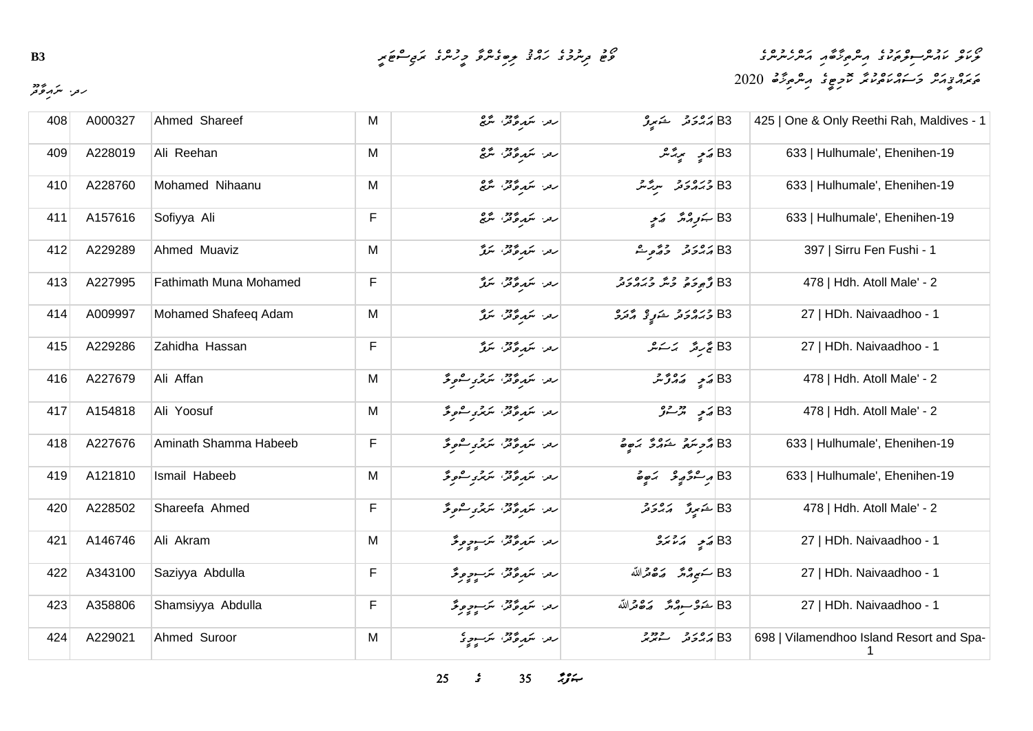| 408 | A000327 | Ahmed Shareef | M | ހދ. ނައިވާދޫ، ނާޒު | B3 އަހުމަދު ޝަރީފު | 425 \| One & Only Reethi Rah, Maldives - 1 |
|---|---|---|---|---|---|---|
| 409 | A228019 | Ali Reehan | M | ހދ. ނައިވާދޫ، ނާޒު | B3 އަލީ ރީހާން | 633 \| Hulhumale', Ehenihen-19 |
| 410 | A228760 | Mohamed Nihaanu | M | ހދ. ނައިވާދޫ، ނާޒު | B3 މުހައްމަދު ނިހާނު | 633 \| Hulhumale', Ehenihen-19 |
| 411 | A157616 | Sofiyya Ali | F | ހދ. ނައިވާދޫ، ނާޒު | B3 ސޯފިއްޔާ އަލީ | 633 \| Hulhumale', Ehenihen-19 |
| 412 | A229289 | Ahmed Muaviz | M | ހދ. ނައިވާދޫ، ނަޖާ | B3 އަހުމަދު މުއާވިޒް | 397 \| Sirru Fen Fushi - 1 |
| 413 | A227995 | Fathimath Muna Mohamed | F | ހދ. ނައިވާދޫ، ނަޖާ | B3 ފާތިމަތު މުނާ މުހައްމަދު | 478 \| Hdh. Atoll Male' - 2 |
| 414 | A009997 | Mohamed Shafeeq Adam | M | ހދ. ނައިވާދޫ، ނަޖާ | B3 މުހައްމަދު ޝަފީޤު އާދަމް | 27 \| HDh. Naivaadhoo - 1 |
| 415 | A229286 | Zahidha Hassan | F | ހދ. ނައިވާދޫ، ނަޖާ | B3 ޒާހިދާ ޙަސަން | 27 \| HDh. Naivaadhoo - 1 |
| 416 | A227679 | Ali Affan | M | ހދ. ނައިވާދޫ، ނަރުގިސްވިލާ | B3 އަލީ އައްފާން | 478 \| Hdh. Atoll Male' - 2 |
| 417 | A154818 | Ali Yoosuf | M | ހދ. ނައިވާދޫ، ނަރުގިސްވިލާ | B3 އަލީ ޔޫސުފު | 478 \| Hdh. Atoll Male' - 2 |
| 418 | A227676 | Aminath Shamma Habeeb | F | ހދ. ނައިވާދޫ، ނަރުގިސްވިލާ | B3 އާމިނަތު ޝައްމާ ހަބީބު | 633 \| Hulhumale', Ehenihen-19 |
| 419 | A121810 | Ismail Habeeb | M | ހދ. ނައިވާދޫ، ނަރުގިސްވިލާ | B3 އިސްމާއީލް ހަބީބު | 633 \| Hulhumale', Ehenihen-19 |
| 420 | A228502 | Shareefa Ahmed | F | ހދ. ނައިވާދޫ، ނަރުގިސްވިލާ | B3 ޝަރީފާ އަހުމަދު | 478 \| Hdh. Atoll Male' - 2 |
| 421 | A146746 | Ali Akram | M | ހދ. ނައިވާދޫ، ނަސީމީވިލާ | B3 އަލީ އަކްރަމް | 27 \| HDh. Naivaadhoo - 1 |
| 422 | A343100 | Saziyya Abdulla | F | ހދ. ނައިވާދޫ، ނަސީމީވިލާ | B3 ސަޒިއްޔާ އަބްދުﷲ | 27 \| HDh. Naivaadhoo - 1 |
| 423 | A358806 | Shamsiyya Abdulla | F | ހދ. ނައިވާދޫ، ނަސީމީވިލާ | B3 ޝަމްސިއްޔާ އަބްދުﷲ | 27 \| HDh. Naivaadhoo - 1 |
| 424 | A229021 | Ahmed Suroor | M | ހދ. ނައިވާދޫ، ނަސީމީގެ | B3 އަހުމަދު ސުރޫރު | 698 \| Vilamendhoo Island Resort and Spa-1 |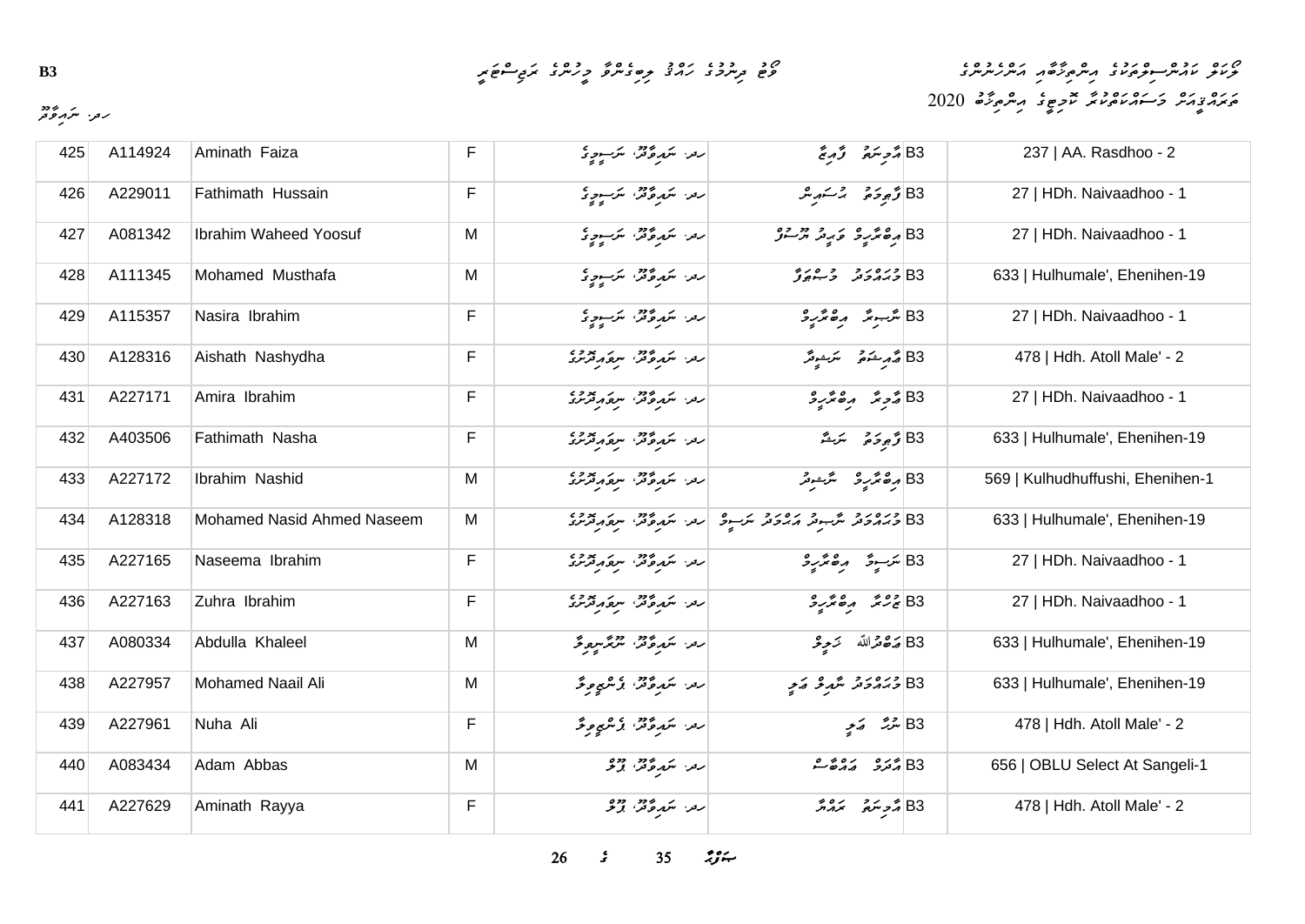ހދ. ނައިވާދޫ

| 425 | A114924 | Aminath Faiza | F | ހދ. ނައިވާދޫ، ނަސީމީގެ | B3 އާމިނަތު ފާއިޒާ | 237 \| AA. Rasdhoo - 2 |
|---|---|---|---|---|---|---|
| 426 | A229011 | Fathimath Hussain | F | ހދ. ނައިވާދޫ، ނަސީމީގެ | B3 ފާތިމަތު ހުސައިން | 27 \| HDh. Naivaadhoo - 1 |
| 427 | A081342 | Ibrahim Waheed Yoosuf | M | ހދ. ނައިވާދޫ، ނަސީމީގެ | B3 އިބްރާހީމް ވަހީދު ޔޫސުފް | 27 \| HDh. Naivaadhoo - 1 |
| 428 | A111345 | Mohamed Musthafa | M | ހދ. ނައިވާދޫ، ނަސީމީގެ | B3 މުހައްމަދު މުސްތަފާ | 633 \| Hulhumale', Ehenihen-19 |
| 429 | A115357 | Nasira Ibrahim | F | ހދ. ނައިވާދޫ، ނަސީމީގެ | B3 ނާސިރާ އިބްރާހީމް | 27 \| HDh. Naivaadhoo - 1 |
| 430 | A128316 | Aishath Nashydha | F | ހދ. ނައިވާދޫ، ނިޔަލިދޫކޮށީ | B3 އާއިޝަތު ނަޝީދާ | 478 \| Hdh. Atoll Male' - 2 |
| 431 | A227171 | Amira Ibrahim | F | ހދ. ނައިވާދޫ، ނިޔަލިދޫކޮށީ | B3 އާމިރާ އިބްރާހީމް | 27 \| HDh. Naivaadhoo - 1 |
| 432 | A403506 | Fathimath Nasha | F | ހދ. ނައިވާދޫ، ނިޔަލިދޫކޮށީ | B3 ފާތިމަތު ނަޝާ | 633 \| Hulhumale', Ehenihen-19 |
| 433 | A227172 | Ibrahim Nashid | M | ހދ. ނައިވާދޫ، ނިޔަލިދޫކޮށީ | B3 އިބްރާހީމް ނާޝިދު | 569 \| Kulhudhuffushi, Ehenihen-1 |
| 434 | A128318 | Mohamed Nasid Ahmed Naseem | M | ހދ. ނައިވާދޫ، ނިޔަލިދޫކޮށީ | B3 މުހައްމަދު ނާސިދު އަހުމަދު ނަސީމް | 633 \| Hulhumale', Ehenihen-19 |
| 435 | A227165 | Naseema Ibrahim | F | ހދ. ނައިވާދޫ، ނިޔަލިދޫކޮށީ | B3 ނަސީމާ އިބްރާހީމް | 27 \| HDh. Naivaadhoo - 1 |
| 436 | A227163 | Zuhra Ibrahim | F | ހދ. ނައިވާދޫ، ނިޔަލިދޫކޮށީ | B3 ޒުހްރާ އިބްރާހީމް | 27 \| HDh. Naivaadhoo - 1 |
| 437 | A080334 | Abdulla Khaleel | M | ހދ. ނައިވާދޫ، ނޫރާނީވިލާ | B3 އަބްދުﷲ ޚަލީލް | 633 \| Hulhumale', Ehenihen-19 |
| 438 | A227957 | Mohamed Naail Ali | M | ހދ. ނައިވާދޫ، ޕެންޒީވިލާ | B3 މުހައްމަދު ނާއިލް އަލީ | 633 \| Hulhumale', Ehenihen-19 |
| 439 | A227961 | Nuha Ali | F | ހދ. ނައިވާދޫ، ޕެންޒީވިލާ | B3 ނުހާ އަލީ | 478 \| Hdh. Atoll Male' - 2 |
| 440 | A083434 | Adam Abbas | M | ހދ. ނައިވާދޫ، ފުލް | B3 އާދަމް އައްބާސް | 656 \| OBLU Select At Sangeli-1 |
| 441 | A227629 | Aminath Rayya | F | ހދ. ނައިވާދޫ، ފުލް | B3 އާމިނަތު ރައްޔާ | 478 \| Hdh. Atoll Male' - 2 |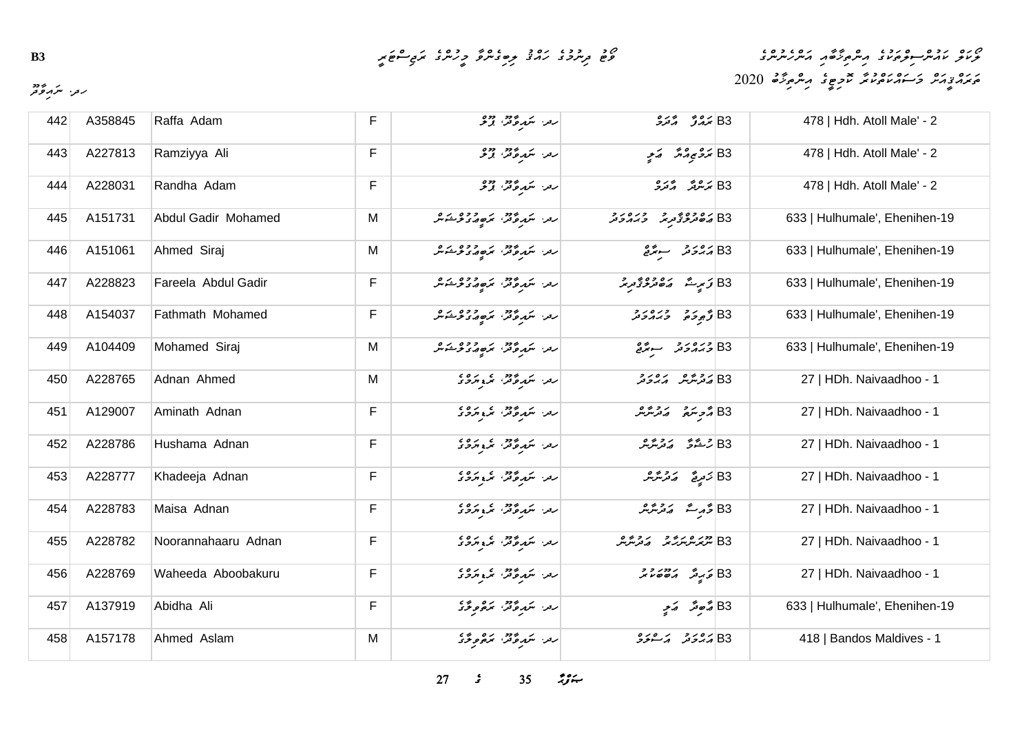| 442 | A358845 | Raffa Adam | F | ހދ. ނައިވާދޫ، ފޮޓޯ | B3 ރައްފާ އާދަމް | 478 \| Hdh. Atoll Male' - 2 |
|---|---|---|---|---|---|---|
| 443 | A227813 | Ramziyya Ali | F | ހދ. ނައިވާދޫ، ފޮޓޯ | B3 ރަމްޒިއްޔާ އަލި | 478 \| Hdh. Atoll Male' - 2 |
| 444 | A228031 | Randha Adam | F | ހދ. ނައިވާދޫ، ފޮޓޯ | B3 ރަންދާ އާދަމް | 478 \| Hdh. Atoll Male' - 2 |
| 445 | A151731 | Abdul Gadir Mohamed | M | ހދ. ނައިވާދޫ، ރަބީޢުލްއައްވަލްގެ | B3 އަބްދުލްޤާދިރު މުޙައްމަދު | 633 \| Hulhumale', Ehenihen-19 |
| 446 | A151061 | Ahmed Siraj | M | ހދ. ނައިވާދޫ، ރަބީޢުލްއައްވަލްގެ | B3 އަޙްމަދު ސިރާޖު | 633 \| Hulhumale', Ehenihen-19 |
| 447 | A228823 | Fareela Abdul Gadir | F | ހދ. ނައިވާދޫ، ރަބީޢުލްއައްވަލްގެ | B3 ފަރީލާ އަބްދުލްޤާދިރު | 633 \| Hulhumale', Ehenihen-19 |
| 448 | A154037 | Fathmath Mohamed | F | ހދ. ނައިވާދޫ، ރަބީޢުލްއައްވަލްގެ | B3 ފާތިމަތު މުޙައްމަދު | 633 \| Hulhumale', Ehenihen-19 |
| 449 | A104409 | Mohamed Siraj | M | ހދ. ނައިވާދޫ، ރަބީޢުލްއައްވަލްގެ | B3 މުޙައްމަދު ސިރާޖު | 633 \| Hulhumale', Ehenihen-19 |
| 450 | A228765 | Adnan Ahmed | M | ހދ. ނައިވާދޫ، ރޭގަނޑުވާގެ | B3 އަދުނާން އަޙްމަދު | 27 \| HDh. Naivaadhoo - 1 |
| 451 | A129007 | Aminath Adnan | F | ހދ. ނައިވާދޫ، ރޭގަނޑުވާގެ | B3 އާމިނަތު އަދުނާން | 27 \| HDh. Naivaadhoo - 1 |
| 452 | A228786 | Hushama Adnan | F | ހދ. ނައިވާދޫ، ރޭގަނޑުވާގެ | B3 ހުޝާމާ އަދުނާން | 27 \| HDh. Naivaadhoo - 1 |
| 453 | A228777 | Khadeeja Adnan | F | ހދ. ނައިވާދޫ، ރޭގަނޑުވާގެ | B3 ޚަދީޖާ އަދުނާން | 27 \| HDh. Naivaadhoo - 1 |
| 454 | A228783 | Maisa Adnan | F | ހދ. ނައިވާދޫ، ރޭގަނޑުވާގެ | B3 މާއިސާ އަދުނާން | 27 \| HDh. Naivaadhoo - 1 |
| 455 | A228782 | Noorannahaaru Adnan | F | ހދ. ނައިވާދޫ، ރޭގަނޑުވާގެ | B3 ނޫރަންނަހާރު އަދުނާން | 27 \| HDh. Naivaadhoo - 1 |
| 456 | A228769 | Waheeda Aboobakuru | F | ހދ. ނައިވާދޫ، ރޭގަނޑުވާގެ | B3 ވަޙީދާ އަބޫބަކުރު | 27 \| HDh. Naivaadhoo - 1 |
| 457 | A137919 | Abidha Ali | F | ހދ. ނައިވާދޫ، ރަތްމަލްވާގެ | B3 އާބިދާ އަލި | 633 \| Hulhumale', Ehenihen-19 |
| 458 | A157178 | Ahmed Aslam | M | ހދ. ނައިވާދޫ، ރަތްމަލްވާގެ | B3 އަޙްމަދު އަސްލަމް | 418 \| Bandos Maldives - 1 |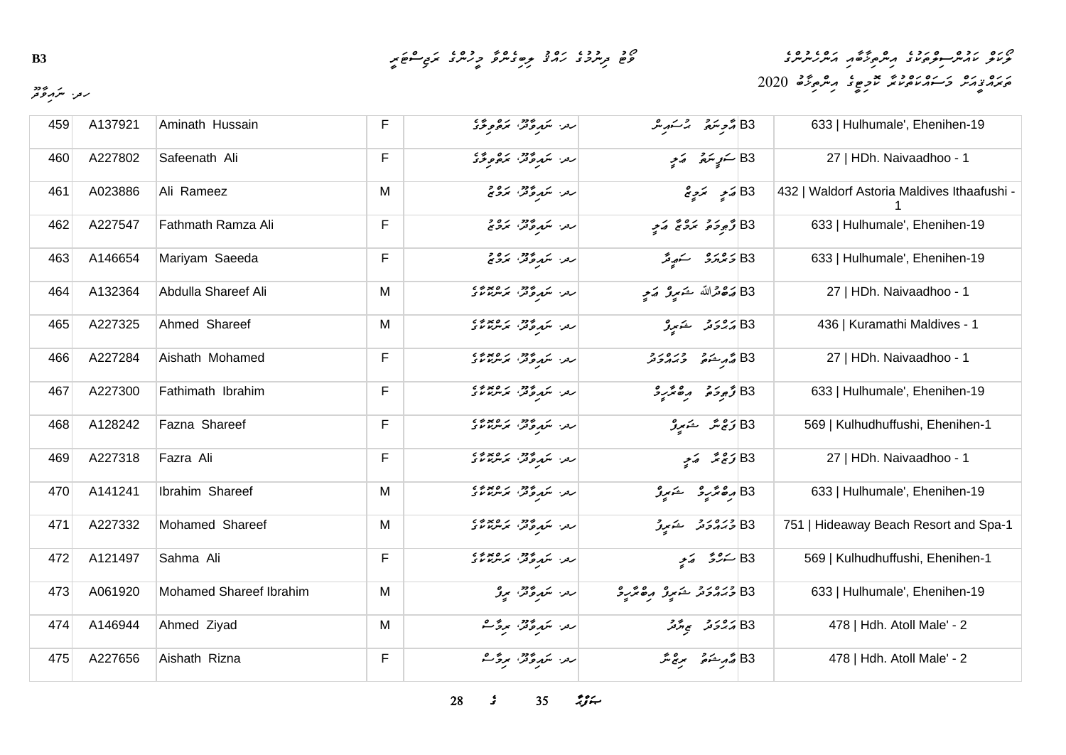رىر. سَرَمِرَّتْرُ

| 459 | A137921 | Aminath Hussain | F | رىر. سَرَمِرَّتْرُ، بَرَصْوِرَّى | B3 مُرْحِسَمُ بُرْسَمِرِسْ | 633 \| Hulhumale', Ehenihen-19 |
|---|---|---|---|---|---|---|
| 460 | A227802 | Safeenath Ali | F | رىر. سَرَمِرَّتْرُ، بَرَصْوِرَّى | B3 سَوِسَمُ مَعِ | 27 \| HDh. Naivaadhoo - 1 |
| 461 | A023886 | Ali Rameez | M | رىر. سَرَمِرَّتْرُ، بَرَدْعِ | B3 مَعِ بَرَدِعِ | 432 \| Waldorf Astoria Maldives Ithaafushi - 1 |
| 462 | A227547 | Fathmath Ramza Ali | F | رىر. سَرَمِرَّتْرُ، بَرَدْعِ | B3 وُّجِوَمُ بَرَدْعَ مَعِ | 633 \| Hulhumale', Ehenihen-19 |
| 463 | A146654 | Mariyam Saeeda | F | رىر. سَرَمِرَّتْرُ، بَرَدْعِ | B3 وَعْرَدُ سَمِيعَ | 633 \| Hulhumale', Ehenihen-19 |
| 464 | A132364 | Abdulla Shareef Ali | M | رىر. سَرَمِرَّتْرُ، بَرَسْرَسْعَى | B3 مَصْعَرَاللَّه شَمِيرُ مَعِ | 27 \| HDh. Naivaadhoo - 1 |
| 465 | A227325 | Ahmed Shareef | M | رىر. سَرَمِرَّتْرُ، بَرَسْرَسْعَى | B3 مَرْدَوَتْرُ شَمِيرُ | 436 \| Kuramathi Maldives - 1 |
| 466 | A227284 | Aishath Mohamed | F | رىر. سَرَمِرَّتْرُ، بَرَسْرَسْعَى | B3 مُرِسْمَوُ وَبَرْدَوَتْرُ | 27 \| HDh. Naivaadhoo - 1 |
| 467 | A227300 | Fathimath Ibrahim | F | رىر. سَرَمِرَّتْرُ، بَرَسْرَسْعَى | B3 وُّجِوَمُ مِرْصَعَرِدُ | 633 \| Hulhumale', Ehenihen-19 |
| 468 | A128242 | Fazna Shareef | F | رىر. سَرَمِرَّتْرُ، بَرَسْرَسْعَى | B3 وَيْمَسْ شَمِيرُ | 569 \| Kulhudhuffushi, Ehenihen-1 |
| 469 | A227318 | Fazra Ali | F | رىر. سَرَمِرَّتْرُ، بَرَسْرَسْعَى | B3 وَيْمَرْ مَعِ | 27 \| HDh. Naivaadhoo - 1 |
| 470 | A141241 | Ibrahim Shareef | M | رىر. سَرَمِرَّتْرُ، بَرَسْرَسْعَى | B3 مِرْصَعَرِدُ شَمِيرُ | 633 \| Hulhumale', Ehenihen-19 |
| 471 | A227332 | Mohamed Shareef | M | رىر. سَرَمِرَّتْرُ، بَرَسْرَسْعَى | B3 وَبَرْدَوَتْرُ شَمِيرُ | 751 \| Hideaway Beach Resort and Spa-1 |
| 472 | A121497 | Sahma Ali | F | رىر. سَرَمِرَّتْرُ، بَرَسْرَسْعَى | B3 سَرْدُ مَعِ | 569 \| Kulhudhuffushi, Ehenihen-1 |
| 473 | A061920 | Mohamed Shareef Ibrahim | M | رىر. سَرَمِرَّتْرُ، مِرُ | B3 وَبَرْدَوَتْرُ شَمِيرُ مِرْصَعَرِدُ | 633 \| Hulhumale', Ehenihen-19 |
| 474 | A146944 | Ahmed Ziyad | M | رىر. سَرَمِرَّتْرُ، مِرِدُّ | B3 مَرْدَوَتْرُ بِمَرَّتْرُ | 478 \| Hdh. Atoll Male' - 2 |
| 475 | A227656 | Aishath Rizna | F | رىر. سَرَمِرَّتْرُ، مِرِدُّ | B3 مُرِسْمَوُ مِرِيْسَ | 478 \| Hdh. Atoll Male' - 2 |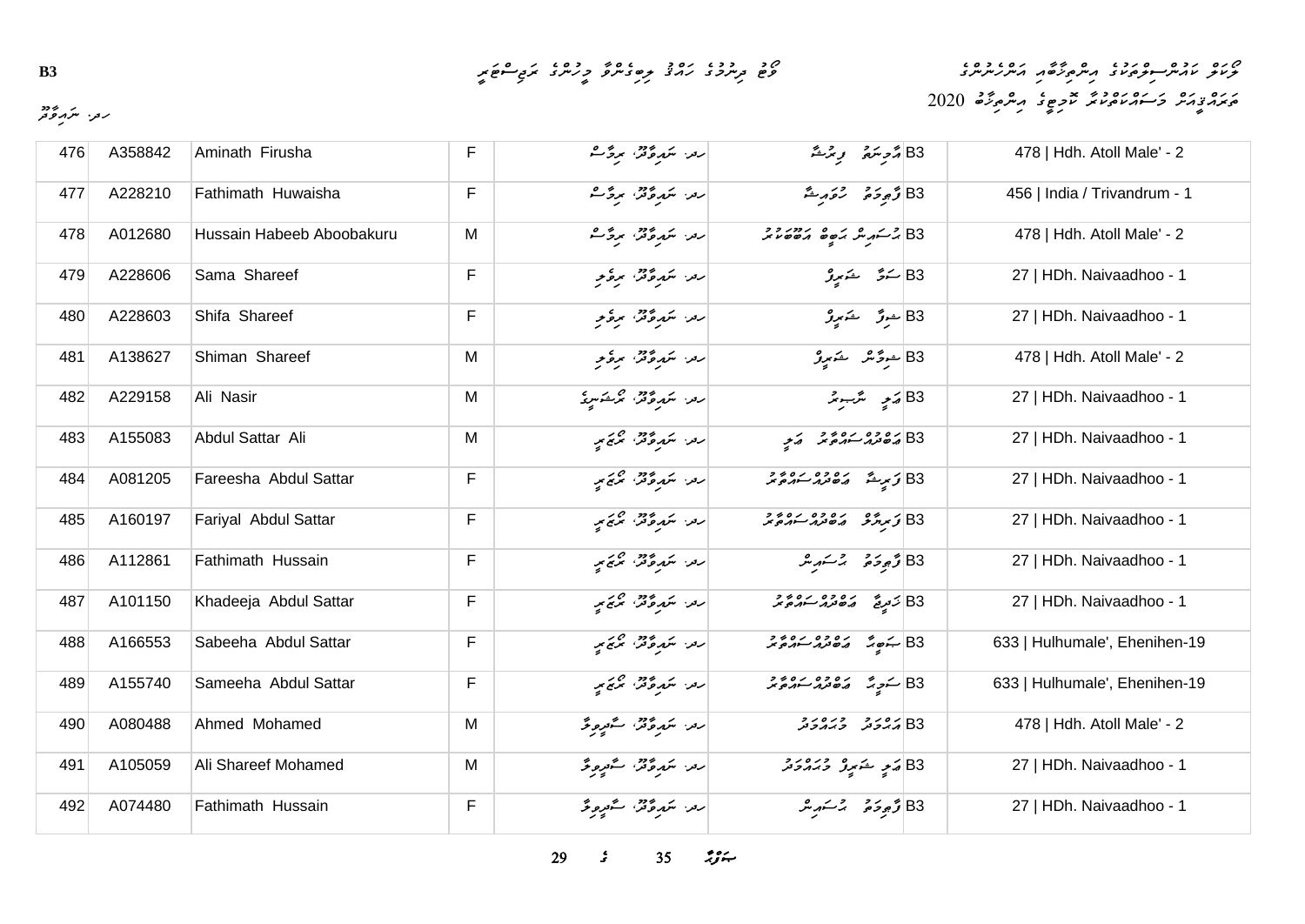| 476 | A358842 | Aminath Firusha | F | رىر. سَمەِرَّةُ ، برِدَّتْ | B3 مَّرِسَمَ وِمَرَتْہ | 478 \| Hdh. Atoll Male' - 2 |
|---|---|---|---|---|---|---|
| 477 | A228210 | Fathimath Huwaisha | F | رىر. سَمەِرَّةُ ، برِدَّتْ | B3 وَّجِرَةَ رُوَرِتْہ | 456 \| India / Trivandrum - 1 |
| 478 | A012680 | Hussain Habeeb Aboobakuru | M | رىر. سَمەِرَّةُ ، برِدَّتْ | B3 بُرْسَہر بِرْ بَرَصِرْ بِرَ صِ صَ بِرَ | 478 \| Hdh. Atoll Male' - 2 |
| 479 | A228606 | Sama Shareef | F | رىر. سَمەِرَّةُ ، برِوَمِ | B3 سَرَّ شَمَرِرْ | 27 \| HDh. Naivaadhoo - 1 |
| 480 | A228603 | Shifa Shareef | F | رىر. سَمەِرَّةُ ، برِوَمِ | B3 شِرَ شَمَرِرْ | 27 \| HDh. Naivaadhoo - 1 |
| 481 | A138627 | Shiman Shareef | M | رىر. سَمەِرَّةُ ، برِوَمِ | B3 شِرَّسْ شَمَرِرْ | 478 \| Hdh. Atoll Male' - 2 |
| 482 | A229158 | Ali Nasir | M | رىر. سَمەِرَّةُ ، سُرْشَسِرِدْ | B3 مَرِ سَّرْبِرْ | 27 \| HDh. Naivaadhoo - 1 |
| 483 | A155083 | Abdul Sattar Ali | M | رىر. سَمەِرَّةُ ، سْرَرِ | B3 مَصْرَمْ سَمْرِدَّرْ مَرِ | 27 \| HDh. Naivaadhoo - 1 |
| 484 | A081205 | Fareesha Abdul Sattar | F | رىر. سَمەِرَّةُ ، سْرَرِ | B3 وَمِرِتَّہ مَصْرَمْ سَمْرِدَّرْ | 27 \| HDh. Naivaadhoo - 1 |
| 485 | A160197 | Fariyal Abdul Sattar | F | رىر. سَمەِرَّةُ ، سْرَرِ | B3 وَمِرِرَّ مَصْرَمْ سَمْرِدَّرْ | 27 \| HDh. Naivaadhoo - 1 |
| 486 | A112861 | Fathimath Hussain | F | رىر. سَمەِرَّةُ ، سْرَرِ | B3 وَّجِرَةَ بُرْسَہرِسْ | 27 \| HDh. Naivaadhoo - 1 |
| 487 | A101150 | Khadeeja Abdul Sattar | F | رىر. سَمەِرَّةُ ، سْرَرِ | B3 زَمِرِجَ مَصْرَمْ سَمْرِدَّرْ | 27 \| HDh. Naivaadhoo - 1 |
| 488 | A166553 | Sabeeha Abdul Sattar | F | رىر. سَمەِرَّةُ ، سْرَرِ | B3 سَصِرِ مَصْرَمْ سَمْرِدَّرْ | 633 \| Hulhumale', Ehenihen-19 |
| 489 | A155740 | Sameeha Abdul Sattar | F | رىر. سَمەِرَّةُ ، سْرَرِ | B3 سَمِرِ مَصْرَمْ سَمْرِدَّرْ | 633 \| Hulhumale', Ehenihen-19 |
| 490 | A080488 | Ahmed Mohamed | M | رىر. سَمەِرَّةُ ، سَّمِرِوِرَّ | B3 مَرْدَرَ دِرَمْرَدَرْ | 478 \| Hdh. Atoll Male' - 2 |
| 491 | A105059 | Ali Shareef Mohamed | M | رىر. سَمەِرَّةُ ، سَّمِرِوِرَّ | B3 مَرِ شَمَرِرْ دِرَمْرَدَرْ | 27 \| HDh. Naivaadhoo - 1 |
| 492 | A074480 | Fathimath Hussain | F | رىر. سَمەِرَّةُ ، سَّمِرِوِرَّ | B3 وَّجِرَةَ بُرْسَہرِسْ | 27 \| HDh. Naivaadhoo - 1 |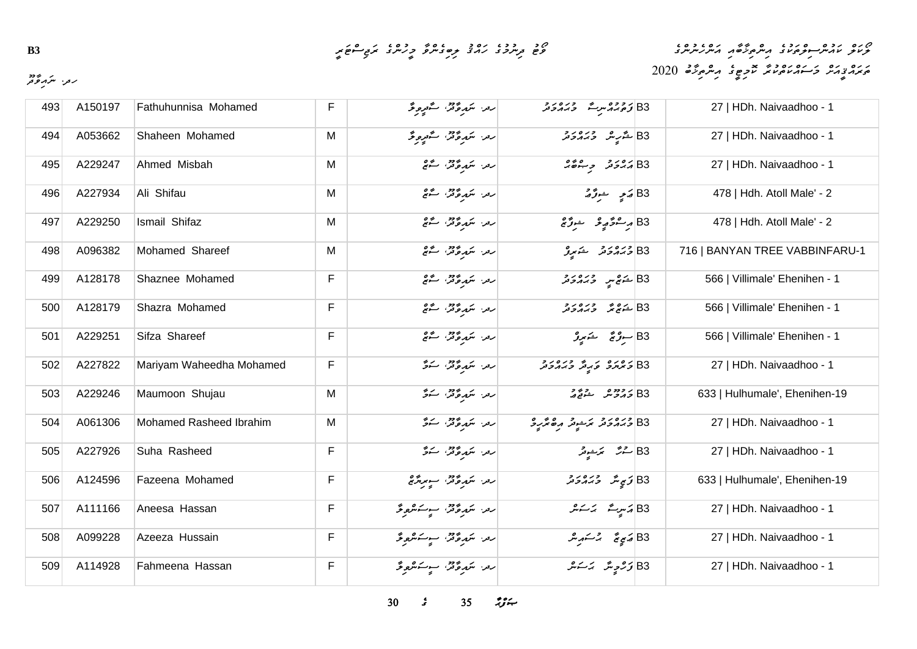| 493 | A150197 | Fathuhunnisa Mohamed | F | رىر. سَرەرِ ۇنر، سەرىرىگ | B3 وَجْرَدْرْسِرِ شَرْ وَبَرْدَرْدْ | 27 \| HDh. Naivaadhoo - 1 |
|---|---|---|---|---|---|---|
| 494 | A053662 | Shaheen Mohamed | M | رىر. سَرەرِ ۇنر، سەرىرىگ | B3 شَرِيْر وَبَرْدَرْدْ | 27 \| HDh. Naivaadhoo - 1 |
| 495 | A229247 | Ahmed Misbah | M | رىر. سَرەرِ ۇنر، سەھ | B3 رَبْرَدَرْ وِسْهَرْ | 27 \| HDh. Naivaadhoo - 1 |
| 496 | A227934 | Ali Shifau | M | رىر. سَرەرِ ۇنر، سەھ | B3 رَبِ شِوَرْ | 478 \| Hdh. Atoll Male' - 2 |
| 497 | A229250 | Ismail Shifaz | M | رىر. سَرەرِ ۇنر، سەھ | B3 رِسْمَرْمِيوْ شِوَرْجْ | 478 \| Hdh. Atoll Male' - 2 |
| 498 | A096382 | Mohamed Shareef | M | رىر. سَرەرِ ۇنر، سەھ | B3 وَبَرْدَرْدْ شَبِرِوْ | 716 \| BANYAN TREE VABBINFARU-1 |
| 499 | A128178 | Shaznee Mohamed | F | رىر. سَرەرِ ۇنر، سەھ | B3 شَجْسِ وَبَرْدَرْدْ | 566 \| Villimale' Ehenihen - 1 |
| 500 | A128179 | Shazra Mohamed | F | رىر. سَرەرِ ۇنر، سەھ | B3 شَجْبَرْ وَبَرْدَرْدْ | 566 \| Villimale' Ehenihen - 1 |
| 501 | A229251 | Sifza Shareef | F | رىر. سَرەرِ ۇنر، سەھ | B3 سِوْجْ شَبِرِوْ | 566 \| Villimale' Ehenihen - 1 |
| 502 | A227822 | Mariyam Waheedha Mohamed | F | رىر. سَرەرِ ۇنر، سەۇ | B3 وَبْرِرْدْ وَبِيرْ وَبَرْدَرْدْ | 27 \| HDh. Naivaadhoo - 1 |
| 503 | A229246 | Maumoon Shujau | M | رىر. سَرەرِ ۇنر، سەۇ | B3 وَبْرْدْسْ شُوْجَرْ | 633 \| Hulhumale', Ehenihen-19 |
| 504 | A061306 | Mohamed Rasheed Ibrahim | M | رىر. سَرەرِ ۇنر، سەۇ | B3 وَبَرْدَرْدْ بَرْشِيرْ رِهْبَرِيوْ | 27 \| HDh. Naivaadhoo - 1 |
| 505 | A227926 | Suha Rasheed | F | رىر. سَرەرِ ۇنر، سەۇ | B3 سُرْ بَرْشِيرْ | 27 \| HDh. Naivaadhoo - 1 |
| 506 | A124596 | Fazeena Mohamed | F | رىر. سَرەرِ ۇنر، سِبِرْمَرْجْ | B3 وَبِيرْ وَبَرْدَرْدْ | 633 \| Hulhumale', Ehenihen-19 |
| 507 | A111166 | Aneesa Hassan | F | رىر. سَرەرِ ۇنر، سِبِسَرْمِرِوْ | B3 رَسِرِ بَرَسَرْ | 27 \| HDh. Naivaadhoo - 1 |
| 508 | A099228 | Azeeza Hussain | F | رىر. سَرەرِ ۇنر، سِبِسَرْمِرِوْ | B3 رَبِيجْ بْرَسَرِرْ | 27 \| HDh. Naivaadhoo - 1 |
| 509 | A114928 | Fahmeena Hassan | F | رىر. سَرەرِ ۇنر، سِبِسَرْمِرِوْ | B3 وَرْدِيرْ بَرَسَرْ | 27 \| HDh. Naivaadhoo - 1 |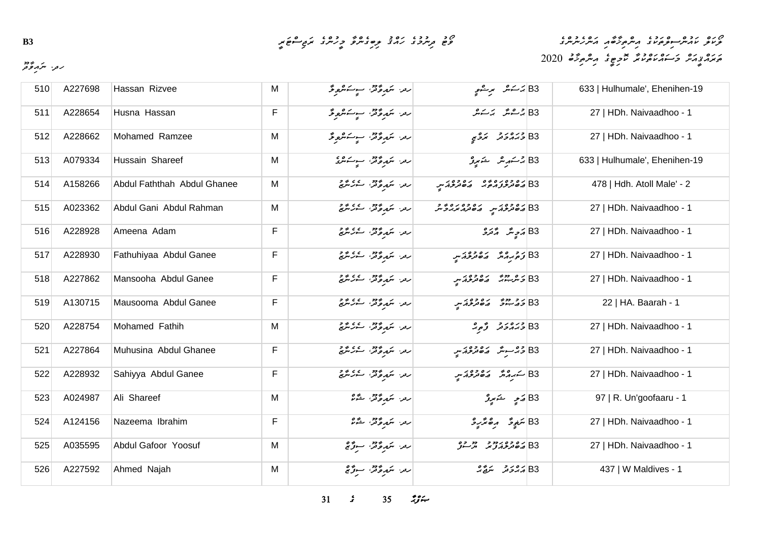| 510 | A227698 | Hassan Rizvee | M | رد. سَرَه وَتَر، سِهِسَعْرِ وَ | بَرْسَشْ بِرِجْوِ B3 | 633 \| Hulhumale', Ehenihen-19 |
|---|---|---|---|---|---|---|
| 511 | A228654 | Husna Hassan | F | رد. سَرَه وَتَر، سِهِسَعْرِ وَ | بُرْسْنَرُ بَرْسَشْ B3 | 27 \| HDh. Naivaadhoo - 1 |
| 512 | A228662 | Mohamed Ramzee | M | رد. سَرَه وَتَر، سِهِسَعْرِ وَ | وُبَرْمُوَتْرْ بَرْدْيِ B3 | 27 \| HDh. Naivaadhoo - 1 |
| 513 | A079334 | Hussain Shareef | M | رد. سَرَه وَتَر، سِهِسَعْرَ | بُرْسَرِ شَرْ شَمَبِرُوْ B3 | 633 \| Hulhumale', Ehenihen-19 |
| 514 | A158266 | Abdul Faththah Abdul Ghanee | M | رد. سَرَه وَتَر، سُوْرَسْرَج | مَصْرُوْرُوْرْ مَصْرُوْدَسِرِ B3 | 478 \| Hdh. Atoll Male' - 2 |
| 515 | A023362 | Abdul Gani Abdul Rahman | M | رد. سَرَه وَتَر، سُوْرَسْرَج | مَصْرُوْدَسِرِ مَصْرُمْبَرْدُوْسْ B3 | 27 \| HDh. Naivaadhoo - 1 |
| 516 | A228928 | Ameena Adam | F | رد. سَرَه وَتَر، سُوْرَسْرَج | مَرِيِسَ مُرْتَرْدْ B3 | 27 \| HDh. Naivaadhoo - 1 |
| 517 | A228930 | Fathuhiyaa Abdul Ganee | F | رد. سَرَه وَتَر، سُوْرَسْرَج | وَحْبِرِمُرْ مَصْرُوْدَسِرِ B3 | 27 \| HDh. Naivaadhoo - 1 |
| 518 | A227862 | Mansooha Abdul Ganee | F | رد. سَرَه وَتَر، سُوْرَسْرَج | وَسْرْبُمْ مَصْرُوْدَسِرِ B3 | 27 \| HDh. Naivaadhoo - 1 |
| 519 | A130715 | Mausooma Abdul Ganee | F | رد. سَرَه وَتَر، سُوْرَسْرَج | وَمْسُوْوُ مَصْرُوْدَسِرِ B3 | 22 \| HA. Baarah - 1 |
| 520 | A228754 | Mohamed Fathih | M | رد. سَرَه وَتَر، سُوْرَسْرَج | وُبَرْمُوَتْرْ وَّمِرْ B3 | 27 \| HDh. Naivaadhoo - 1 |
| 521 | A227864 | Muhusina Abdul Ghanee | F | رد. سَرَه وَتَر، سُوْرَسْرَج | وُبْرْسِسْرُ مَصْرُوْدَسِرِ B3 | 27 \| HDh. Naivaadhoo - 1 |
| 522 | A228932 | Sahiyya Abdul Ganee | F | رد. سَرَه وَتَر، سُوْرَسْرَج | سَبِرُمْرُ مَصْرُوْدَسِرِ B3 | 27 \| HDh. Naivaadhoo - 1 |
| 523 | A024987 | Ali Shareef | M | رد. سَرَه وَتَر، شَرُّ | مَرِ شَمَبِرُوْ B3 | 97 \| R. Un'goofaaru - 1 |
| 524 | A124156 | Nazeema Ibrahim | F | رد. سَرَه وَتَر، شَرُّ | سَيِوِرُ مِرْصَمْرِرْوْ B3 | 27 \| HDh. Naivaadhoo - 1 |
| 525 | A035595 | Abdul Gafoor Yoosuf | M | رد. سَرَه وَتَر، سِوَّجْ | مَصْرُوْدَرْتْرْ مُرْسُوْ B3 | 27 \| HDh. Naivaadhoo - 1 |
| 526 | A227592 | Ahmed Najah | M | رد. سَرَه وَتَر، سِوَّجْ | مَرْدَوَتْرْ سَرَبَرْ B3 | 437 \| W Maldives - 1 |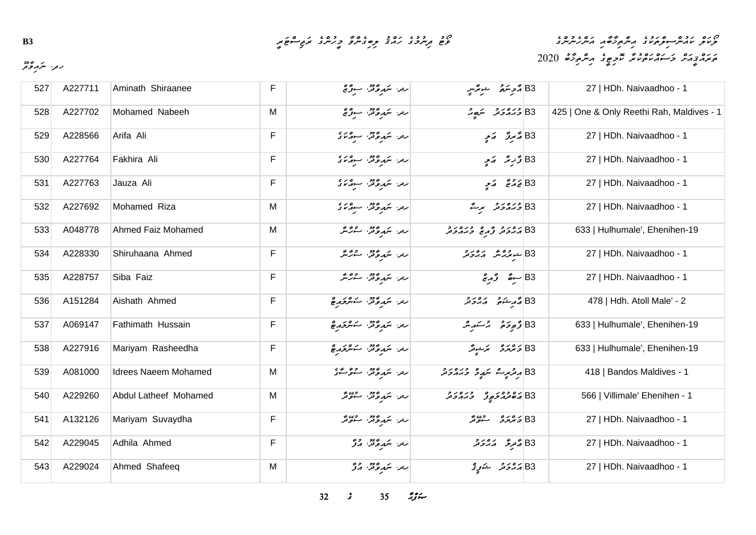| 527 | A227711 | Aminath Shiraanee | F | رعر. سَمِرِعَ تَرْ، سِعَرَّجْ | B3 مَّحِسَمَّ شِعِمَّسِ | 27 \| HDh. Naivaadhoo - 1 |
|---|---|---|---|---|---|---|
| 528 | A227702 | Mohamed Nabeeh | M | رعر. سَمِرِعَ تَرْ، سِعَرَّجْ | B3 وَبَرُمْرَوَتَرْ سَرَّحِ بْرْ | 425 \| One & Only Reethi Rah, Maldives - 1 |
| 529 | A228566 | Arifa Ali | F | رعر. سَمِرِعَ تَرْ، سِعِرْسَاءُ | B3 مَّحْبِرِوْ مَرْحِ | 27 \| HDh. Naivaadhoo - 1 |
| 530 | A227764 | Fakhira Ali | F | رعر. سَمِرِعَ تَرْ، سِعِرْسَاءُ | B3 وَّرِيَّرُ مَرْحِ | 27 \| HDh. Naivaadhoo - 1 |
| 531 | A227763 | Jauza Ali | F | رعر. سَمِرِعَ تَرْ، سِعِرْسَاءُ | B3 يَحْمَرُّجْ مَرْحِ | 27 \| HDh. Naivaadhoo - 1 |
| 532 | A227692 | Mohamed Riza | M | رعر. سَمِرِعَ تَرْ، سِعِرْسَاءُ | B3 وَبَرُمْرَوَتَرْ مِرِسَّةُ | 27 \| HDh. Naivaadhoo - 1 |
| 533 | A048778 | Ahmed Faiz Mohamed | M | رعر. سَمِرِعَ تَرْ، سِعِرَّسَّرْ | B3 مَرْبُرَوَتَرْ وَّرِجْ وَبَرُمْرَوَتَرْ | 633 \| Hulhumale', Ehenihen-19 |
| 534 | A228330 | Shiruhaana Ahmed | F | رعر. سَمِرِعَ تَرْ، سِعِرَّسَّرْ | B3 شِعِرُرَّسَّرْ مَرْبُرَوَتَرْ | 27 \| HDh. Naivaadhoo - 1 |
| 535 | A228757 | Siba Faiz | F | رعر. سَمِرِعَ تَرْ، سِعِرَّسَّرْ | B3 سِعَّةً وَّرِجْ | 27 \| HDh. Naivaadhoo - 1 |
| 536 | A151284 | Aishath Ahmed | F | رعر. سَمِرِعَ تَرْ، سَكَسْرَكَرِعْ | B3 مَّرِسْتَعْ مَرْبُرَوَتَرْ | 478 \| Hdh. Atoll Male' - 2 |
| 537 | A069147 | Fathimath Hussain | F | رعر. سَمِرِعَ تَرْ، سَكَسْرَكَرِعْ | B3 وَّجِوَدَمْ بُرْسَكَمِرِسْرْ | 633 \| Hulhumale', Ehenihen-19 |
| 538 | A227916 | Mariyam Rasheedha | F | رعر. سَمِرِعَ تَرْ، سَكَسْرَكَرِعْ | B3 وَمْرَمَرْدْ مَرْشِعِعَّرْ | 633 \| Hulhumale', Ehenihen-19 |
| 539 | A081000 | Idrees Naeem Mohamed | M | رعر. سَمِرِعَ تَرْ، سِعُوَّسَّى | B3 مِرْعَرِبِرْ سَرْحِ وَبَرُمْرَوَتَرْ | 418 \| Bandos Maldives - 1 |
| 540 | A229260 | Abdul Latheef Mohamed | M | رعر. سَمِرِعَ تَرْ، سِعُوَّتَرْ | B3 مَرْھَةَرْمُرْكَحِوْ وَبَرُمْرَوَتَرْ | 566 \| Villimale' Ehenihen - 1 |
| 541 | A132126 | Mariyam Suvaydha | F | رعر. سَمِرِعَ تَرْ، سِعُوَّتَرْ | B3 وَمْرَمَرْدْ سِعُوَّتَرْ | 27 \| HDh. Naivaadhoo - 1 |
| 542 | A229045 | Adhila Ahmed | F | رعر. سَمِرِعَ تَرْ، مُرْعَ | B3 مَّرْبِرِوْ مَرْبُرَوَتَرْ | 27 \| HDh. Naivaadhoo - 1 |
| 543 | A229024 | Ahmed Shafeeq | M | رعر. سَمِرِعَ تَرْ، مُرْعَ | B3 مَرْبُرَوَتَرْ شَعَرِوْ | 27 \| HDh. Naivaadhoo - 1 |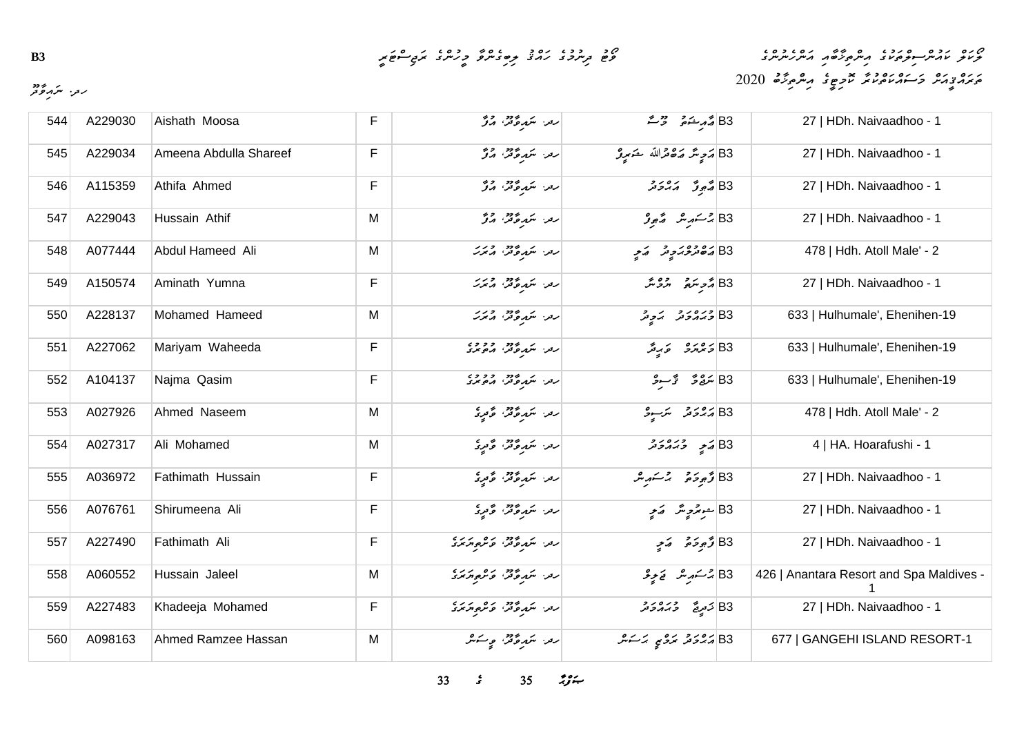ރދ. ނައިވާދޫ

| 544 | A229030 | Aishath Moosa | F | ހދ. ނައިވާދޫ، އުފާ | B3 އައިޝަތު މޫސާ | 27 \| HDh. Naivaadhoo - 1 |
|---|---|---|---|---|---|---|
| 545 | A229034 | Ameena Abdulla Shareef | F | ހދ. ނައިވާދޫ، އުފާ | B3 އަމީނާ އަބްދުاللّه ޝަރީފް | 27 \| HDh. Naivaadhoo - 1 |
| 546 | A115359 | Athifa Ahmed | F | ހދ. ނައިވާދޫ، އުފާ | B3 އާތިފާ އަޙްމަދު | 27 \| HDh. Naivaadhoo - 1 |
| 547 | A229043 | Hussain Athif | M | ހދ. ނައިވާދޫ، އުފާ | B3 ހުސައިން އާތިފް | 27 \| HDh. Naivaadhoo - 1 |
| 548 | A077444 | Abdul Hameed Ali | M | ހދ. ނައިވާދޫ، އުދަރު | B3 އަބްދުލްޙަމީދު އަލި | 478 \| Hdh. Atoll Male' - 2 |
| 549 | A150574 | Aminath Yumna | F | ހދ. ނައިވާދޫ، އުދަރު | B3 އާމިނަތު ޔުމްނާ | 27 \| HDh. Naivaadhoo - 1 |
| 550 | A228137 | Mohamed Hameed | M | ހދ. ނައިވާދޫ، އުދަރު | B3 މުޙައްމަދު ހަމީދު | 633 \| Hulhumale', Ehenihen-19 |
| 551 | A227062 | Mariyam Waheeda | F | ހދ. ނައިވާދޫ، އުތުރުގެ | B3 މަރިޔަމް ވަހީދާ | 633 \| Hulhumale', Ehenihen-19 |
| 552 | A104137 | Najma Qasim | F | ހދ. ނައިވާދޫ، އުތުރުގެ | B3 ނަޖްމާ ޤާސިމް | 633 \| Hulhumale', Ehenihen-19 |
| 553 | A027926 | Ahmed Naseem | M | ހދ. ނައިވާދޫ، ވާދީގެ | B3 އަޙްމަދު ނަސީމް | 478 \| Hdh. Atoll Male' - 2 |
| 554 | A027317 | Ali Mohamed | M | ހދ. ނައިވާދޫ، ވާދީގެ | B3 އަލި މުޙައްމަދު | 4 \| HA. Hoarafushi - 1 |
| 555 | A036972 | Fathimath Hussain | F | ހދ. ނައިވާދޫ، ވާދީގެ | B3 ފާތިމަތު ހުސައިން | 27 \| HDh. Naivaadhoo - 1 |
| 556 | A076761 | Shirumeena Ali | F | ހދ. ނައިވާދޫ، ވާދީގެ | B3 ޝިރުމީނާ އަލި | 27 \| HDh. Naivaadhoo - 1 |
| 557 | A227490 | Fathimath Ali | F | ހދ. ނައިވާދޫ، ވަންޑިއަރަގެ | B3 ފާތިމަތު އަލި | 27 \| HDh. Naivaadhoo - 1 |
| 558 | A060552 | Hussain Jaleel | M | ހދ. ނައިވާދޫ، ވަންޑިއަރަގެ | B3 ހުސައިން ޖަލީލް | 426 \| Anantara Resort and Spa Maldives - 1 |
| 559 | A227483 | Khadeeja Mohamed | F | ހދ. ނައިވާދޫ، ވަންޑިއަރަގެ | B3 ޚަދީޖާ މުޙައްމަދު | 27 \| HDh. Naivaadhoo - 1 |
| 560 | A098163 | Ahmed Ramzee Hassan | M | ހދ. ނައިވާދޫ، ވިސަން | B3 އަޙްމަދު ރަމްޒީ ހަސަން | 677 \| GANGEHI ISLAND RESORT-1 |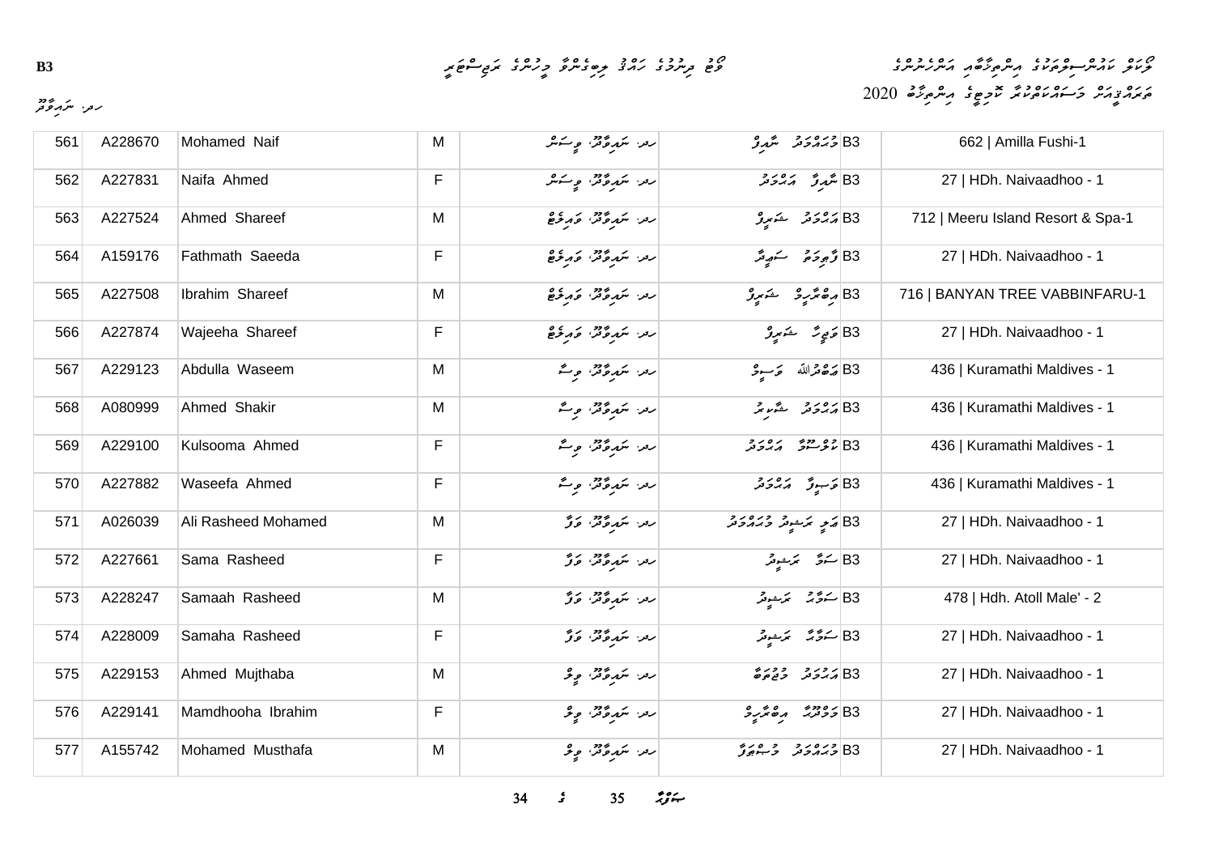| 561 | A228670 | Mohamed Naif | M | رىر. سَرَمِرَّتَرُ، مِرِسَكَ | B3 وَبَرْدُورَ سَّرُو | 662 \| Amilla Fushi-1 |
|---|---|---|---|---|---|---|
| 562 | A227831 | Naifa Ahmed | F | رىر. سَرَمِرَّتَرُ، مِرِسَكَ | B3 سَّرِيَّ رَبُّرُورَ | 27 \| HDh. Naivaadhoo - 1 |
| 563 | A227524 | Ahmed Shareef | M | رىر. سَرَمِرَّتَرُ، وَرِوَّعَ | B3 رَبُّرُورَ شَمِرِيْر | 712 \| Meeru Island Resort & Spa-1 |
| 564 | A159176 | Fathmath Saeeda | F | رىر. سَرَمِرَّتَرُ، وَرِوَّعَ | B3 رَّبُورَى سَرِيرَ | 27 \| HDh. Naivaadhoo - 1 |
| 565 | A227508 | Ibrahim Shareef | M | رىر. سَرَمِرَّتَرُ، وَرِوَّعَ | B3 مِرْجَعَرِيوَ شَمِرِيْر | 716 \| BANYAN TREE VABBINFARU-1 |
| 566 | A227874 | Wajeeha Shareef | F | رىر. سَرَمِرَّتَرُ، وَرِوَّعَ | B3 وَمِيرَ شَمِرِيْر | 27 \| HDh. Naivaadhoo - 1 |
| 567 | A229123 | Abdulla Waseem | M | رىر. سَرَمِرَّتَرُ، مِرِسَّ | B3 رَهْوَتْرَاللّه وَسِوِر | 436 \| Kuramathi Maldives - 1 |
| 568 | A080999 | Ahmed Shakir | M | رىر. سَرَمِرَّتَرُ، مِرِسَّ | B3 رَبُّرُورَ شَرَّسِعَ | 436 \| Kuramathi Maldives - 1 |
| 569 | A229100 | Kulsooma Ahmed | F | رىر. سَرَمِرَّتَرُ، مِرِسَّ | B3 نَوْسُوَرْ رَبُّرُورَ | 436 \| Kuramathi Maldives - 1 |
| 570 | A227882 | Waseefa Ahmed | F | رىر. سَرَمِرَّتَرُ، مِرِسَّ | B3 وَسِوِرَّ رَبُّرُورَ | 436 \| Kuramathi Maldives - 1 |
| 571 | A026039 | Ali Rasheed Mohamed | M | رىر. سَرَمِرَّتَرُ، وَوَّ | B3 رَمِ بَرَشِيرَ وَبَرْدُورَ | 27 \| HDh. Naivaadhoo - 1 |
| 572 | A227661 | Sama Rasheed | F | رىر. سَرَمِرَّتَرُ، وَوَّ | B3 سَرَّ بَرَشِيرَ | 27 \| HDh. Naivaadhoo - 1 |
| 573 | A228247 | Samaah Rasheed | M | رىر. سَرَمِرَّتَرُ، وَوَّ | B3 سَرَّبْرُ بَرَشِيرَ | 478 \| Hdh. Atoll Male' - 2 |
| 574 | A228009 | Samaha Rasheed | F | رىر. سَرَمِرَّتَرُ، وَوَّ | B3 سَرَّبَرُ بَرَشِيرَ | 27 \| HDh. Naivaadhoo - 1 |
| 575 | A229153 | Ahmed Mujthaba | M | رىر. سَرَمِرَّتَرُ، مِرِعُ | B3 رَبُّرُورَ وَقِعْوَصَ | 27 \| HDh. Naivaadhoo - 1 |
| 576 | A229141 | Mamdhooha Ibrahim | F | رىر. سَرَمِرَّتَرُ، مِرِعُ | B3 وَوَسْرُبَرَ مِرْجَعَرِيوَ | 27 \| HDh. Naivaadhoo - 1 |
| 577 | A155742 | Mohamed Musthafa | M | رىر. سَرَمِرَّتَرُ، مِرِعُ | B3 وَبَرْدُورَ وَسْبَوَرَّ | 27 \| HDh. Naivaadhoo - 1 |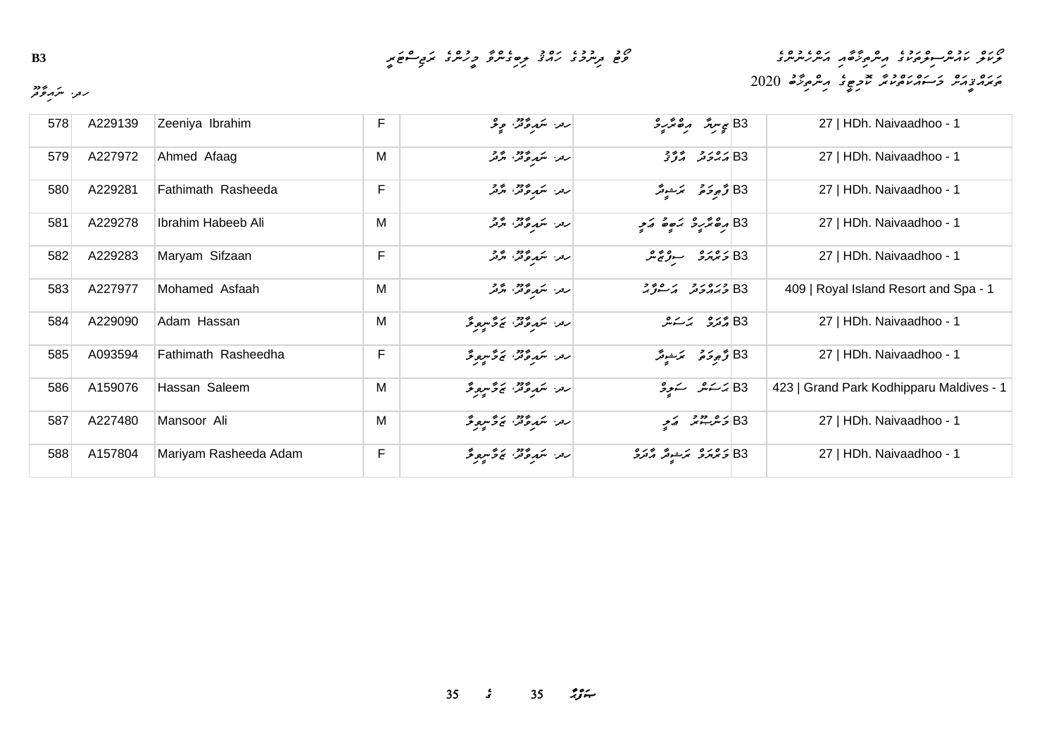ރދ. ނައިވާދޫ

| | | | | | | |
|---|---|---|---|---|---|---|
| 578 | A229139 | Zeeniya Ibrahim | F | ހދ. ނައިވާދޫ، ޒީލް | B3 ޒީނިޔާ އިބްރާހީމް | 27 \| HDh. Naivaadhoo - 1 |
| 579 | A227972 | Ahmed Afaag | M | ހދ. ނައިވާދޫ، އާފާ | B3 އަހްމަދު އާފާގު | 27 \| HDh. Naivaadhoo - 1 |
| 580 | A229281 | Fathimath Rasheeda | F | ހދ. ނައިވާދޫ، އާފާ | B3 ފާތިމަތު ރަޝީދާ | 27 \| HDh. Naivaadhoo - 1 |
| 581 | A229278 | Ibrahim Habeeb Ali | M | ހދ. ނައިވާދޫ، އާފާ | B3 އިބްރާހީމް ހަބީބު އަލި | 27 \| HDh. Naivaadhoo - 1 |
| 582 | A229283 | Maryam Sifzaan | F | ހދ. ނައިވާދޫ، އާފާ | B3 މަރްޔަމް ސިފްޒާން | 27 \| HDh. Naivaadhoo - 1 |
| 583 | A227977 | Mohamed Asfaah | M | ހދ. ނައިވާދޫ، އާފާ | B3 މުހައްމަދު އަސްފާހު | 409 \| Royal Island Resort and Spa - 1 |
| 584 | A229090 | Adam Hassan | M | ހދ. ނައިވާދޫ، ޖަވާހިރުވިލާ | B3 އާދަމް ހަސަން | 27 \| HDh. Naivaadhoo - 1 |
| 585 | A093594 | Fathimath Rasheedha | F | ހދ. ނައިވާދޫ، ޖަވާހިރުވިލާ | B3 ފާތިމަތު ރަޝީދާ | 27 \| HDh. Naivaadhoo - 1 |
| 586 | A159076 | Hassan Saleem | M | ހދ. ނައިވާދޫ، ޖަވާހިރުވިލާ | B3 ހަސަން ސަލީމް | 423 \| Grand Park Kodhipparu Maldives - 1 |
| 587 | A227480 | Mansoor Ali | M | ހދ. ނައިވާދޫ، ޖަވާހިރުވިލާ | B3 މަންސޫރު އަލި | 27 \| HDh. Naivaadhoo - 1 |
| 588 | A157804 | Mariyam Rasheeda Adam | F | ހދ. ނައިވާދޫ، ޖަވާހިރުވިލާ | B3 މަރިޔަމް ރަޝީދާ އާދަމް | 27 \| HDh. Naivaadhoo - 1 |